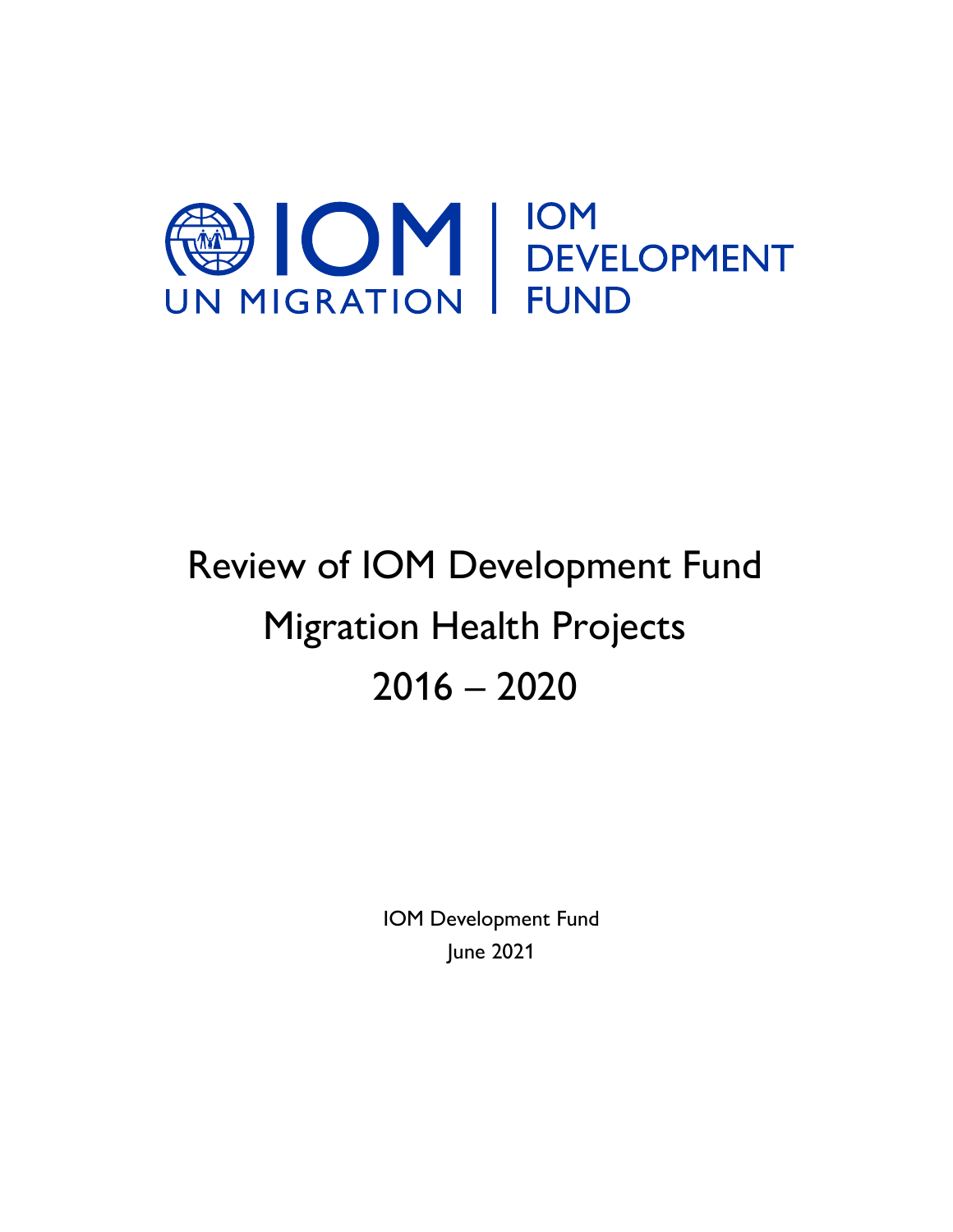IOM UN MIGRATION | IOM DEVELOPMENT FUND

# Review of IOM Development Fund Migration Health Projects 2016 – 2020

IOM Development Fund

June 2021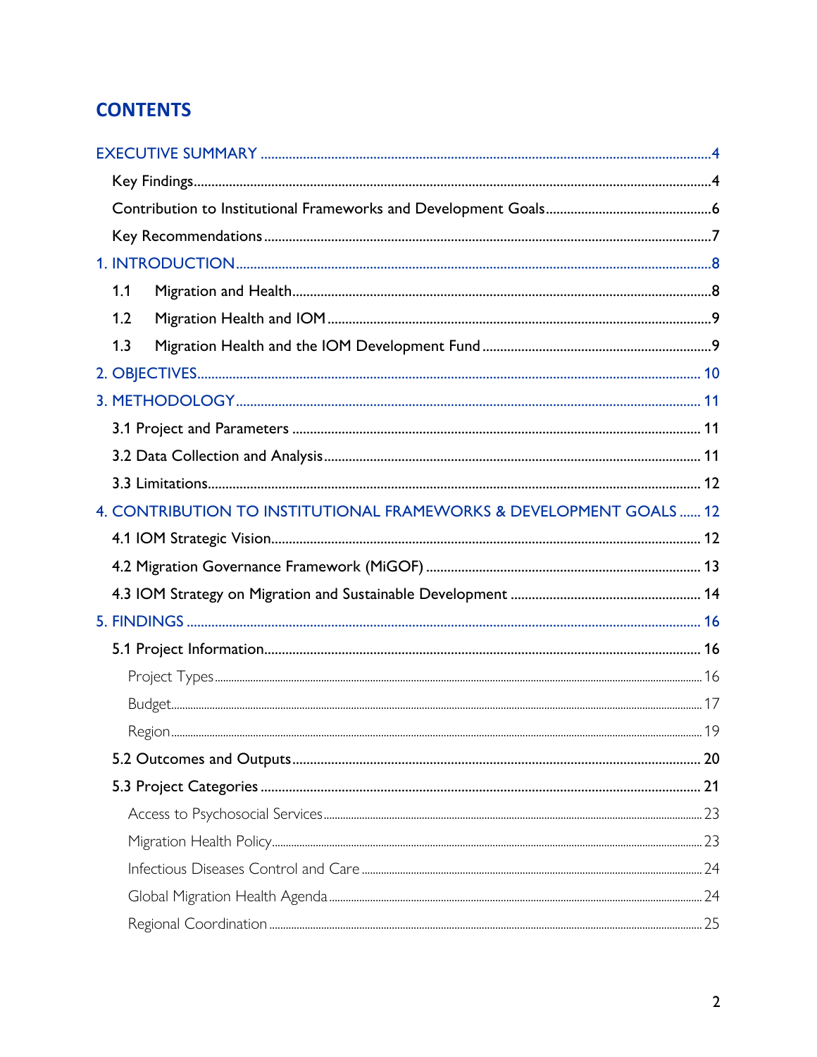# CONTENTS

EXECUTIVE SUMMARY ..... 4

- Key Findings ..... 4
- Contribution to Institutional Frameworks and Development Goals ..... 6
- Key Recommendations ..... 7

1. INTRODUCTION ..... 8

- 1.1 Migration and Health ..... 8
- 1.2 Migration Health and IOM ..... 9
- 1.3 Migration Health and the IOM Development Fund ..... 9

2. OBJECTIVES ..... 10

3. METHODOLOGY ..... 11

- 3.1 Project and Parameters ..... 11
- 3.2 Data Collection and Analysis ..... 11
- 3.3 Limitations ..... 12

4. CONTRIBUTION TO INSTITUTIONAL FRAMEWORKS & DEVELOPMENT GOALS ..... 12

- 4.1 IOM Strategic Vision ..... 12
- 4.2 Migration Governance Framework (MiGOF) ..... 13
- 4.3 IOM Strategy on Migration and Sustainable Development ..... 14

5. FINDINGS ..... 16

- 5.1 Project Information ..... 16
  - Project Types ..... 16
  - Budget ..... 17
  - Region ..... 19
- 5.2 Outcomes and Outputs ..... 20
- 5.3 Project Categories ..... 21
  - Access to Psychosocial Services ..... 23
  - Migration Health Policy ..... 23
  - Infectious Diseases Control and Care ..... 24
  - Global Migration Health Agenda ..... 24
  - Regional Coordination ..... 25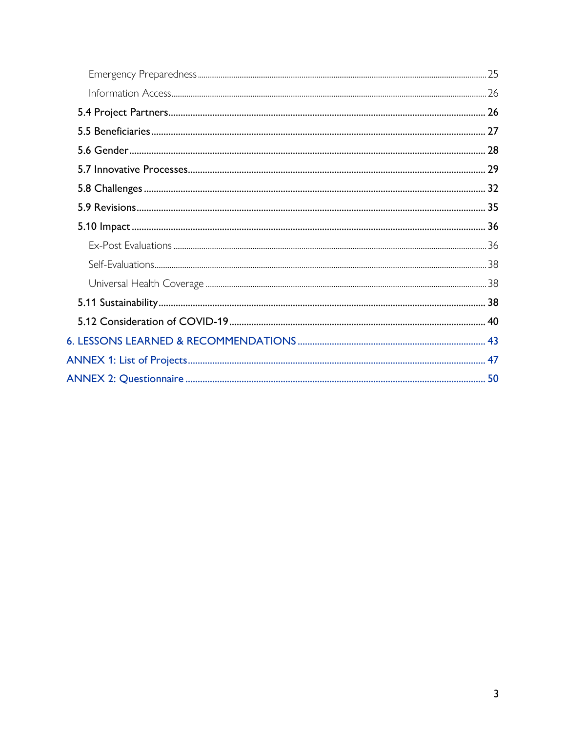Emergency Preparedness ..... 25

Information Access ..... 26

5.4 Project Partners ..... 26

5.5 Beneficiaries ..... 27

5.6 Gender ..... 28

5.7 Innovative Processes ..... 29

5.8 Challenges ..... 32

5.9 Revisions ..... 35

5.10 Impact ..... 36

Ex-Post Evaluations ..... 36

Self-Evaluations ..... 38

Universal Health Coverage ..... 38

5.11 Sustainability ..... 38

5.12 Consideration of COVID-19 ..... 40

6. LESSONS LEARNED & RECOMMENDATIONS ..... 43

ANNEX 1: List of Projects ..... 47

ANNEX 2: Questionnaire ..... 50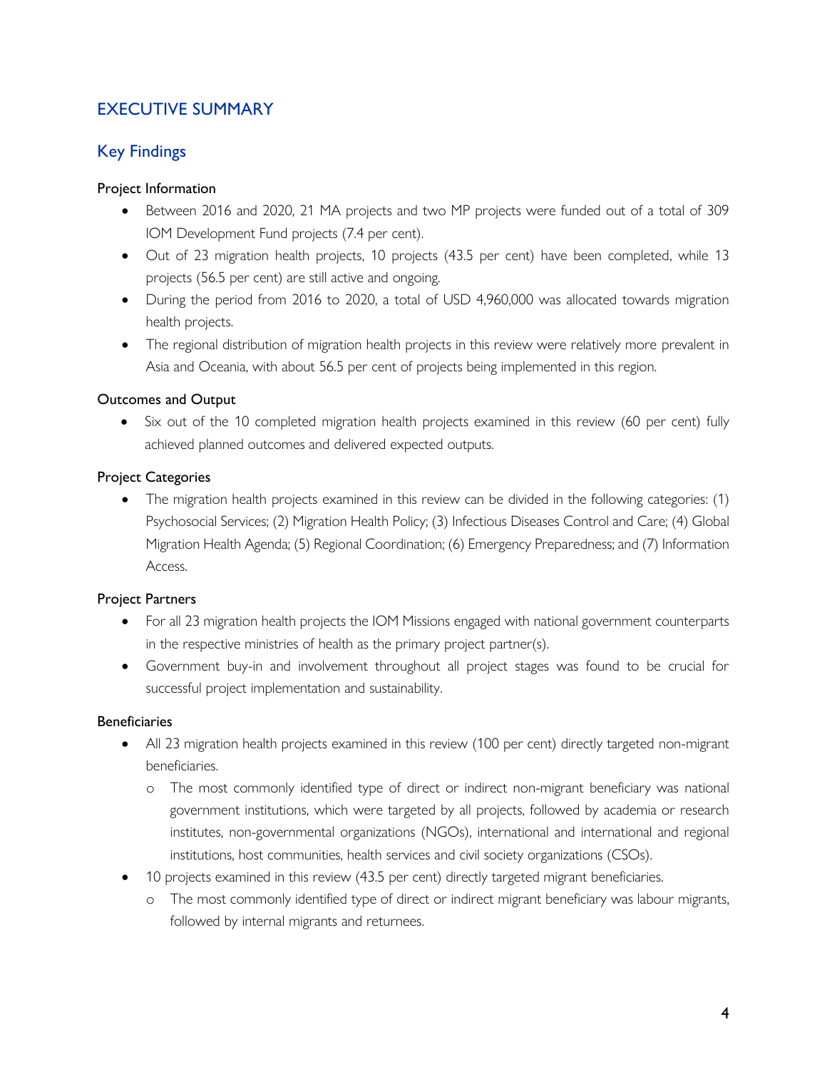# EXECUTIVE SUMMARY

## Key Findings

### Project Information

- Between 2016 and 2020, 21 MA projects and two MP projects were funded out of a total of 309 IOM Development Fund projects (7.4 per cent).
- Out of 23 migration health projects, 10 projects (43.5 per cent) have been completed, while 13 projects (56.5 per cent) are still active and ongoing.
- During the period from 2016 to 2020, a total of USD 4,960,000 was allocated towards migration health projects.
- The regional distribution of migration health projects in this review were relatively more prevalent in Asia and Oceania, with about 56.5 per cent of projects being implemented in this region.

### Outcomes and Output

- Six out of the 10 completed migration health projects examined in this review (60 per cent) fully achieved planned outcomes and delivered expected outputs.

### Project Categories

- The migration health projects examined in this review can be divided in the following categories: (1) Psychosocial Services; (2) Migration Health Policy; (3) Infectious Diseases Control and Care; (4) Global Migration Health Agenda; (5) Regional Coordination; (6) Emergency Preparedness; and (7) Information Access.

### Project Partners

- For all 23 migration health projects the IOM Missions engaged with national government counterparts in the respective ministries of health as the primary project partner(s).
- Government buy-in and involvement throughout all project stages was found to be crucial for successful project implementation and sustainability.

### Beneficiaries

- All 23 migration health projects examined in this review (100 per cent) directly targeted non-migrant beneficiaries.
  - The most commonly identified type of direct or indirect non-migrant beneficiary was national government institutions, which were targeted by all projects, followed by academia or research institutes, non-governmental organizations (NGOs), international and international and regional institutions, host communities, health services and civil society organizations (CSOs).
- 10 projects examined in this review (43.5 per cent) directly targeted migrant beneficiaries.
  - The most commonly identified type of direct or indirect migrant beneficiary was labour migrants, followed by internal migrants and returnees.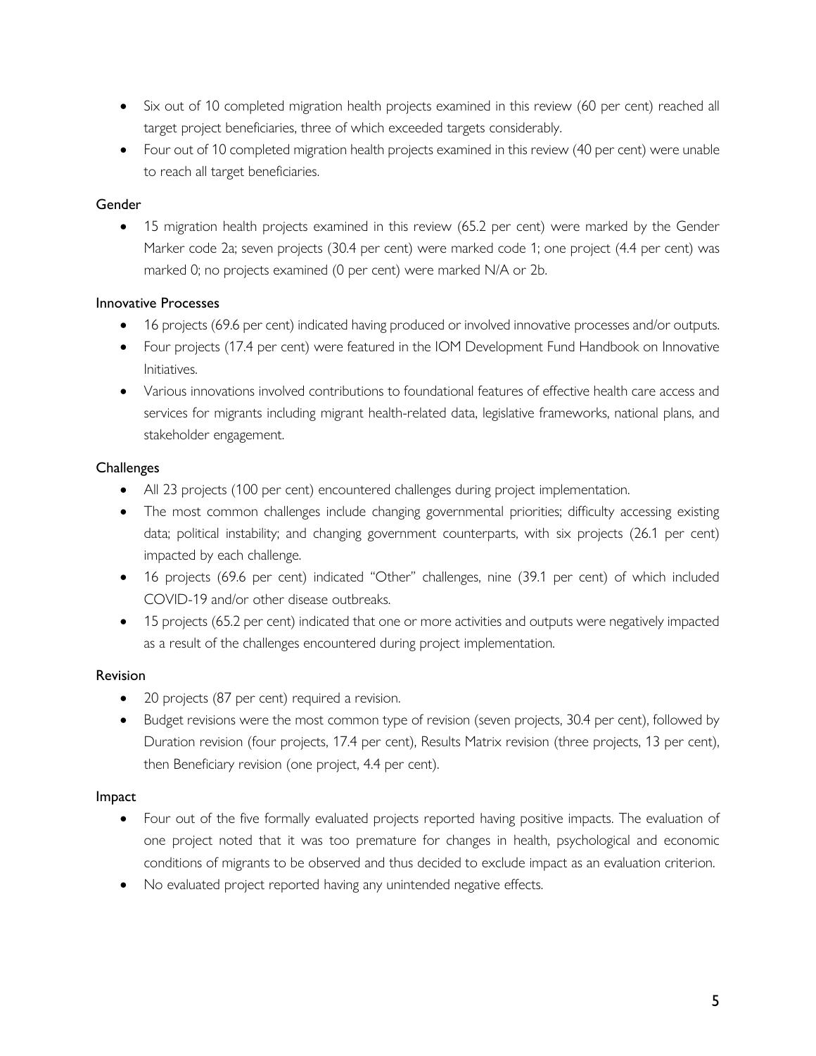- Six out of 10 completed migration health projects examined in this review (60 per cent) reached all target project beneficiaries, three of which exceeded targets considerably.
- Four out of 10 completed migration health projects examined in this review (40 per cent) were unable to reach all target beneficiaries.

### Gender

- 15 migration health projects examined in this review (65.2 per cent) were marked by the Gender Marker code 2a; seven projects (30.4 per cent) were marked code 1; one project (4.4 per cent) was marked 0; no projects examined (0 per cent) were marked N/A or 2b.

### Innovative Processes

- 16 projects (69.6 per cent) indicated having produced or involved innovative processes and/or outputs.
- Four projects (17.4 per cent) were featured in the IOM Development Fund Handbook on Innovative Initiatives.
- Various innovations involved contributions to foundational features of effective health care access and services for migrants including migrant health-related data, legislative frameworks, national plans, and stakeholder engagement.

### Challenges

- All 23 projects (100 per cent) encountered challenges during project implementation.
- The most common challenges include changing governmental priorities; difficulty accessing existing data; political instability; and changing government counterparts, with six projects (26.1 per cent) impacted by each challenge.
- 16 projects (69.6 per cent) indicated "Other" challenges, nine (39.1 per cent) of which included COVID-19 and/or other disease outbreaks.
- 15 projects (65.2 per cent) indicated that one or more activities and outputs were negatively impacted as a result of the challenges encountered during project implementation.

### Revision

- 20 projects (87 per cent) required a revision.
- Budget revisions were the most common type of revision (seven projects, 30.4 per cent), followed by Duration revision (four projects, 17.4 per cent), Results Matrix revision (three projects, 13 per cent), then Beneficiary revision (one project, 4.4 per cent).

### Impact

- Four out of the five formally evaluated projects reported having positive impacts. The evaluation of one project noted that it was too premature for changes in health, psychological and economic conditions of migrants to be observed and thus decided to exclude impact as an evaluation criterion.
- No evaluated project reported having any unintended negative effects.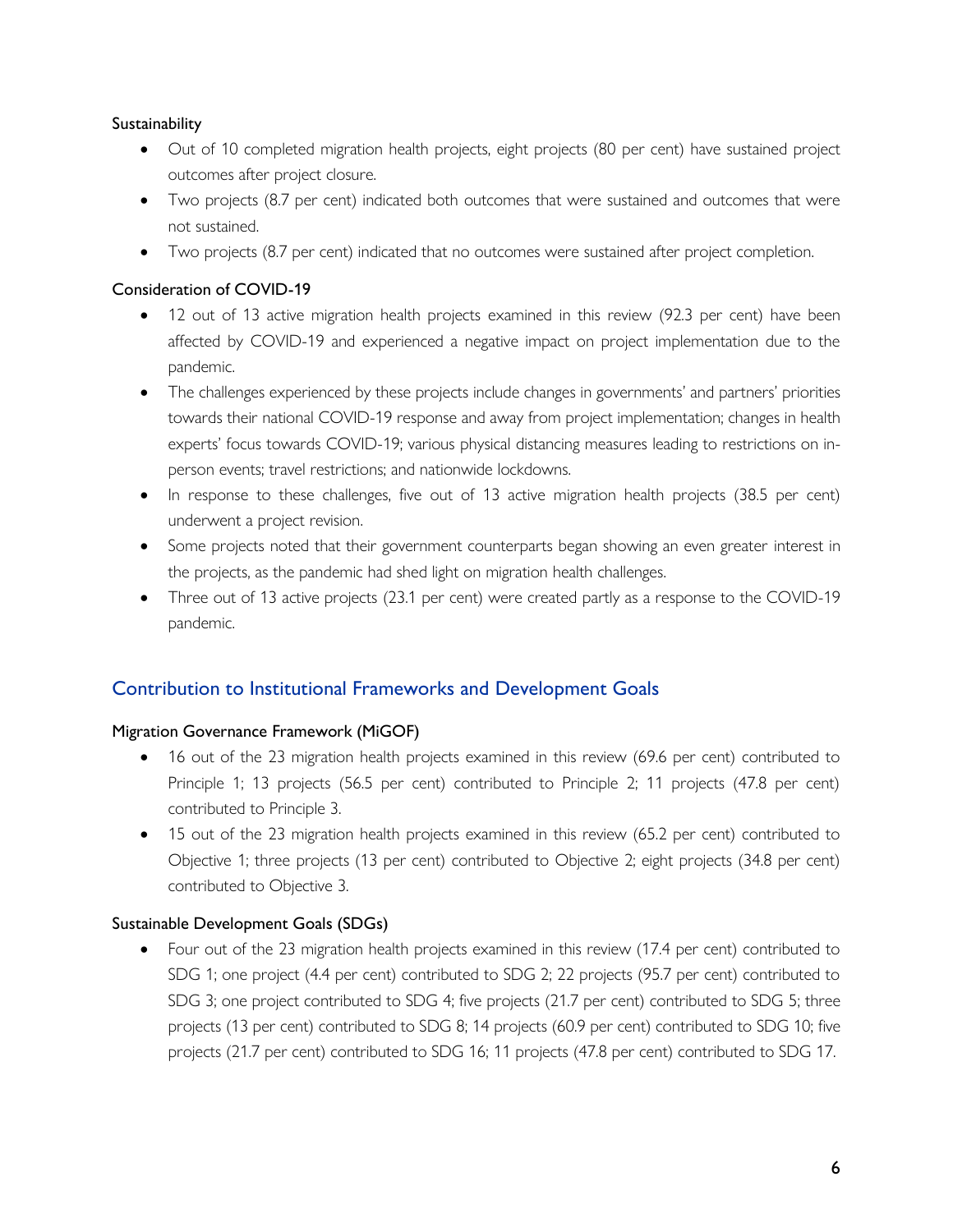### Sustainability

- Out of 10 completed migration health projects, eight projects (80 per cent) have sustained project outcomes after project closure.
- Two projects (8.7 per cent) indicated both outcomes that were sustained and outcomes that were not sustained.
- Two projects (8.7 per cent) indicated that no outcomes were sustained after project completion.

### Consideration of COVID-19

- 12 out of 13 active migration health projects examined in this review (92.3 per cent) have been affected by COVID-19 and experienced a negative impact on project implementation due to the pandemic.
- The challenges experienced by these projects include changes in governments' and partners' priorities towards their national COVID-19 response and away from project implementation; changes in health experts' focus towards COVID-19; various physical distancing measures leading to restrictions on in-person events; travel restrictions; and nationwide lockdowns.
- In response to these challenges, five out of 13 active migration health projects (38.5 per cent) underwent a project revision.
- Some projects noted that their government counterparts began showing an even greater interest in the projects, as the pandemic had shed light on migration health challenges.
- Three out of 13 active projects (23.1 per cent) were created partly as a response to the COVID-19 pandemic.

## Contribution to Institutional Frameworks and Development Goals

### Migration Governance Framework (MiGOF)

- 16 out of the 23 migration health projects examined in this review (69.6 per cent) contributed to Principle 1; 13 projects (56.5 per cent) contributed to Principle 2; 11 projects (47.8 per cent) contributed to Principle 3.
- 15 out of the 23 migration health projects examined in this review (65.2 per cent) contributed to Objective 1; three projects (13 per cent) contributed to Objective 2; eight projects (34.8 per cent) contributed to Objective 3.

### Sustainable Development Goals (SDGs)

- Four out of the 23 migration health projects examined in this review (17.4 per cent) contributed to SDG 1; one project (4.4 per cent) contributed to SDG 2; 22 projects (95.7 per cent) contributed to SDG 3; one project contributed to SDG 4; five projects (21.7 per cent) contributed to SDG 5; three projects (13 per cent) contributed to SDG 8; 14 projects (60.9 per cent) contributed to SDG 10; five projects (21.7 per cent) contributed to SDG 16; 11 projects (47.8 per cent) contributed to SDG 17.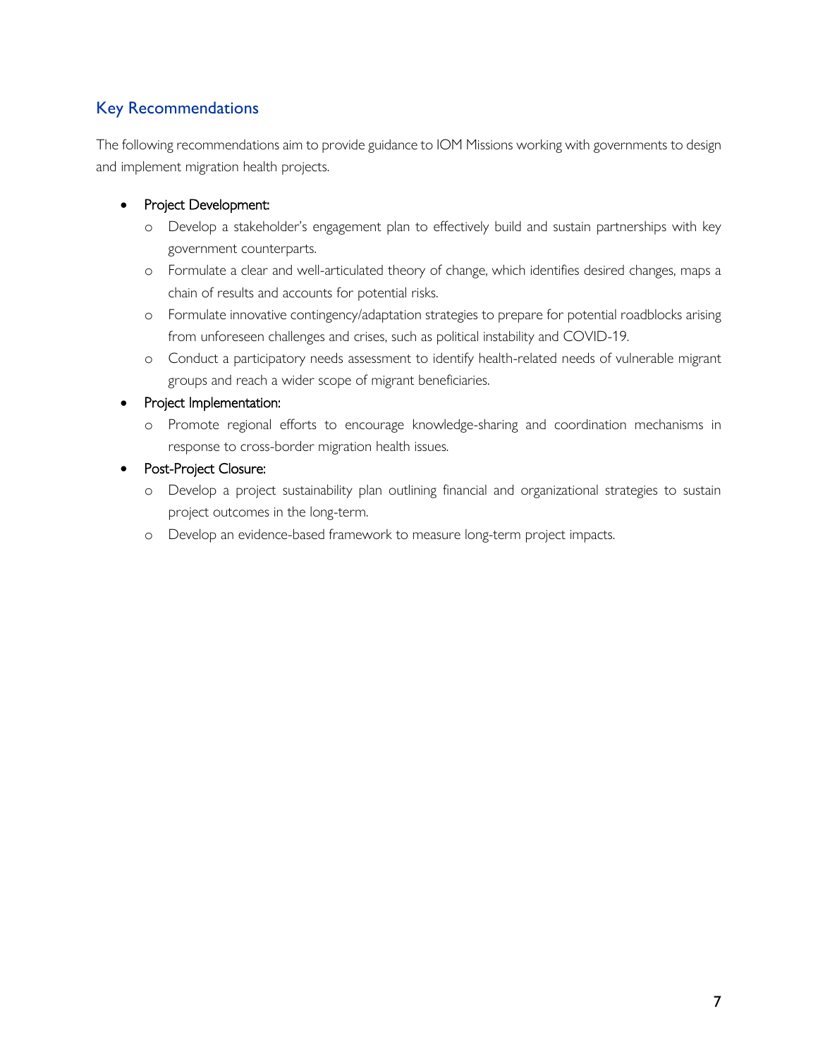## Key Recommendations

The following recommendations aim to provide guidance to IOM Missions working with governments to design and implement migration health projects.

- Project Development:
  - Develop a stakeholder's engagement plan to effectively build and sustain partnerships with key government counterparts.
  - Formulate a clear and well-articulated theory of change, which identifies desired changes, maps a chain of results and accounts for potential risks.
  - Formulate innovative contingency/adaptation strategies to prepare for potential roadblocks arising from unforeseen challenges and crises, such as political instability and COVID-19.
  - Conduct a participatory needs assessment to identify health-related needs of vulnerable migrant groups and reach a wider scope of migrant beneficiaries.
- Project Implementation:
  - Promote regional efforts to encourage knowledge-sharing and coordination mechanisms in response to cross-border migration health issues.
- Post-Project Closure:
  - Develop a project sustainability plan outlining financial and organizational strategies to sustain project outcomes in the long-term.
  - Develop an evidence-based framework to measure long-term project impacts.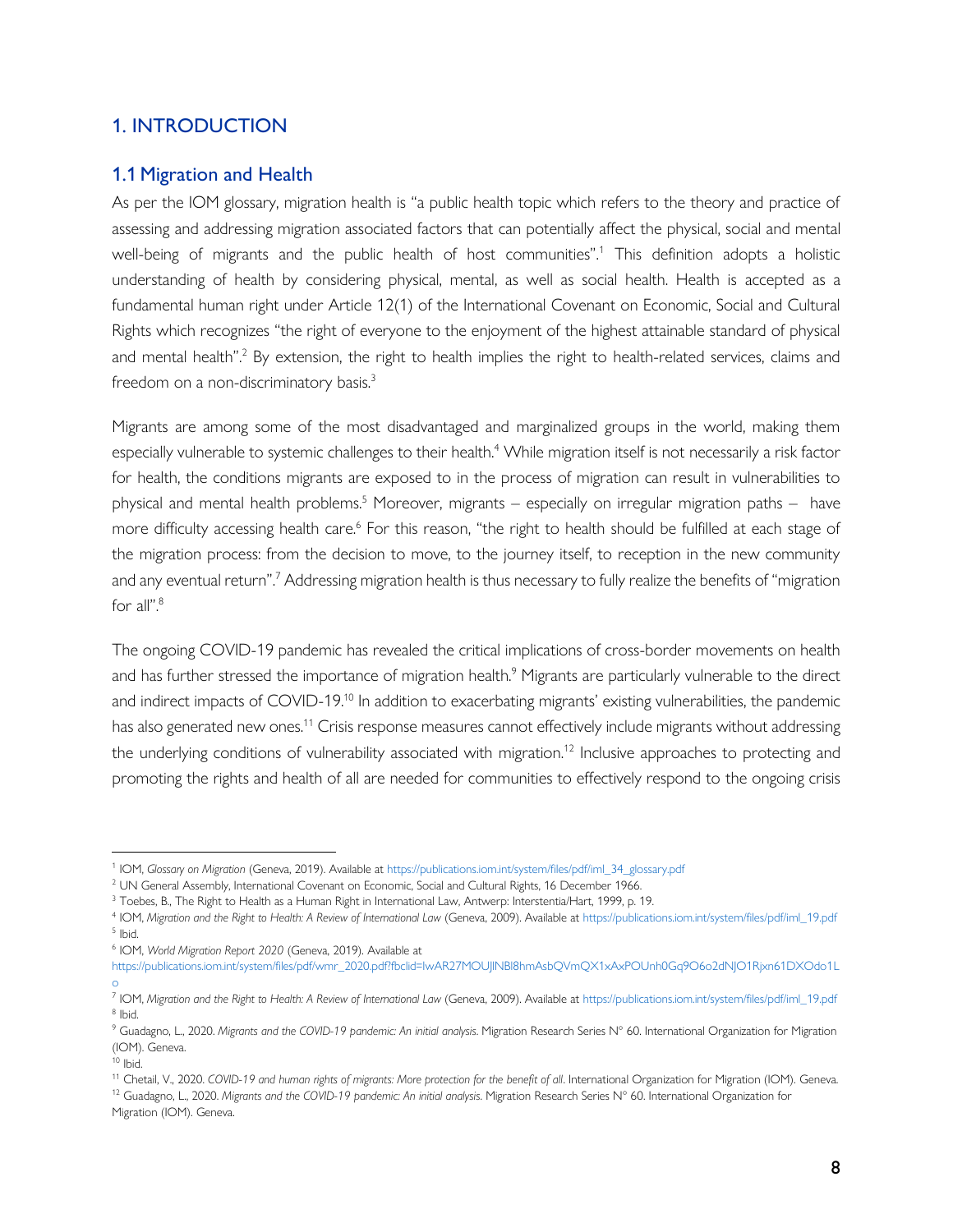# 1. INTRODUCTION

## 1.1 Migration and Health

As per the IOM glossary, migration health is "a public health topic which refers to the theory and practice of assessing and addressing migration associated factors that can potentially affect the physical, social and mental well-being of migrants and the public health of host communities".[1] This definition adopts a holistic understanding of health by considering physical, mental, as well as social health. Health is accepted as a fundamental human right under Article 12(1) of the International Covenant on Economic, Social and Cultural Rights which recognizes "the right of everyone to the enjoyment of the highest attainable standard of physical and mental health".[2] By extension, the right to health implies the right to health-related services, claims and freedom on a non-discriminatory basis.[3]

Migrants are among some of the most disadvantaged and marginalized groups in the world, making them especially vulnerable to systemic challenges to their health.[4] While migration itself is not necessarily a risk factor for health, the conditions migrants are exposed to in the process of migration can result in vulnerabilities to physical and mental health problems.[5] Moreover, migrants – especially on irregular migration paths – have more difficulty accessing health care.[6] For this reason, "the right to health should be fulfilled at each stage of the migration process: from the decision to move, to the journey itself, to reception in the new community and any eventual return".[7] Addressing migration health is thus necessary to fully realize the benefits of "migration for all".[8]

The ongoing COVID-19 pandemic has revealed the critical implications of cross-border movements on health and has further stressed the importance of migration health.[9] Migrants are particularly vulnerable to the direct and indirect impacts of COVID-19.[10] In addition to exacerbating migrants' existing vulnerabilities, the pandemic has also generated new ones.[11] Crisis response measures cannot effectively include migrants without addressing the underlying conditions of vulnerability associated with migration.[12] Inclusive approaches to protecting and promoting the rights and health of all are needed for communities to effectively respond to the ongoing crisis

---

[1] IOM, *Glossary on Migration* (Geneva, 2019). Available at https://publications.iom.int/system/files/pdf/iml_34_glossary.pdf

[2] UN General Assembly, International Covenant on Economic, Social and Cultural Rights, 16 December 1966.

[3] Toebes, B., The Right to Health as a Human Right in International Law, Antwerp: Interstentia/Hart, 1999, p. 19.

[4] IOM, *Migration and the Right to Health: A Review of International Law* (Geneva, 2009). Available at https://publications.iom.int/system/files/pdf/iml_19.pdf

[5] Ibid.

[6] IOM, *World Migration Report 2020* (Geneva, 2019). Available at https://publications.iom.int/system/files/pdf/wmr_2020.pdf?fbclid=IwAR27MOUJlNBl8hmAsbQVmQX1xAxPOUnh0Gq9O6o2dNJO1Rjxn61DXOdo1Lo

[7] IOM, *Migration and the Right to Health: A Review of International Law* (Geneva, 2009). Available at https://publications.iom.int/system/files/pdf/iml_19.pdf

[8] Ibid.

[9] Guadagno, L., 2020. *Migrants and the COVID-19 pandemic: An initial analysis*. Migration Research Series N° 60. International Organization for Migration (IOM). Geneva.

[10] Ibid.

[11] Chetail, V., 2020. *COVID-19 and human rights of migrants: More protection for the benefit of all*. International Organization for Migration (IOM). Geneva.

[12] Guadagno, L., 2020. *Migrants and the COVID-19 pandemic: An initial analysis*. Migration Research Series N° 60. International Organization for Migration (IOM). Geneva.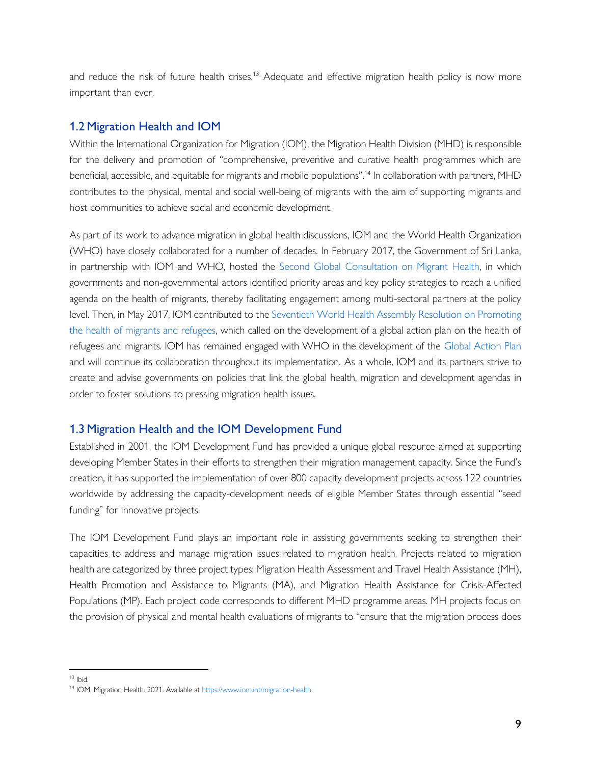and reduce the risk of future health crises.[13] Adequate and effective migration health policy is now more important than ever.

## 1.2 Migration Health and IOM

Within the International Organization for Migration (IOM), the Migration Health Division (MHD) is responsible for the delivery and promotion of "comprehensive, preventive and curative health programmes which are beneficial, accessible, and equitable for migrants and mobile populations".[14] In collaboration with partners, MHD contributes to the physical, mental and social well-being of migrants with the aim of supporting migrants and host communities to achieve social and economic development.

As part of its work to advance migration in global health discussions, IOM and the World Health Organization (WHO) have closely collaborated for a number of decades. In February 2017, the Government of Sri Lanka, in partnership with IOM and WHO, hosted the Second Global Consultation on Migrant Health, in which governments and non-governmental actors identified priority areas and key policy strategies to reach a unified agenda on the health of migrants, thereby facilitating engagement among multi-sectoral partners at the policy level. Then, in May 2017, IOM contributed to the Seventieth World Health Assembly Resolution on Promoting the health of migrants and refugees, which called on the development of a global action plan on the health of refugees and migrants. IOM has remained engaged with WHO in the development of the Global Action Plan and will continue its collaboration throughout its implementation. As a whole, IOM and its partners strive to create and advise governments on policies that link the global health, migration and development agendas in order to foster solutions to pressing migration health issues.

## 1.3 Migration Health and the IOM Development Fund

Established in 2001, the IOM Development Fund has provided a unique global resource aimed at supporting developing Member States in their efforts to strengthen their migration management capacity. Since the Fund's creation, it has supported the implementation of over 800 capacity development projects across 122 countries worldwide by addressing the capacity-development needs of eligible Member States through essential "seed funding" for innovative projects.

The IOM Development Fund plays an important role in assisting governments seeking to strengthen their capacities to address and manage migration issues related to migration health. Projects related to migration health are categorized by three project types: Migration Health Assessment and Travel Health Assistance (MH), Health Promotion and Assistance to Migrants (MA), and Migration Health Assistance for Crisis-Affected Populations (MP). Each project code corresponds to different MHD programme areas. MH projects focus on the provision of physical and mental health evaluations of migrants to "ensure that the migration process does

---

[13] Ibid.

[14] IOM, Migration Health. 2021. Available at https://www.iom.int/migration-health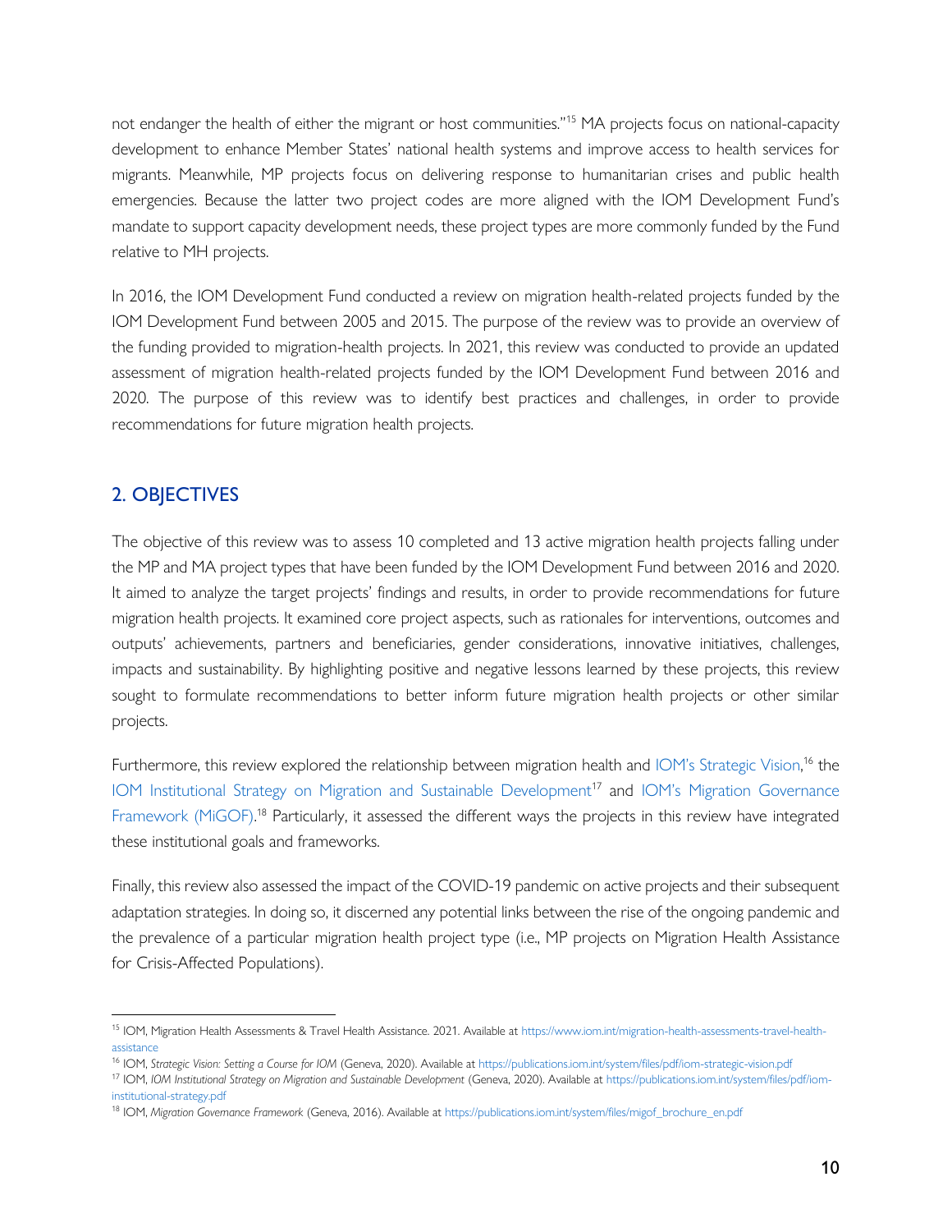not endanger the health of either the migrant or host communities."[15] MA projects focus on national-capacity development to enhance Member States' national health systems and improve access to health services for migrants. Meanwhile, MP projects focus on delivering response to humanitarian crises and public health emergencies. Because the latter two project codes are more aligned with the IOM Development Fund's mandate to support capacity development needs, these project types are more commonly funded by the Fund relative to MH projects.

In 2016, the IOM Development Fund conducted a review on migration health-related projects funded by the IOM Development Fund between 2005 and 2015. The purpose of the review was to provide an overview of the funding provided to migration-health projects. In 2021, this review was conducted to provide an updated assessment of migration health-related projects funded by the IOM Development Fund between 2016 and 2020. The purpose of this review was to identify best practices and challenges, in order to provide recommendations for future migration health projects.

## 2. OBJECTIVES

The objective of this review was to assess 10 completed and 13 active migration health projects falling under the MP and MA project types that have been funded by the IOM Development Fund between 2016 and 2020. It aimed to analyze the target projects' findings and results, in order to provide recommendations for future migration health projects. It examined core project aspects, such as rationales for interventions, outcomes and outputs' achievements, partners and beneficiaries, gender considerations, innovative initiatives, challenges, impacts and sustainability. By highlighting positive and negative lessons learned by these projects, this review sought to formulate recommendations to better inform future migration health projects or other similar projects.

Furthermore, this review explored the relationship between migration health and IOM's Strategic Vision,[16] the IOM Institutional Strategy on Migration and Sustainable Development[17] and IOM's Migration Governance Framework (MiGOF).[18] Particularly, it assessed the different ways the projects in this review have integrated these institutional goals and frameworks.

Finally, this review also assessed the impact of the COVID-19 pandemic on active projects and their subsequent adaptation strategies. In doing so, it discerned any potential links between the rise of the ongoing pandemic and the prevalence of a particular migration health project type (i.e., MP projects on Migration Health Assistance for Crisis-Affected Populations).

---

[15] IOM, Migration Health Assessments & Travel Health Assistance. 2021. Available at https://www.iom.int/migration-health-assessments-travel-health-assistance

[16] IOM, *Strategic Vision: Setting a Course for IOM* (Geneva, 2020). Available at https://publications.iom.int/system/files/pdf/iom-strategic-vision.pdf

[17] IOM, *IOM Institutional Strategy on Migration and Sustainable Development* (Geneva, 2020). Available at https://publications.iom.int/system/files/pdf/iom-institutional-strategy.pdf

[18] IOM, *Migration Governance Framework* (Geneva, 2016). Available at https://publications.iom.int/system/files/migof_brochure_en.pdf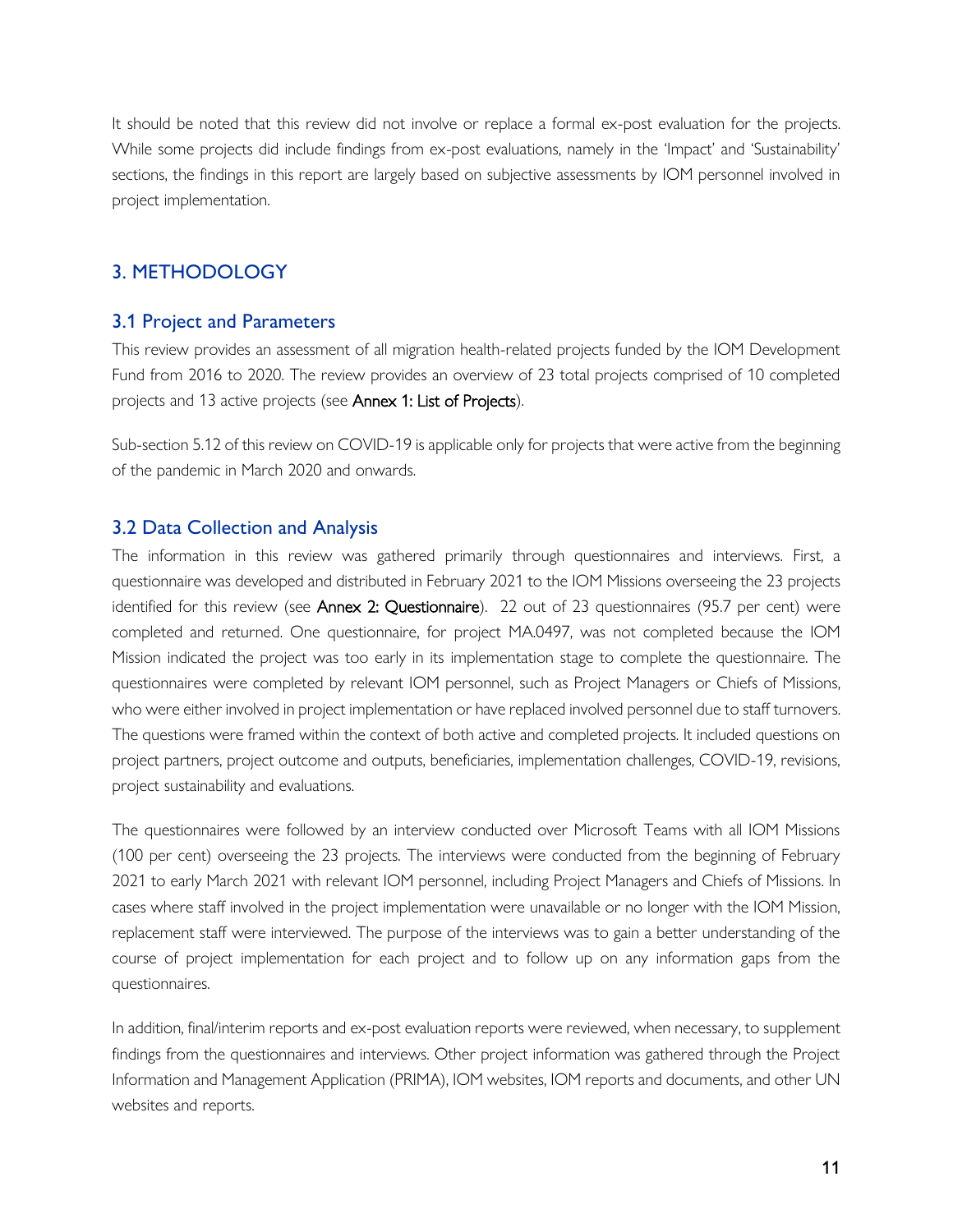It should be noted that this review did not involve or replace a formal ex-post evaluation for the projects. While some projects did include findings from ex-post evaluations, namely in the 'Impact' and 'Sustainability' sections, the findings in this report are largely based on subjective assessments by IOM personnel involved in project implementation.

## 3. METHODOLOGY

### 3.1 Project and Parameters

This review provides an assessment of all migration health-related projects funded by the IOM Development Fund from 2016 to 2020. The review provides an overview of 23 total projects comprised of 10 completed projects and 13 active projects (see **Annex 1: List of Projects**).

Sub-section 5.12 of this review on COVID-19 is applicable only for projects that were active from the beginning of the pandemic in March 2020 and onwards.

### 3.2 Data Collection and Analysis

The information in this review was gathered primarily through questionnaires and interviews. First, a questionnaire was developed and distributed in February 2021 to the IOM Missions overseeing the 23 projects identified for this review (see **Annex 2: Questionnaire**). 22 out of 23 questionnaires (95.7 per cent) were completed and returned. One questionnaire, for project MA.0497, was not completed because the IOM Mission indicated the project was too early in its implementation stage to complete the questionnaire. The questionnaires were completed by relevant IOM personnel, such as Project Managers or Chiefs of Missions, who were either involved in project implementation or have replaced involved personnel due to staff turnovers. The questions were framed within the context of both active and completed projects. It included questions on project partners, project outcome and outputs, beneficiaries, implementation challenges, COVID-19, revisions, project sustainability and evaluations.

The questionnaires were followed by an interview conducted over Microsoft Teams with all IOM Missions (100 per cent) overseeing the 23 projects. The interviews were conducted from the beginning of February 2021 to early March 2021 with relevant IOM personnel, including Project Managers and Chiefs of Missions. In cases where staff involved in the project implementation were unavailable or no longer with the IOM Mission, replacement staff were interviewed. The purpose of the interviews was to gain a better understanding of the course of project implementation for each project and to follow up on any information gaps from the questionnaires.

In addition, final/interim reports and ex-post evaluation reports were reviewed, when necessary, to supplement findings from the questionnaires and interviews. Other project information was gathered through the Project Information and Management Application (PRIMA), IOM websites, IOM reports and documents, and other UN websites and reports.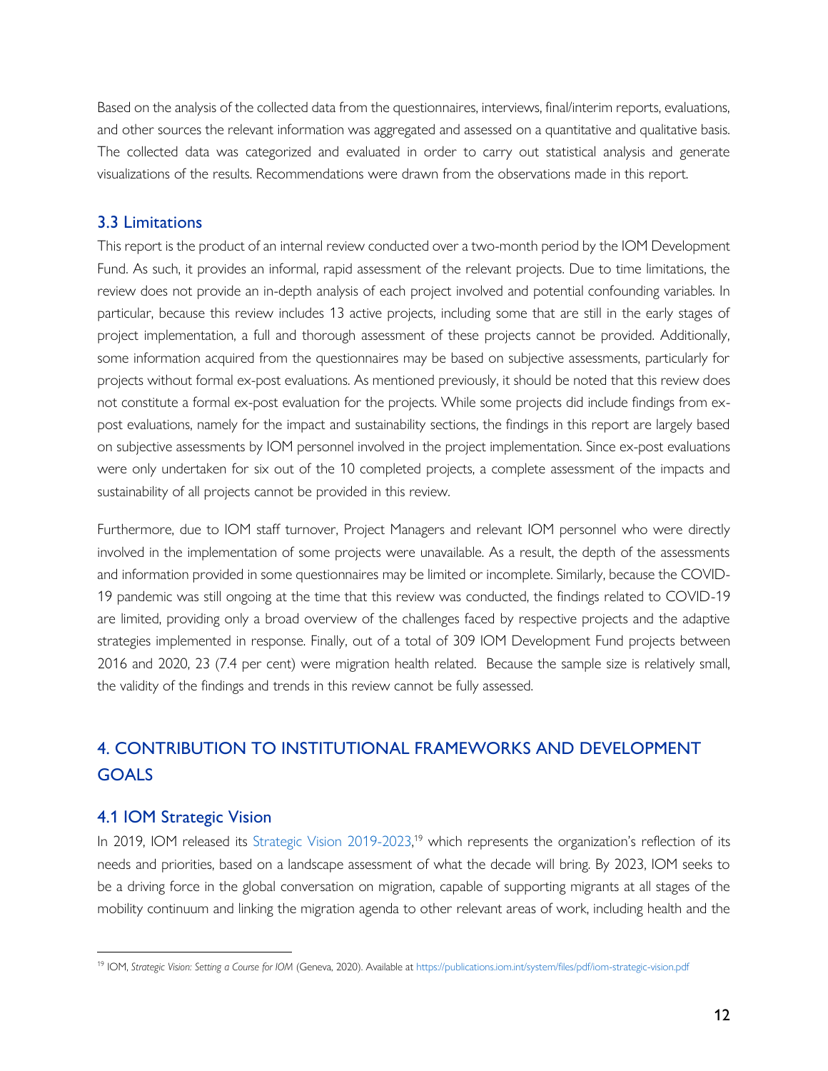Based on the analysis of the collected data from the questionnaires, interviews, final/interim reports, evaluations, and other sources the relevant information was aggregated and assessed on a quantitative and qualitative basis. The collected data was categorized and evaluated in order to carry out statistical analysis and generate visualizations of the results. Recommendations were drawn from the observations made in this report.

### 3.3 Limitations

This report is the product of an internal review conducted over a two-month period by the IOM Development Fund. As such, it provides an informal, rapid assessment of the relevant projects. Due to time limitations, the review does not provide an in-depth analysis of each project involved and potential confounding variables. In particular, because this review includes 13 active projects, including some that are still in the early stages of project implementation, a full and thorough assessment of these projects cannot be provided. Additionally, some information acquired from the questionnaires may be based on subjective assessments, particularly for projects without formal ex-post evaluations. As mentioned previously, it should be noted that this review does not constitute a formal ex-post evaluation for the projects. While some projects did include findings from ex-post evaluations, namely for the impact and sustainability sections, the findings in this report are largely based on subjective assessments by IOM personnel involved in the project implementation. Since ex-post evaluations were only undertaken for six out of the 10 completed projects, a complete assessment of the impacts and sustainability of all projects cannot be provided in this review.

Furthermore, due to IOM staff turnover, Project Managers and relevant IOM personnel who were directly involved in the implementation of some projects were unavailable. As a result, the depth of the assessments and information provided in some questionnaires may be limited or incomplete. Similarly, because the COVID-19 pandemic was still ongoing at the time that this review was conducted, the findings related to COVID-19 are limited, providing only a broad overview of the challenges faced by respective projects and the adaptive strategies implemented in response. Finally, out of a total of 309 IOM Development Fund projects between 2016 and 2020, 23 (7.4 per cent) were migration health related. Because the sample size is relatively small, the validity of the findings and trends in this review cannot be fully assessed.

## 4. CONTRIBUTION TO INSTITUTIONAL FRAMEWORKS AND DEVELOPMENT GOALS

### 4.1 IOM Strategic Vision

In 2019, IOM released its Strategic Vision 2019-2023,[19] which represents the organization's reflection of its needs and priorities, based on a landscape assessment of what the decade will bring. By 2023, IOM seeks to be a driving force in the global conversation on migration, capable of supporting migrants at all stages of the mobility continuum and linking the migration agenda to other relevant areas of work, including health and the

[19] IOM, *Strategic Vision: Setting a Course for IOM* (Geneva, 2020). Available at https://publications.iom.int/system/files/pdf/iom-strategic-vision.pdf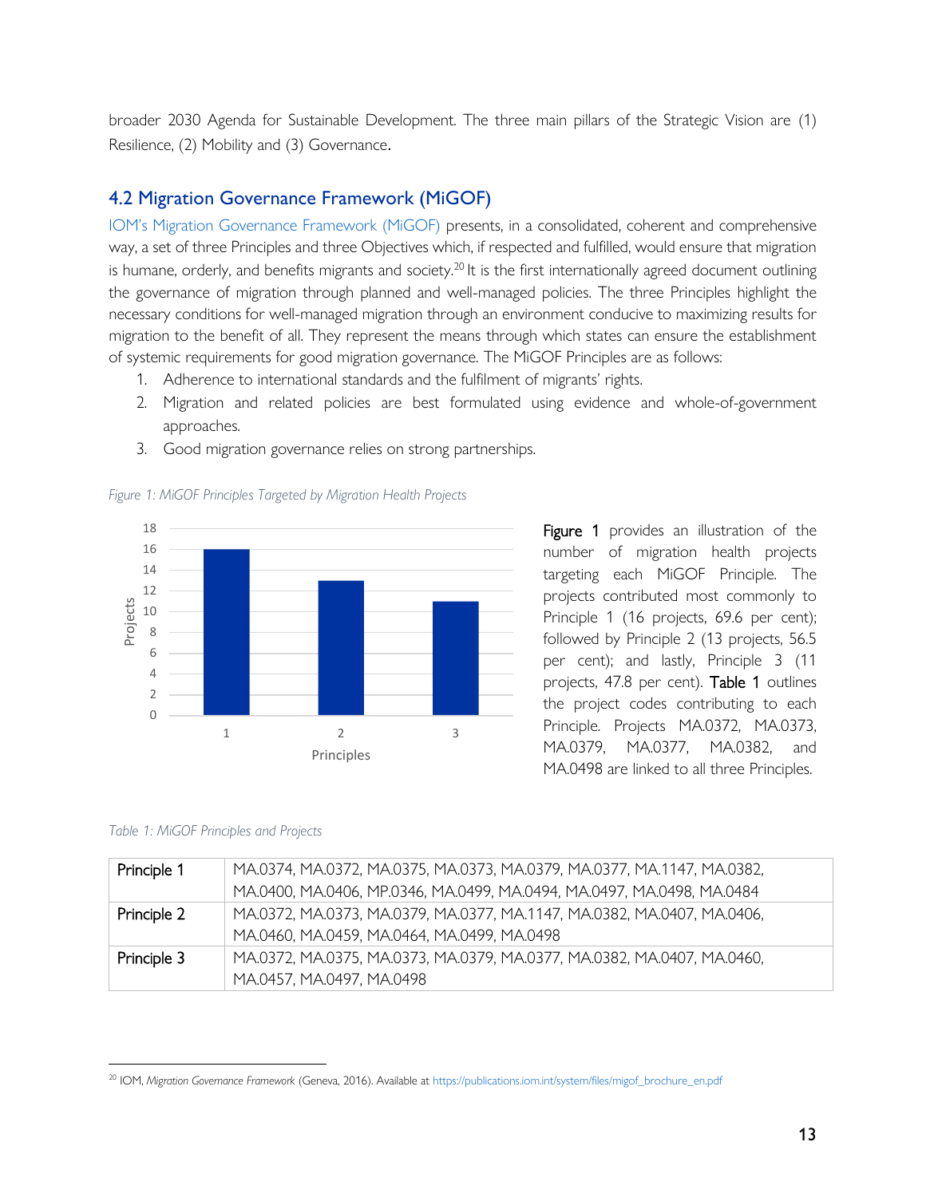broader 2030 Agenda for Sustainable Development. The three main pillars of the Strategic Vision are (1) Resilience, (2) Mobility and (3) Governance.

## 4.2 Migration Governance Framework (MiGOF)

IOM's Migration Governance Framework (MiGOF) presents, in a consolidated, coherent and comprehensive way, a set of three Principles and three Objectives which, if respected and fulfilled, would ensure that migration is humane, orderly, and benefits migrants and society.[20] It is the first internationally agreed document outlining the governance of migration through planned and well-managed policies. The three Principles highlight the necessary conditions for well-managed migration through an environment conducive to maximizing results for migration to the benefit of all. They represent the means through which states can ensure the establishment of systemic requirements for good migration governance. The MiGOF Principles are as follows:

1. Adherence to international standards and the fulfilment of migrants' rights.
2. Migration and related policies are best formulated using evidence and whole-of-government approaches.
3. Good migration governance relies on strong partnerships.

*Figure 1: MiGOF Principles Targeted by Migration Health Projects*

| Principles | Projects |
|---|---|
| 1 | 16 |
| 2 | 13 |
| 3 | 11 |

**Figure 1** provides an illustration of the number of migration health projects targeting each MiGOF Principle. The projects contributed most commonly to Principle 1 (16 projects, 69.6 per cent); followed by Principle 2 (13 projects, 56.5 per cent); and lastly, Principle 3 (11 projects, 47.8 per cent). **Table 1** outlines the project codes contributing to each Principle. Projects MA.0372, MA.0373, MA.0379, MA.0377, MA.0382, and MA.0498 are linked to all three Principles.

*Table 1: MiGOF Principles and Projects*

| | |
|---|---|
| Principle 1 | MA.0374, MA.0372, MA.0375, MA.0373, MA.0379, MA.0377, MA.1147, MA.0382, MA.0400, MA.0406, MP.0346, MA.0499, MA.0494, MA.0497, MA.0498, MA.0484 |
| Principle 2 | MA.0372, MA.0373, MA.0379, MA.0377, MA.1147, MA.0382, MA.0407, MA.0406, MA.0460, MA.0459, MA.0464, MA.0499, MA.0498 |
| Principle 3 | MA.0372, MA.0375, MA.0373, MA.0379, MA.0377, MA.0382, MA.0407, MA.0460, MA.0457, MA.0497, MA.0498 |

[20] IOM, *Migration Governance Framework* (Geneva, 2016). Available at https://publications.iom.int/system/files/migof_brochure_en.pdf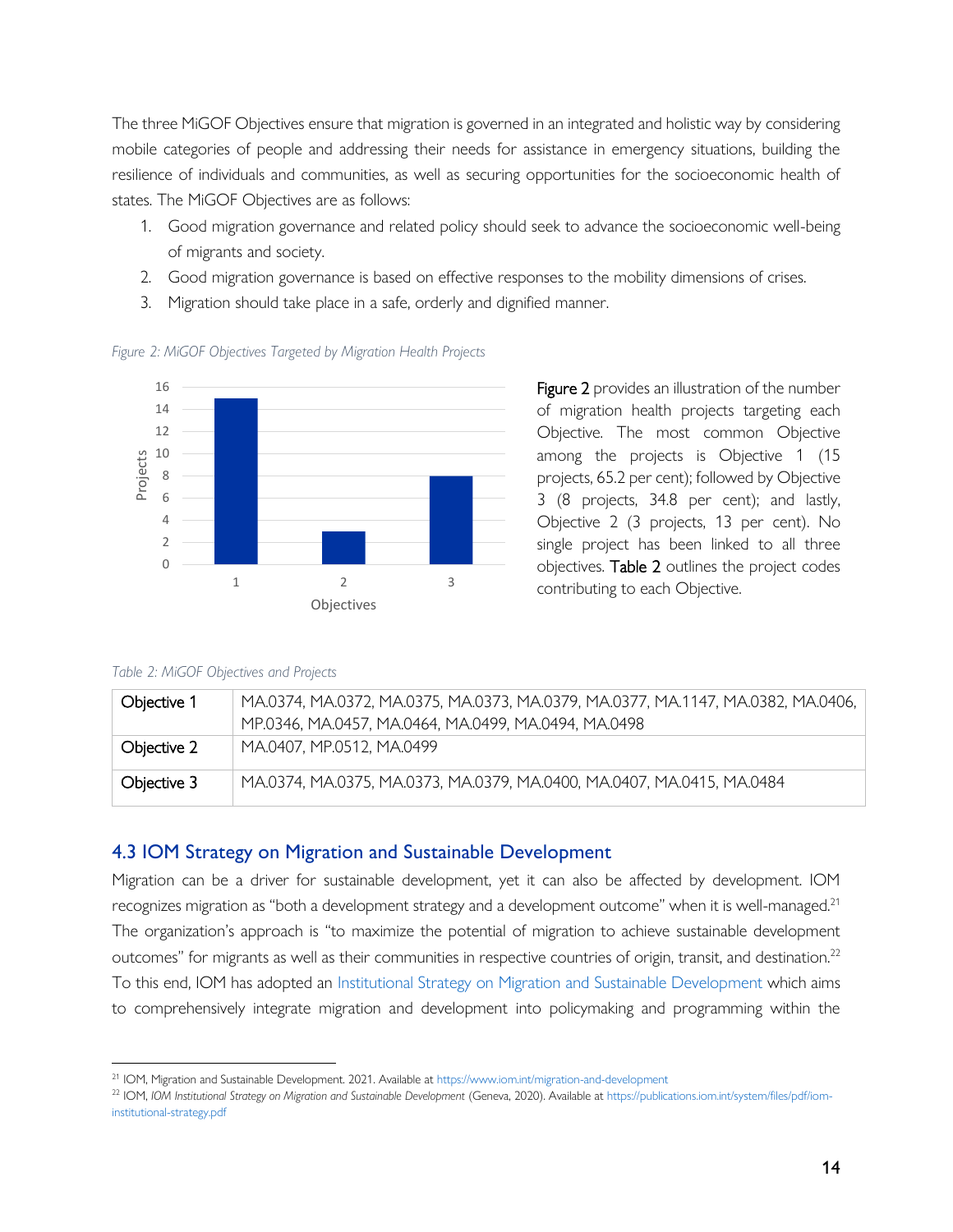The three MiGOF Objectives ensure that migration is governed in an integrated and holistic way by considering mobile categories of people and addressing their needs for assistance in emergency situations, building the resilience of individuals and communities, as well as securing opportunities for the socioeconomic health of states. The MiGOF Objectives are as follows:

1. Good migration governance and related policy should seek to advance the socioeconomic well-being of migrants and society.
2. Good migration governance is based on effective responses to the mobility dimensions of crises.
3. Migration should take place in a safe, orderly and dignified manner.

*Figure 2: MiGOF Objectives Targeted by Migration Health Projects*

Figure 2 provides an illustration of the number of migration health projects targeting each Objective. The most common Objective among the projects is Objective 1 (15 projects, 65.2 per cent); followed by Objective 3 (8 projects, 34.8 per cent); and lastly, Objective 2 (3 projects, 13 per cent). No single project has been linked to all three objectives. Table 2 outlines the project codes contributing to each Objective.

*Table 2: MiGOF Objectives and Projects*

| | |
|---|---|
| Objective 1 | MA.0374, MA.0372, MA.0375, MA.0373, MA.0379, MA.0377, MA.1147, MA.0382, MA.0406, MP.0346, MA.0457, MA.0464, MA.0499, MA.0494, MA.0498 |
| Objective 2 | MA.0407, MP.0512, MA.0499 |
| Objective 3 | MA.0374, MA.0375, MA.0373, MA.0379, MA.0400, MA.0407, MA.0415, MA.0484 |

## 4.3 IOM Strategy on Migration and Sustainable Development

Migration can be a driver for sustainable development, yet it can also be affected by development. IOM recognizes migration as "both a development strategy and a development outcome" when it is well-managed.[21] The organization's approach is "to maximize the potential of migration to achieve sustainable development outcomes" for migrants as well as their communities in respective countries of origin, transit, and destination.[22] To this end, IOM has adopted an Institutional Strategy on Migration and Sustainable Development which aims to comprehensively integrate migration and development into policymaking and programming within the

[21] IOM, Migration and Sustainable Development. 2021. Available at https://www.iom.int/migration-and-development

[22] IOM, *IOM Institutional Strategy on Migration and Sustainable Development* (Geneva, 2020). Available at https://publications.iom.int/system/files/pdf/iom-institutional-strategy.pdf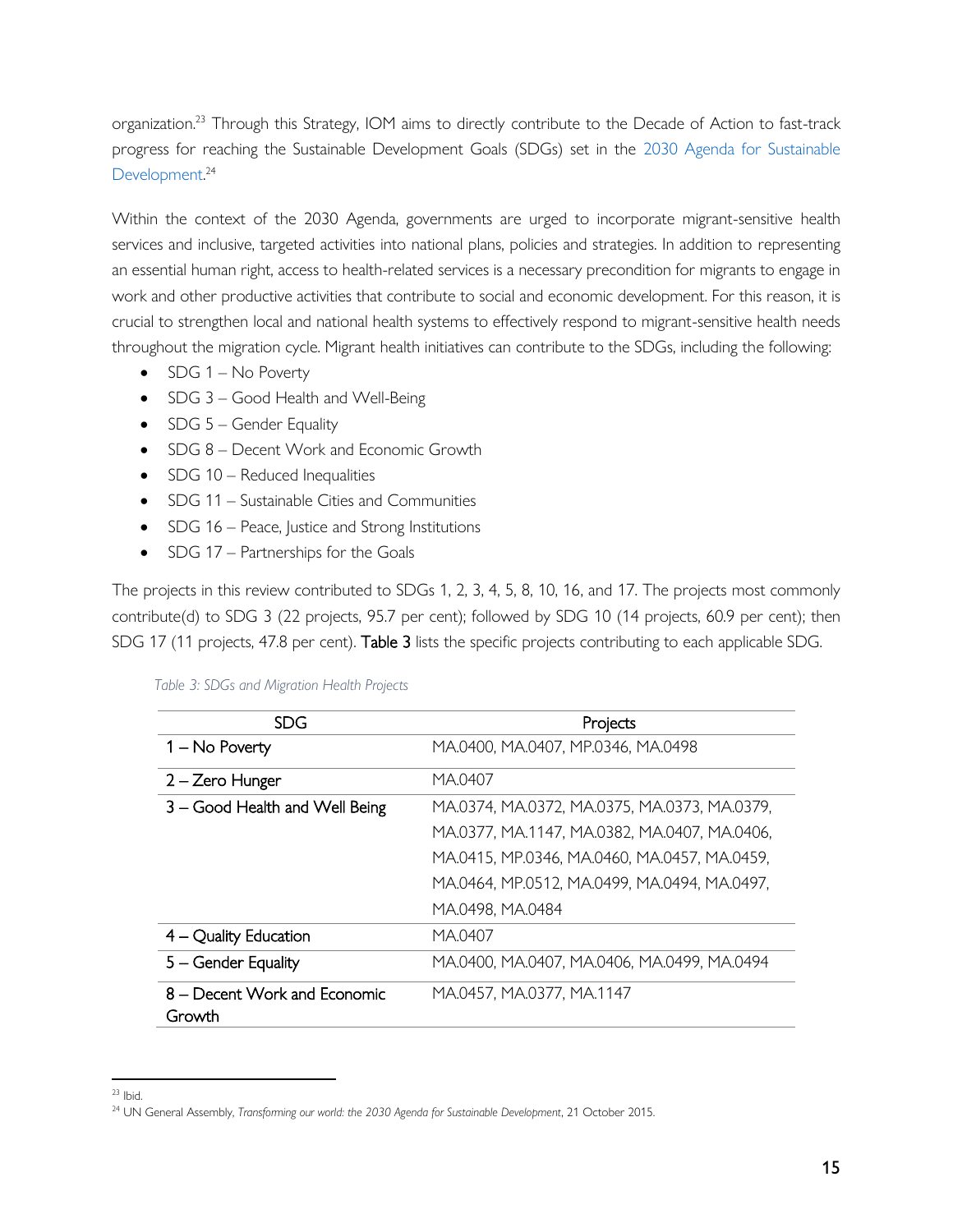organization.[23] Through this Strategy, IOM aims to directly contribute to the Decade of Action to fast-track progress for reaching the Sustainable Development Goals (SDGs) set in the 2030 Agenda for Sustainable Development.[24]

Within the context of the 2030 Agenda, governments are urged to incorporate migrant-sensitive health services and inclusive, targeted activities into national plans, policies and strategies. In addition to representing an essential human right, access to health-related services is a necessary precondition for migrants to engage in work and other productive activities that contribute to social and economic development. For this reason, it is crucial to strengthen local and national health systems to effectively respond to migrant-sensitive health needs throughout the migration cycle. Migrant health initiatives can contribute to the SDGs, including the following:

- SDG 1 – No Poverty
- SDG 3 – Good Health and Well-Being
- SDG 5 – Gender Equality
- SDG 8 – Decent Work and Economic Growth
- SDG 10 – Reduced Inequalities
- SDG 11 – Sustainable Cities and Communities
- SDG 16 – Peace, Justice and Strong Institutions
- SDG 17 – Partnerships for the Goals

The projects in this review contributed to SDGs 1, 2, 3, 4, 5, 8, 10, 16, and 17. The projects most commonly contribute(d) to SDG 3 (22 projects, 95.7 per cent); followed by SDG 10 (14 projects, 60.9 per cent); then SDG 17 (11 projects, 47.8 per cent). **Table 3** lists the specific projects contributing to each applicable SDG.

*Table 3: SDGs and Migration Health Projects*

| SDG | Projects |
|---|---|
| 1 – No Poverty | MA.0400, MA.0407, MP.0346, MA.0498 |
| 2 – Zero Hunger | MA.0407 |
| 3 – Good Health and Well Being | MA.0374, MA.0372, MA.0375, MA.0373, MA.0379, MA.0377, MA.1147, MA.0382, MA.0407, MA.0406, MA.0415, MP.0346, MA.0460, MA.0457, MA.0459, MA.0464, MP.0512, MA.0499, MA.0494, MA.0497, MA.0498, MA.0484 |
| 4 – Quality Education | MA.0407 |
| 5 – Gender Equality | MA.0400, MA.0407, MA.0406, MA.0499, MA.0494 |
| 8 – Decent Work and Economic Growth | MA.0457, MA.0377, MA.1147 |

[23] Ibid.

[24] UN General Assembly, *Transforming our world: the 2030 Agenda for Sustainable Development*, 21 October 2015.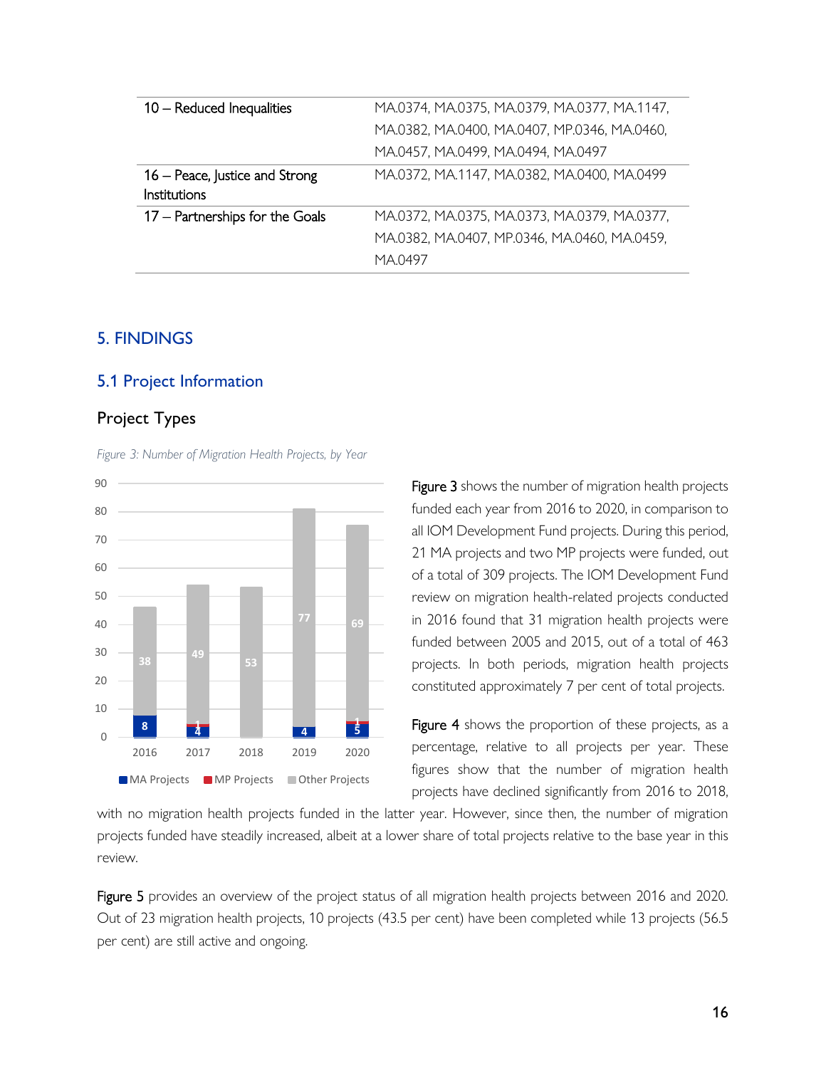| | |
|---|---|
| 10 – Reduced Inequalities | MA.0374, MA.0375, MA.0379, MA.0377, MA.1147, MA.0382, MA.0400, MA.0407, MP.0346, MA.0460, MA.0457, MA.0499, MA.0494, MA.0497 |
| 16 – Peace, Justice and Strong Institutions | MA.0372, MA.1147, MA.0382, MA.0400, MA.0499 |
| 17 – Partnerships for the Goals | MA.0372, MA.0375, MA.0373, MA.0379, MA.0377, MA.0382, MA.0407, MP.0346, MA.0460, MA.0459, MA.0497 |

## 5. FINDINGS

### 5.1 Project Information

#### Project Types

*Figure 3: Number of Migration Health Projects, by Year*

| Year | MA Projects | MP Projects | Other Projects |
|---|---|---|---|
| 2016 | 8 | | 38 |
| 2017 | 4 | 1 | 49 |
| 2018 | | | 53 |
| 2019 | 4 | | 77 |
| 2020 | 5 | 1 | 69 |

Figure 3 shows the number of migration health projects funded each year from 2016 to 2020, in comparison to all IOM Development Fund projects. During this period, 21 MA projects and two MP projects were funded, out of a total of 309 projects. The IOM Development Fund review on migration health-related projects conducted in 2016 found that 31 migration health projects were funded between 2005 and 2015, out of a total of 463 projects. In both periods, migration health projects constituted approximately 7 per cent of total projects.

Figure 4 shows the proportion of these projects, as a percentage, relative to all projects per year. These figures show that the number of migration health projects have declined significantly from 2016 to 2018, with no migration health projects funded in the latter year. However, since then, the number of migration projects funded have steadily increased, albeit at a lower share of total projects relative to the base year in this review.

Figure 5 provides an overview of the project status of all migration health projects between 2016 and 2020. Out of 23 migration health projects, 10 projects (43.5 per cent) have been completed while 13 projects (56.5 per cent) are still active and ongoing.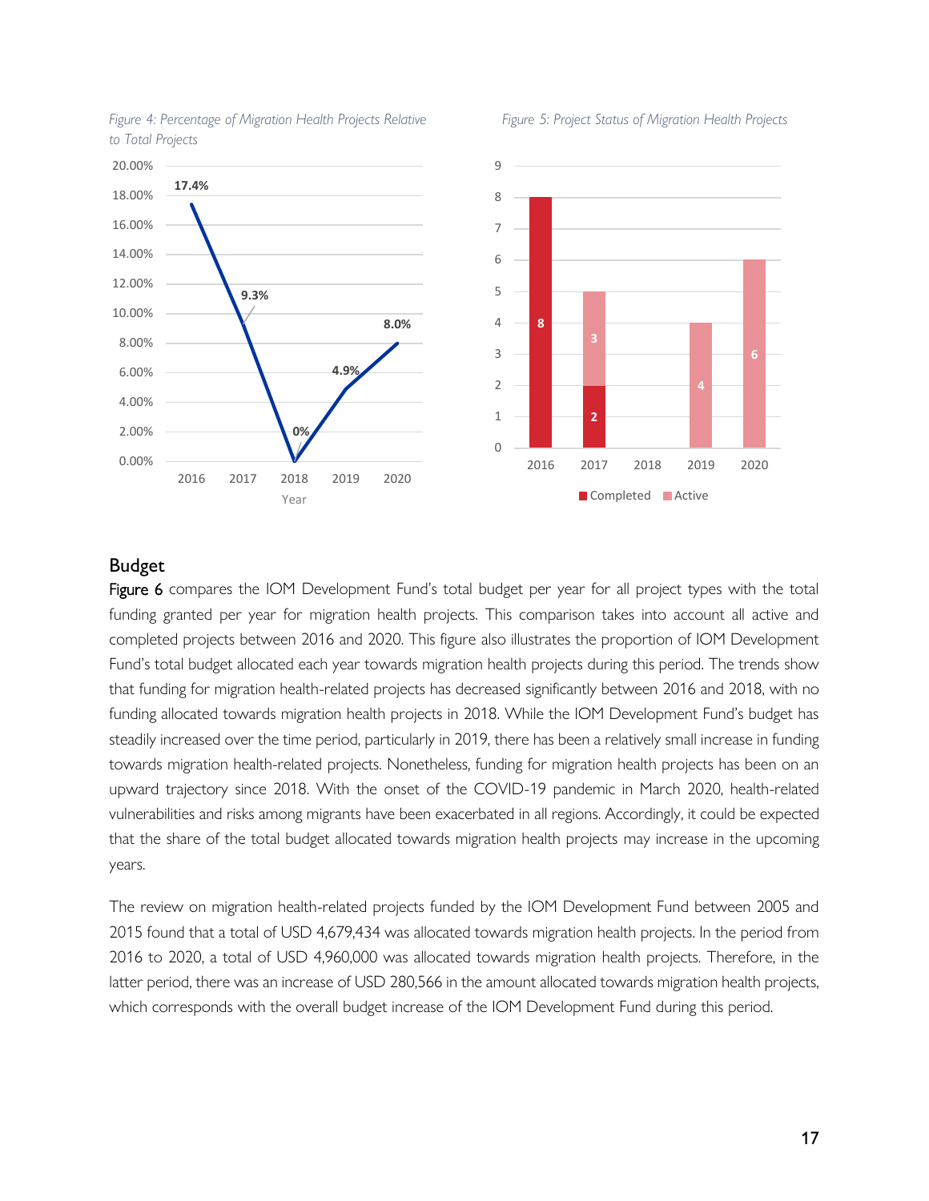*Figure 4: Percentage of Migration Health Projects Relative to Total Projects*

*Figure 5: Project Status of Migration Health Projects*

## Budget

Figure 6 compares the IOM Development Fund's total budget per year for all project types with the total funding granted per year for migration health projects. This comparison takes into account all active and completed projects between 2016 and 2020. This figure also illustrates the proportion of IOM Development Fund's total budget allocated each year towards migration health projects during this period. The trends show that funding for migration health-related projects has decreased significantly between 2016 and 2018, with no funding allocated towards migration health projects in 2018. While the IOM Development Fund's budget has steadily increased over the time period, particularly in 2019, there has been a relatively small increase in funding towards migration health-related projects. Nonetheless, funding for migration health projects has been on an upward trajectory since 2018. With the onset of the COVID-19 pandemic in March 2020, health-related vulnerabilities and risks among migrants have been exacerbated in all regions. Accordingly, it could be expected that the share of the total budget allocated towards migration health projects may increase in the upcoming years.

The review on migration health-related projects funded by the IOM Development Fund between 2005 and 2015 found that a total of USD 4,679,434 was allocated towards migration health projects. In the period from 2016 to 2020, a total of USD 4,960,000 was allocated towards migration health projects. Therefore, in the latter period, there was an increase of USD 280,566 in the amount allocated towards migration health projects, which corresponds with the overall budget increase of the IOM Development Fund during this period.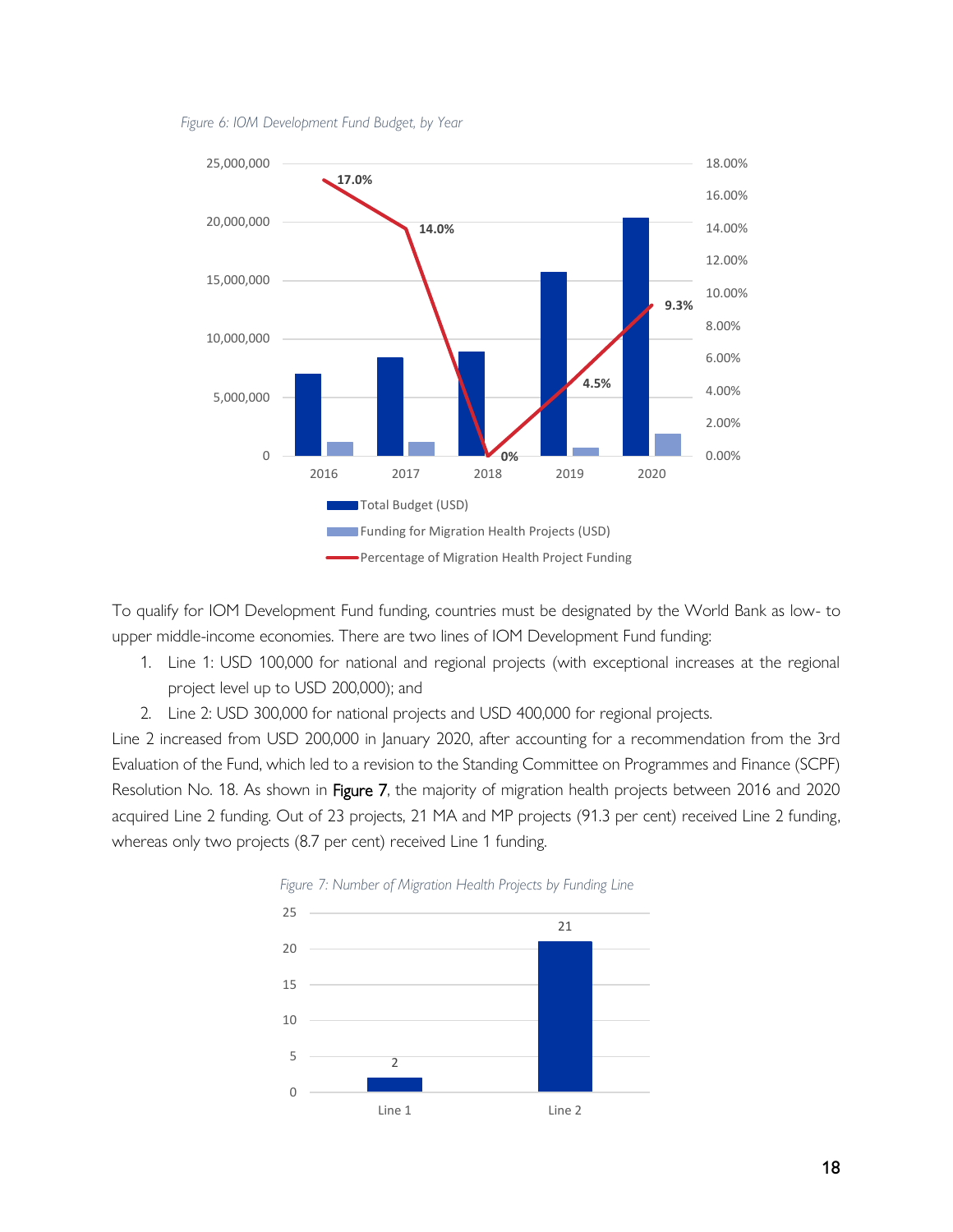*Figure 6: IOM Development Fund Budget, by Year*

To qualify for IOM Development Fund funding, countries must be designated by the World Bank as low- to upper middle-income economies. There are two lines of IOM Development Fund funding:

1. Line 1: USD 100,000 for national and regional projects (with exceptional increases at the regional project level up to USD 200,000); and
2. Line 2: USD 300,000 for national projects and USD 400,000 for regional projects.

Line 2 increased from USD 200,000 in January 2020, after accounting for a recommendation from the 3rd Evaluation of the Fund, which led to a revision to the Standing Committee on Programmes and Finance (SCPF) Resolution No. 18. As shown in Figure 7, the majority of migration health projects between 2016 and 2020 acquired Line 2 funding. Out of 23 projects, 21 MA and MP projects (91.3 per cent) received Line 2 funding, whereas only two projects (8.7 per cent) received Line 1 funding.

*Figure 7: Number of Migration Health Projects by Funding Line*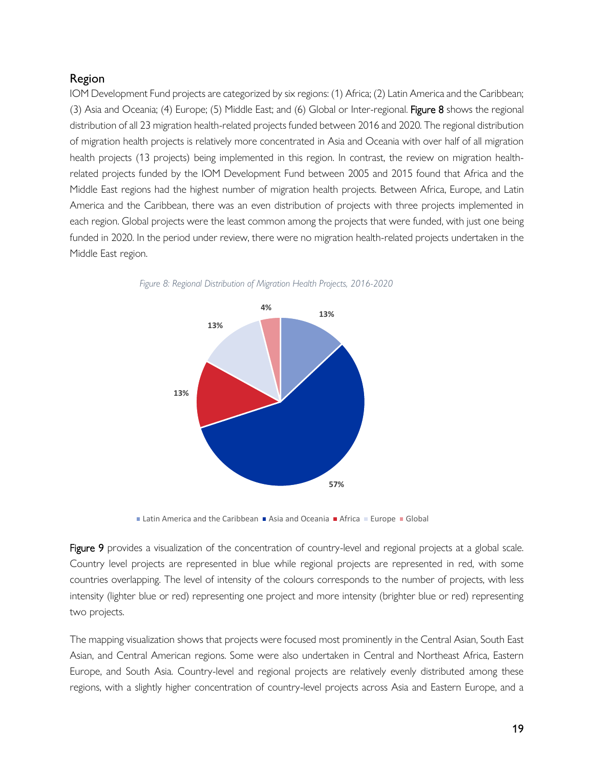## Region

IOM Development Fund projects are categorized by six regions: (1) Africa; (2) Latin America and the Caribbean; (3) Asia and Oceania; (4) Europe; (5) Middle East; and (6) Global or Inter-regional. **Figure 8** shows the regional distribution of all 23 migration health-related projects funded between 2016 and 2020. The regional distribution of migration health projects is relatively more concentrated in Asia and Oceania with over half of all migration health projects (13 projects) being implemented in this region. In contrast, the review on migration health-related projects funded by the IOM Development Fund between 2005 and 2015 found that Africa and the Middle East regions had the highest number of migration health projects. Between Africa, Europe, and Latin America and the Caribbean, there was an even distribution of projects with three projects implemented in each region. Global projects were the least common among the projects that were funded, with just one being funded in 2020. In the period under review, there were no migration health-related projects undertaken in the Middle East region.

*Figure 8: Regional Distribution of Migration Health Projects, 2016-2020*

| Region | Share |
| --- | --- |
| Latin America and the Caribbean | 13% |
| Asia and Oceania | 57% |
| Africa | 13% |
| Europe | 13% |
| Global | 4% |

**Figure 9** provides a visualization of the concentration of country-level and regional projects at a global scale. Country level projects are represented in blue while regional projects are represented in red, with some countries overlapping. The level of intensity of the colours corresponds to the number of projects, with less intensity (lighter blue or red) representing one project and more intensity (brighter blue or red) representing two projects.

The mapping visualization shows that projects were focused most prominently in the Central Asian, South East Asian, and Central American regions. Some were also undertaken in Central and Northeast Africa, Eastern Europe, and South Asia. Country-level and regional projects are relatively evenly distributed among these regions, with a slightly higher concentration of country-level projects across Asia and Eastern Europe, and a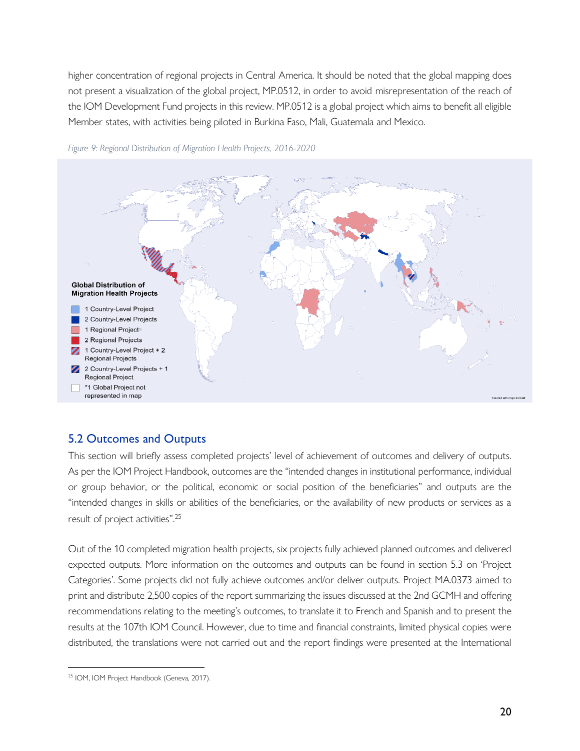higher concentration of regional projects in Central America. It should be noted that the global mapping does not present a visualization of the global project, MP.0512, in order to avoid misrepresentation of the reach of the IOM Development Fund projects in this review. MP.0512 is a global project which aims to benefit all eligible Member states, with activities being piloted in Burkina Faso, Mali, Guatemala and Mexico.

*Figure 9: Regional Distribution of Migration Health Projects, 2016-2020*

**Global Distribution of Migration Health Projects**

- 1 Country-Level Project
- 2 Country-Level Projects
- 1 Regional Project
- 2 Regional Projects
- 1 Country-Level Project + 2 Regional Projects
- 2 Country-Level Projects + 1 Regional Project
- *1 Global Project not represented in map

## 5.2 Outcomes and Outputs

This section will briefly assess completed projects' level of achievement of outcomes and delivery of outputs. As per the IOM Project Handbook, outcomes are the "intended changes in institutional performance, individual or group behavior, or the political, economic or social position of the beneficiaries" and outputs are the "intended changes in skills or abilities of the beneficiaries, or the availability of new products or services as a result of project activities".[25]

Out of the 10 completed migration health projects, six projects fully achieved planned outcomes and delivered expected outputs. More information on the outcomes and outputs can be found in section 5.3 on 'Project Categories'. Some projects did not fully achieve outcomes and/or deliver outputs. Project MA.0373 aimed to print and distribute 2,500 copies of the report summarizing the issues discussed at the 2nd GCMH and offering recommendations relating to the meeting's outcomes, to translate it to French and Spanish and to present the results at the 107th IOM Council. However, due to time and financial constraints, limited physical copies were distributed, the translations were not carried out and the report findings were presented at the International

[25] IOM, IOM Project Handbook (Geneva, 2017).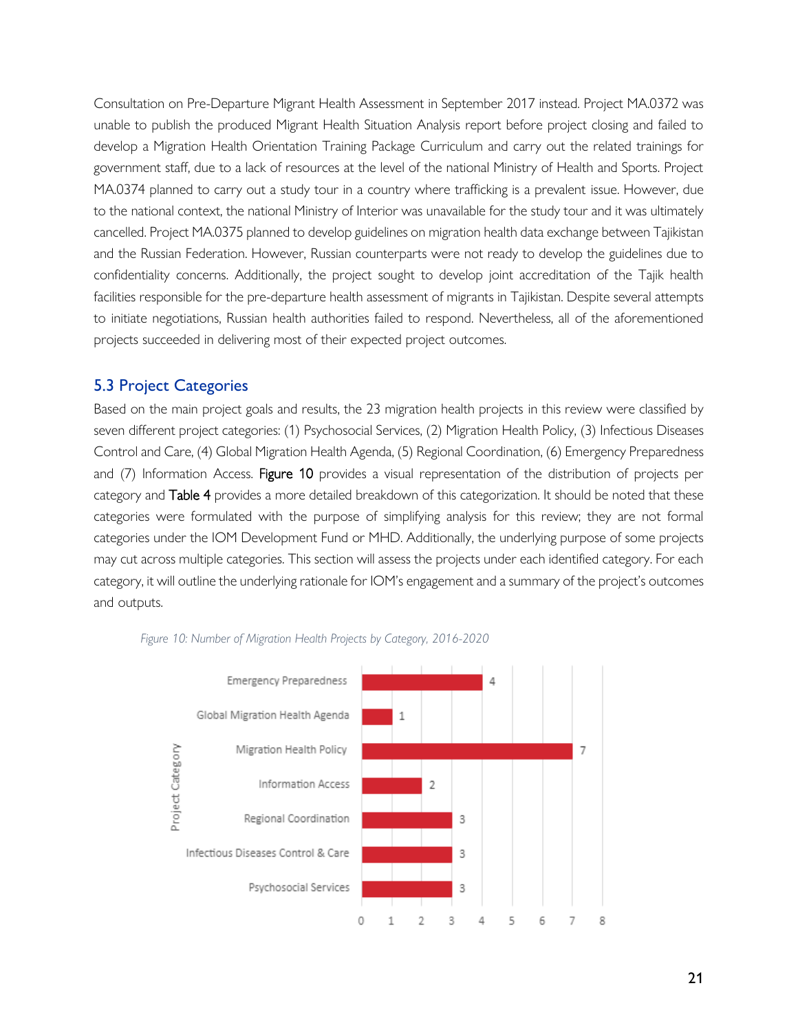Consultation on Pre-Departure Migrant Health Assessment in September 2017 instead. Project MA.0372 was unable to publish the produced Migrant Health Situation Analysis report before project closing and failed to develop a Migration Health Orientation Training Package Curriculum and carry out the related trainings for government staff, due to a lack of resources at the level of the national Ministry of Health and Sports. Project MA.0374 planned to carry out a study tour in a country where trafficking is a prevalent issue. However, due to the national context, the national Ministry of Interior was unavailable for the study tour and it was ultimately cancelled. Project MA.0375 planned to develop guidelines on migration health data exchange between Tajikistan and the Russian Federation. However, Russian counterparts were not ready to develop the guidelines due to confidentiality concerns. Additionally, the project sought to develop joint accreditation of the Tajik health facilities responsible for the pre-departure health assessment of migrants in Tajikistan. Despite several attempts to initiate negotiations, Russian health authorities failed to respond. Nevertheless, all of the aforementioned projects succeeded in delivering most of their expected project outcomes.

## 5.3 Project Categories

Based on the main project goals and results, the 23 migration health projects in this review were classified by seven different project categories: (1) Psychosocial Services, (2) Migration Health Policy, (3) Infectious Diseases Control and Care, (4) Global Migration Health Agenda, (5) Regional Coordination, (6) Emergency Preparedness and (7) Information Access. Figure 10 provides a visual representation of the distribution of projects per category and Table 4 provides a more detailed breakdown of this categorization. It should be noted that these categories were formulated with the purpose of simplifying analysis for this review; they are not formal categories under the IOM Development Fund or MHD. Additionally, the underlying purpose of some projects may cut across multiple categories. This section will assess the projects under each identified category. For each category, it will outline the underlying rationale for IOM's engagement and a summary of the project's outcomes and outputs.

*Figure 10: Number of Migration Health Projects by Category, 2016-2020*

| Project Category | Number of Projects |
|---|---|
| Emergency Preparedness | 4 |
| Global Migration Health Agenda | 1 |
| Migration Health Policy | 7 |
| Information Access | 2 |
| Regional Coordination | 3 |
| Infectious Diseases Control & Care | 3 |
| Psychosocial Services | 3 |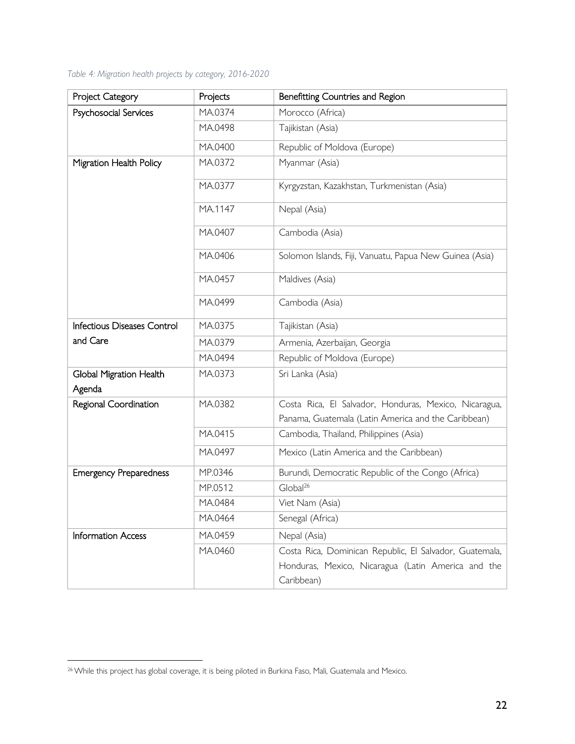*Table 4: Migration health projects by category, 2016-2020*

| Project Category | Projects | Benefitting Countries and Region |
|---|---|---|
| Psychosocial Services | MA.0374 | Morocco (Africa) |
| | MA.0498 | Tajikistan (Asia) |
| | MA.0400 | Republic of Moldova (Europe) |
| Migration Health Policy | MA.0372 | Myanmar (Asia) |
| | MA.0377 | Kyrgyzstan, Kazakhstan, Turkmenistan (Asia) |
| | MA.1147 | Nepal (Asia) |
| | MA.0407 | Cambodia (Asia) |
| | MA.0406 | Solomon Islands, Fiji, Vanuatu, Papua New Guinea (Asia) |
| | MA.0457 | Maldives (Asia) |
| | MA.0499 | Cambodia (Asia) |
| Infectious Diseases Control and Care | MA.0375 | Tajikistan (Asia) |
| | MA.0379 | Armenia, Azerbaijan, Georgia |
| | MA.0494 | Republic of Moldova (Europe) |
| Global Migration Health Agenda | MA.0373 | Sri Lanka (Asia) |
| Regional Coordination | MA.0382 | Costa Rica, El Salvador, Honduras, Mexico, Nicaragua, Panama, Guatemala (Latin America and the Caribbean) |
| | MA.0415 | Cambodia, Thailand, Philippines (Asia) |
| | MA.0497 | Mexico (Latin America and the Caribbean) |
| Emergency Preparedness | MP.0346 | Burundi, Democratic Republic of the Congo (Africa) |
| | MP.0512 | Global[26] |
| | MA.0484 | Viet Nam (Asia) |
| | MA.0464 | Senegal (Africa) |
| Information Access | MA.0459 | Nepal (Asia) |
| | MA.0460 | Costa Rica, Dominican Republic, El Salvador, Guatemala, Honduras, Mexico, Nicaragua (Latin America and the Caribbean) |

[26] While this project has global coverage, it is being piloted in Burkina Faso, Mali, Guatemala and Mexico.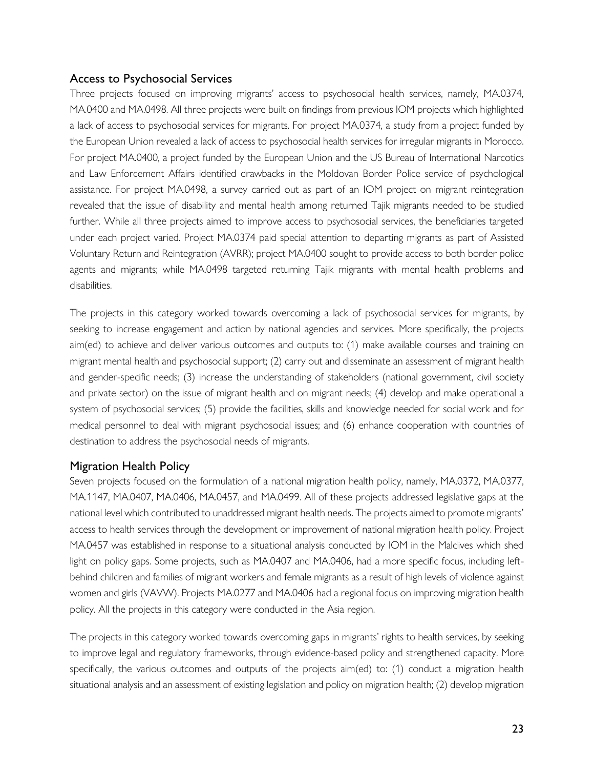## Access to Psychosocial Services

Three projects focused on improving migrants' access to psychosocial health services, namely, MA.0374, MA.0400 and MA.0498. All three projects were built on findings from previous IOM projects which highlighted a lack of access to psychosocial services for migrants. For project MA.0374, a study from a project funded by the European Union revealed a lack of access to psychosocial health services for irregular migrants in Morocco. For project MA.0400, a project funded by the European Union and the US Bureau of International Narcotics and Law Enforcement Affairs identified drawbacks in the Moldovan Border Police service of psychological assistance. For project MA.0498, a survey carried out as part of an IOM project on migrant reintegration revealed that the issue of disability and mental health among returned Tajik migrants needed to be studied further. While all three projects aimed to improve access to psychosocial services, the beneficiaries targeted under each project varied. Project MA.0374 paid special attention to departing migrants as part of Assisted Voluntary Return and Reintegration (AVRR); project MA.0400 sought to provide access to both border police agents and migrants; while MA.0498 targeted returning Tajik migrants with mental health problems and disabilities.

The projects in this category worked towards overcoming a lack of psychosocial services for migrants, by seeking to increase engagement and action by national agencies and services. More specifically, the projects aim(ed) to achieve and deliver various outcomes and outputs to: (1) make available courses and training on migrant mental health and psychosocial support; (2) carry out and disseminate an assessment of migrant health and gender-specific needs; (3) increase the understanding of stakeholders (national government, civil society and private sector) on the issue of migrant health and on migrant needs; (4) develop and make operational a system of psychosocial services; (5) provide the facilities, skills and knowledge needed for social work and for medical personnel to deal with migrant psychosocial issues; and (6) enhance cooperation with countries of destination to address the psychosocial needs of migrants.

## Migration Health Policy

Seven projects focused on the formulation of a national migration health policy, namely, MA.0372, MA.0377, MA.1147, MA.0407, MA.0406, MA.0457, and MA.0499. All of these projects addressed legislative gaps at the national level which contributed to unaddressed migrant health needs. The projects aimed to promote migrants' access to health services through the development or improvement of national migration health policy. Project MA.0457 was established in response to a situational analysis conducted by IOM in the Maldives which shed light on policy gaps. Some projects, such as MA.0407 and MA.0406, had a more specific focus, including left-behind children and families of migrant workers and female migrants as a result of high levels of violence against women and girls (VAVW). Projects MA.0277 and MA.0406 had a regional focus on improving migration health policy. All the projects in this category were conducted in the Asia region.

The projects in this category worked towards overcoming gaps in migrants' rights to health services, by seeking to improve legal and regulatory frameworks, through evidence-based policy and strengthened capacity. More specifically, the various outcomes and outputs of the projects aim(ed) to: (1) conduct a migration health situational analysis and an assessment of existing legislation and policy on migration health; (2) develop migration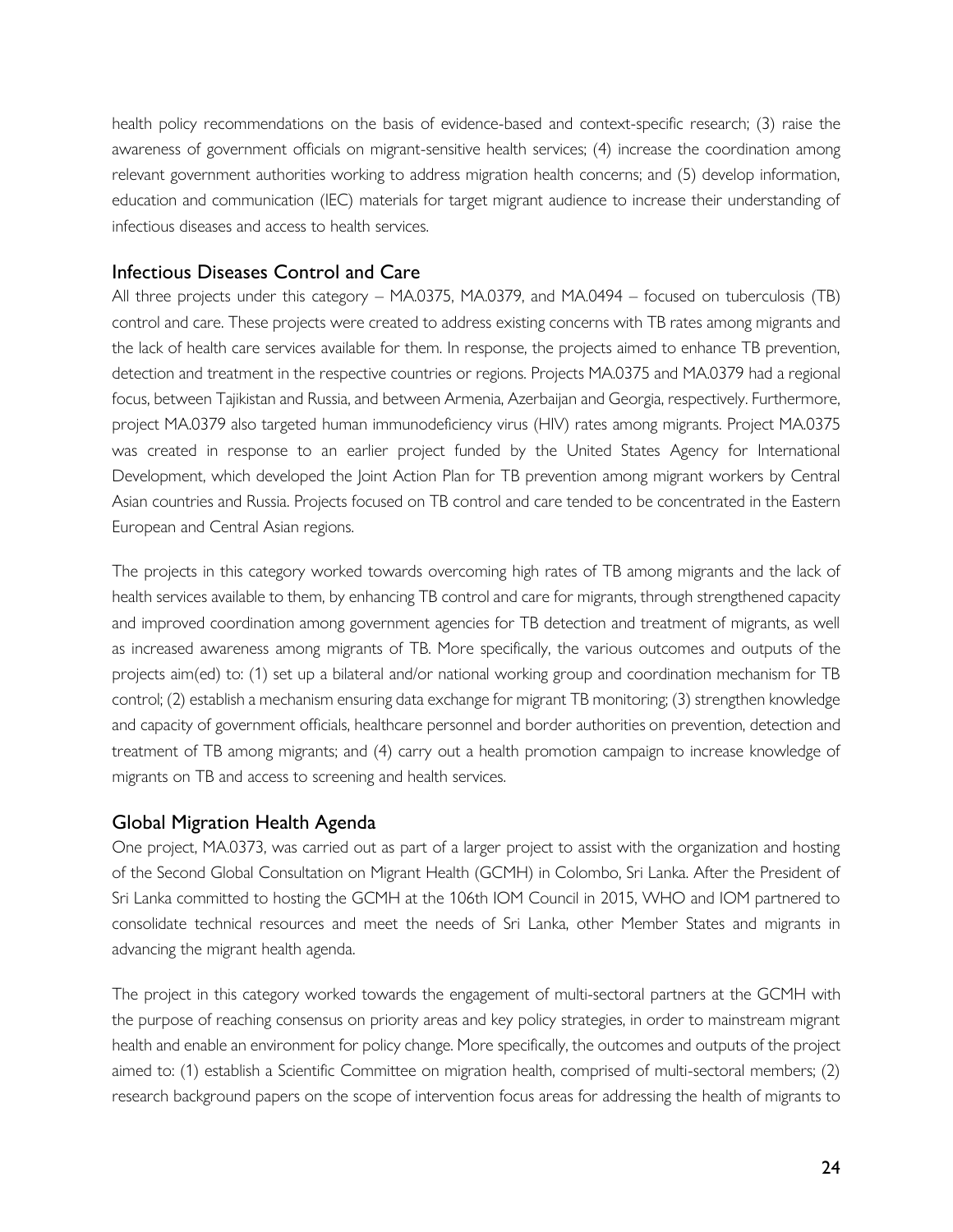health policy recommendations on the basis of evidence-based and context-specific research; (3) raise the awareness of government officials on migrant-sensitive health services; (4) increase the coordination among relevant government authorities working to address migration health concerns; and (5) develop information, education and communication (IEC) materials for target migrant audience to increase their understanding of infectious diseases and access to health services.

## Infectious Diseases Control and Care

All three projects under this category – MA.0375, MA.0379, and MA.0494 – focused on tuberculosis (TB) control and care. These projects were created to address existing concerns with TB rates among migrants and the lack of health care services available for them. In response, the projects aimed to enhance TB prevention, detection and treatment in the respective countries or regions. Projects MA.0375 and MA.0379 had a regional focus, between Tajikistan and Russia, and between Armenia, Azerbaijan and Georgia, respectively. Furthermore, project MA.0379 also targeted human immunodeficiency virus (HIV) rates among migrants. Project MA.0375 was created in response to an earlier project funded by the United States Agency for International Development, which developed the Joint Action Plan for TB prevention among migrant workers by Central Asian countries and Russia. Projects focused on TB control and care tended to be concentrated in the Eastern European and Central Asian regions.

The projects in this category worked towards overcoming high rates of TB among migrants and the lack of health services available to them, by enhancing TB control and care for migrants, through strengthened capacity and improved coordination among government agencies for TB detection and treatment of migrants, as well as increased awareness among migrants of TB. More specifically, the various outcomes and outputs of the projects aim(ed) to: (1) set up a bilateral and/or national working group and coordination mechanism for TB control; (2) establish a mechanism ensuring data exchange for migrant TB monitoring; (3) strengthen knowledge and capacity of government officials, healthcare personnel and border authorities on prevention, detection and treatment of TB among migrants; and (4) carry out a health promotion campaign to increase knowledge of migrants on TB and access to screening and health services.

## Global Migration Health Agenda

One project, MA.0373, was carried out as part of a larger project to assist with the organization and hosting of the Second Global Consultation on Migrant Health (GCMH) in Colombo, Sri Lanka. After the President of Sri Lanka committed to hosting the GCMH at the 106th IOM Council in 2015, WHO and IOM partnered to consolidate technical resources and meet the needs of Sri Lanka, other Member States and migrants in advancing the migrant health agenda.

The project in this category worked towards the engagement of multi-sectoral partners at the GCMH with the purpose of reaching consensus on priority areas and key policy strategies, in order to mainstream migrant health and enable an environment for policy change. More specifically, the outcomes and outputs of the project aimed to: (1) establish a Scientific Committee on migration health, comprised of multi-sectoral members; (2) research background papers on the scope of intervention focus areas for addressing the health of migrants to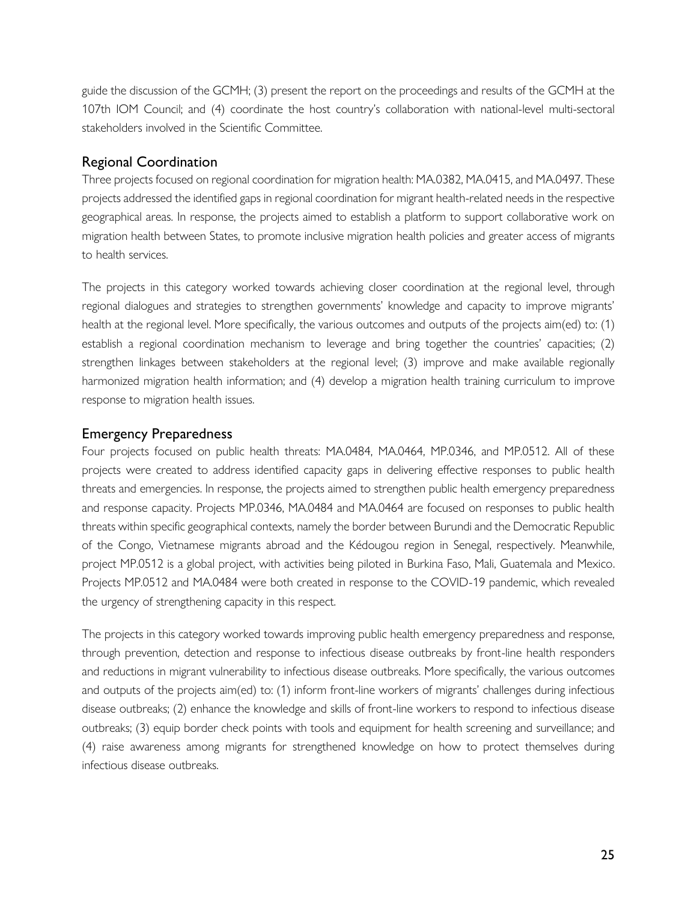guide the discussion of the GCMH; (3) present the report on the proceedings and results of the GCMH at the 107th IOM Council; and (4) coordinate the host country's collaboration with national-level multi-sectoral stakeholders involved in the Scientific Committee.

## Regional Coordination

Three projects focused on regional coordination for migration health: MA.0382, MA.0415, and MA.0497. These projects addressed the identified gaps in regional coordination for migrant health-related needs in the respective geographical areas. In response, the projects aimed to establish a platform to support collaborative work on migration health between States, to promote inclusive migration health policies and greater access of migrants to health services.

The projects in this category worked towards achieving closer coordination at the regional level, through regional dialogues and strategies to strengthen governments' knowledge and capacity to improve migrants' health at the regional level. More specifically, the various outcomes and outputs of the projects aim(ed) to: (1) establish a regional coordination mechanism to leverage and bring together the countries' capacities; (2) strengthen linkages between stakeholders at the regional level; (3) improve and make available regionally harmonized migration health information; and (4) develop a migration health training curriculum to improve response to migration health issues.

## Emergency Preparedness

Four projects focused on public health threats: MA.0484, MA.0464, MP.0346, and MP.0512. All of these projects were created to address identified capacity gaps in delivering effective responses to public health threats and emergencies. In response, the projects aimed to strengthen public health emergency preparedness and response capacity. Projects MP.0346, MA.0484 and MA.0464 are focused on responses to public health threats within specific geographical contexts, namely the border between Burundi and the Democratic Republic of the Congo, Vietnamese migrants abroad and the Kédougou region in Senegal, respectively. Meanwhile, project MP.0512 is a global project, with activities being piloted in Burkina Faso, Mali, Guatemala and Mexico. Projects MP.0512 and MA.0484 were both created in response to the COVID-19 pandemic, which revealed the urgency of strengthening capacity in this respect.

The projects in this category worked towards improving public health emergency preparedness and response, through prevention, detection and response to infectious disease outbreaks by front-line health responders and reductions in migrant vulnerability to infectious disease outbreaks. More specifically, the various outcomes and outputs of the projects aim(ed) to: (1) inform front-line workers of migrants' challenges during infectious disease outbreaks; (2) enhance the knowledge and skills of front-line workers to respond to infectious disease outbreaks; (3) equip border check points with tools and equipment for health screening and surveillance; and (4) raise awareness among migrants for strengthened knowledge on how to protect themselves during infectious disease outbreaks.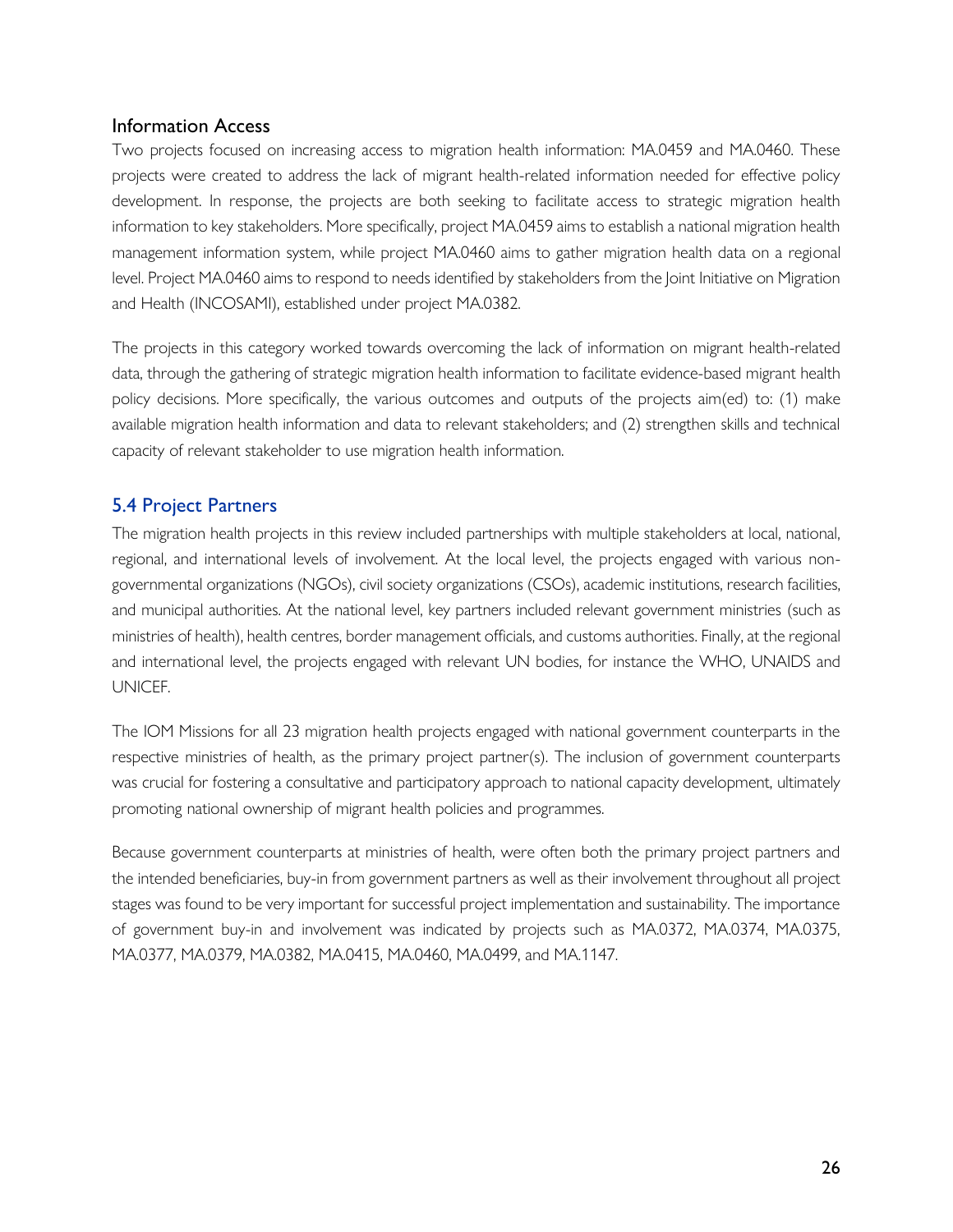### Information Access

Two projects focused on increasing access to migration health information: MA.0459 and MA.0460. These projects were created to address the lack of migrant health-related information needed for effective policy development. In response, the projects are both seeking to facilitate access to strategic migration health information to key stakeholders. More specifically, project MA.0459 aims to establish a national migration health management information system, while project MA.0460 aims to gather migration health data on a regional level. Project MA.0460 aims to respond to needs identified by stakeholders from the Joint Initiative on Migration and Health (INCOSAMI), established under project MA.0382.

The projects in this category worked towards overcoming the lack of information on migrant health-related data, through the gathering of strategic migration health information to facilitate evidence-based migrant health policy decisions. More specifically, the various outcomes and outputs of the projects aim(ed) to: (1) make available migration health information and data to relevant stakeholders; and (2) strengthen skills and technical capacity of relevant stakeholder to use migration health information.

## 5.4 Project Partners

The migration health projects in this review included partnerships with multiple stakeholders at local, national, regional, and international levels of involvement. At the local level, the projects engaged with various non-governmental organizations (NGOs), civil society organizations (CSOs), academic institutions, research facilities, and municipal authorities. At the national level, key partners included relevant government ministries (such as ministries of health), health centres, border management officials, and customs authorities. Finally, at the regional and international level, the projects engaged with relevant UN bodies, for instance the WHO, UNAIDS and UNICEF.

The IOM Missions for all 23 migration health projects engaged with national government counterparts in the respective ministries of health, as the primary project partner(s). The inclusion of government counterparts was crucial for fostering a consultative and participatory approach to national capacity development, ultimately promoting national ownership of migrant health policies and programmes.

Because government counterparts at ministries of health, were often both the primary project partners and the intended beneficiaries, buy-in from government partners as well as their involvement throughout all project stages was found to be very important for successful project implementation and sustainability. The importance of government buy-in and involvement was indicated by projects such as MA.0372, MA.0374, MA.0375, MA.0377, MA.0379, MA.0382, MA.0415, MA.0460, MA.0499, and MA.1147.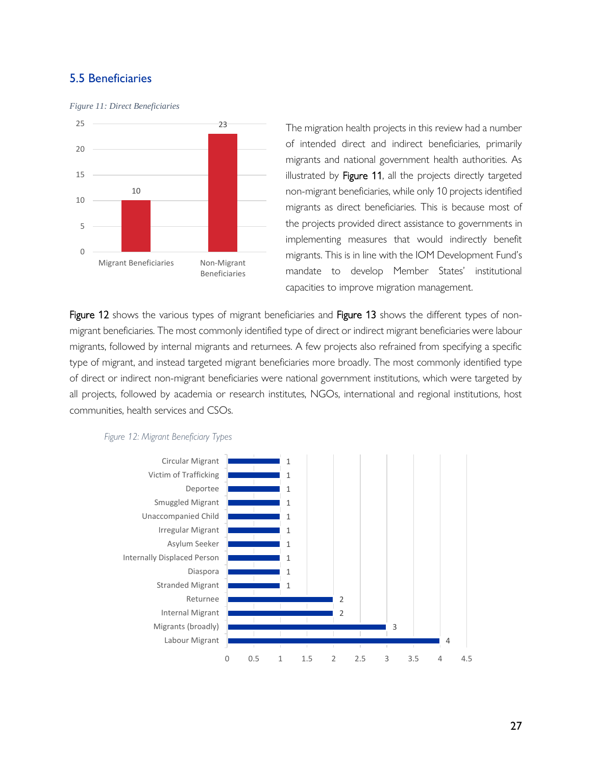## 5.5 Beneficiaries

*Figure 11: Direct Beneficiaries*

| | Count |
|---|---|
| Migrant Beneficiaries | 10 |
| Non-Migrant Beneficiaries | 23 |

The migration health projects in this review had a number of intended direct and indirect beneficiaries, primarily migrants and national government health authorities. As illustrated by Figure 11, all the projects directly targeted non-migrant beneficiaries, while only 10 projects identified migrants as direct beneficiaries. This is because most of the projects provided direct assistance to governments in implementing measures that would indirectly benefit migrants. This is in line with the IOM Development Fund's mandate to develop Member States' institutional capacities to improve migration management.

Figure 12 shows the various types of migrant beneficiaries and Figure 13 shows the different types of non-migrant beneficiaries. The most commonly identified type of direct or indirect migrant beneficiaries were labour migrants, followed by internal migrants and returnees. A few projects also refrained from specifying a specific type of migrant, and instead targeted migrant beneficiaries more broadly. The most commonly identified type of direct or indirect non-migrant beneficiaries were national government institutions, which were targeted by all projects, followed by academia or research institutes, NGOs, international and regional institutions, host communities, health services and CSOs.

*Figure 12: Migrant Beneficiary Types*

| Migrant Beneficiary Type | Count |
|---|---|
| Circular Migrant | 1 |
| Victim of Trafficking | 1 |
| Deportee | 1 |
| Smuggled Migrant | 1 |
| Unaccompanied Child | 1 |
| Irregular Migrant | 1 |
| Asylum Seeker | 1 |
| Internally Displaced Person | 1 |
| Diaspora | 1 |
| Stranded Migrant | 1 |
| Returnee | 2 |
| Internal Migrant | 2 |
| Migrants (broadly) | 3 |
| Labour Migrant | 4 |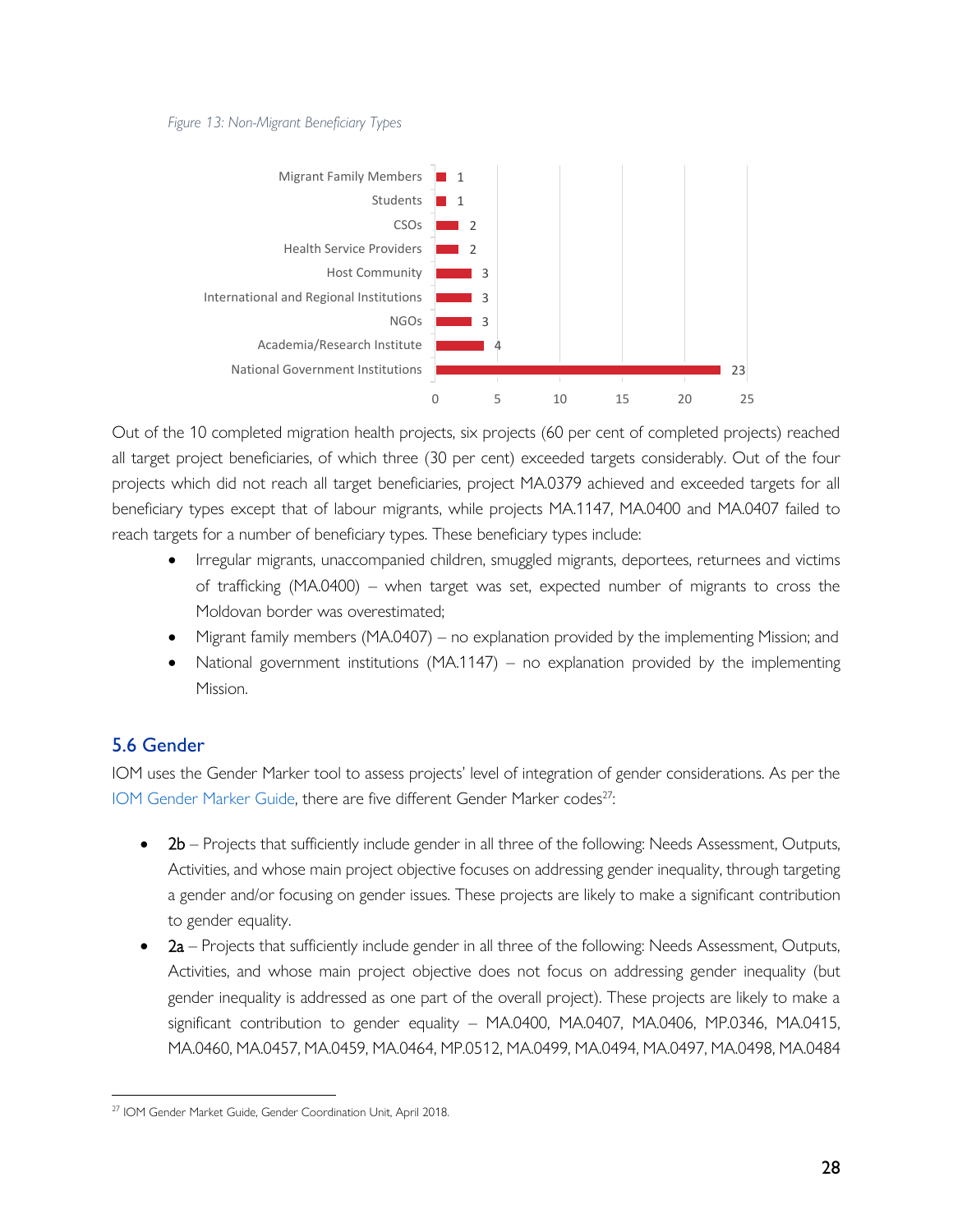*Figure 13: Non-Migrant Beneficiary Types*

| Beneficiary Type | Count |
|---|---|
| Migrant Family Members | 1 |
| Students | 1 |
| CSOs | 2 |
| Health Service Providers | 2 |
| Host Community | 3 |
| International and Regional Institutions | 3 |
| NGOs | 3 |
| Academia/Research Institute | 4 |
| National Government Institutions | 23 |

Out of the 10 completed migration health projects, six projects (60 per cent of completed projects) reached all target project beneficiaries, of which three (30 per cent) exceeded targets considerably. Out of the four projects which did not reach all target beneficiaries, project MA.0379 achieved and exceeded targets for all beneficiary types except that of labour migrants, while projects MA.1147, MA.0400 and MA.0407 failed to reach targets for a number of beneficiary types. These beneficiary types include:

- Irregular migrants, unaccompanied children, smuggled migrants, deportees, returnees and victims of trafficking (MA.0400) – when target was set, expected number of migrants to cross the Moldovan border was overestimated;
- Migrant family members (MA.0407) – no explanation provided by the implementing Mission; and
- National government institutions (MA.1147) – no explanation provided by the implementing Mission.

## 5.6 Gender

IOM uses the Gender Marker tool to assess projects' level of integration of gender considerations. As per the IOM Gender Marker Guide, there are five different Gender Marker codes[27]:

- **2b** – Projects that sufficiently include gender in all three of the following: Needs Assessment, Outputs, Activities, and whose main project objective focuses on addressing gender inequality, through targeting a gender and/or focusing on gender issues. These projects are likely to make a significant contribution to gender equality.
- **2a** – Projects that sufficiently include gender in all three of the following: Needs Assessment, Outputs, Activities, and whose main project objective does not focus on addressing gender inequality (but gender inequality is addressed as one part of the overall project). These projects are likely to make a significant contribution to gender equality – MA.0400, MA.0407, MA.0406, MP.0346, MA.0415, MA.0460, MA.0457, MA.0459, MA.0464, MP.0512, MA.0499, MA.0494, MA.0497, MA.0498, MA.0484

[27] IOM Gender Market Guide, Gender Coordination Unit, April 2018.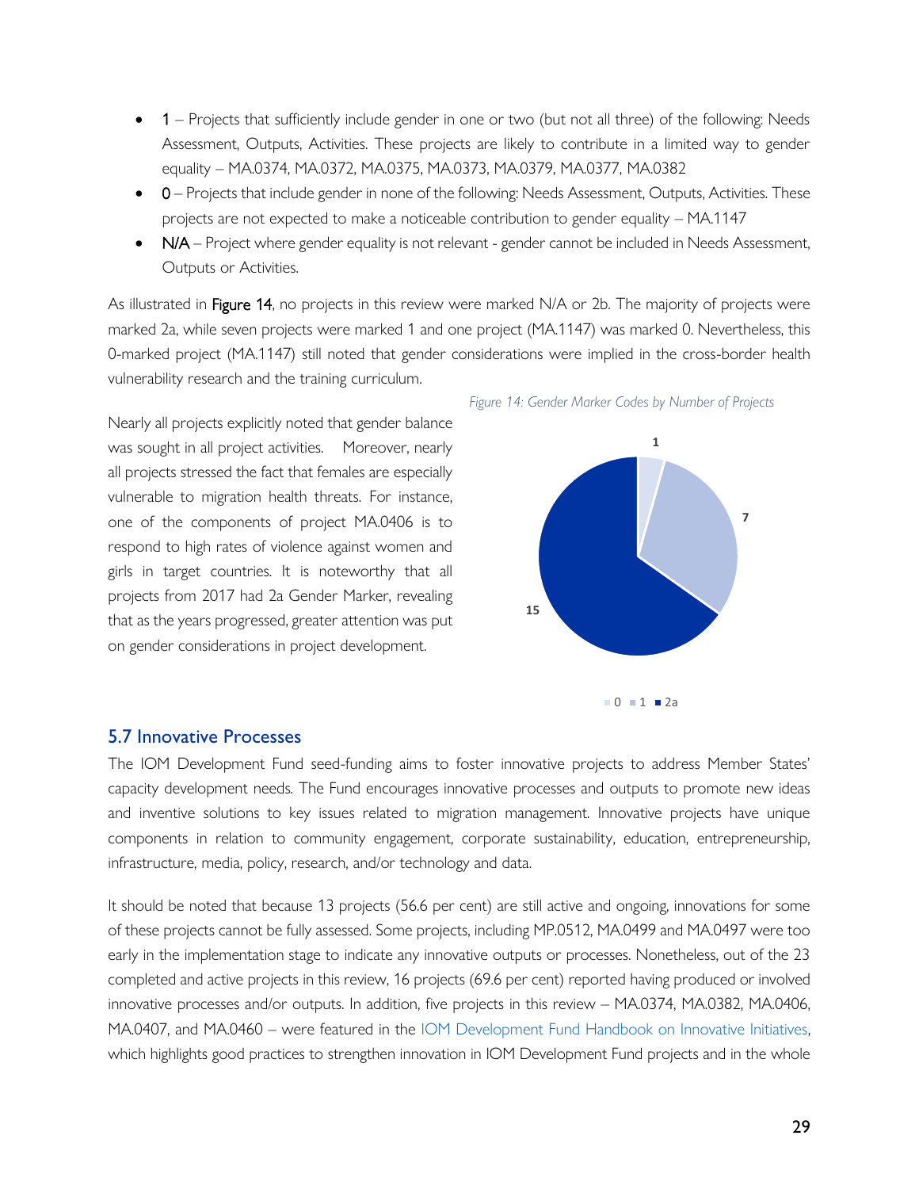- **1** – Projects that sufficiently include gender in one or two (but not all three) of the following: Needs Assessment, Outputs, Activities. These projects are likely to contribute in a limited way to gender equality – MA.0374, MA.0372, MA.0375, MA.0373, MA.0379, MA.0377, MA.0382
- **0** – Projects that include gender in none of the following: Needs Assessment, Outputs, Activities. These projects are not expected to make a noticeable contribution to gender equality – MA.1147
- **N/A** – Project where gender equality is not relevant - gender cannot be included in Needs Assessment, Outputs or Activities.

As illustrated in **Figure 14**, no projects in this review were marked N/A or 2b. The majority of projects were marked 2a, while seven projects were marked 1 and one project (MA.1147) was marked 0. Nevertheless, this 0-marked project (MA.1147) still noted that gender considerations were implied in the cross-border health vulnerability research and the training curriculum.

Nearly all projects explicitly noted that gender balance was sought in all project activities. Moreover, nearly all projects stressed the fact that females are especially vulnerable to migration health threats. For instance, one of the components of project MA.0406 is to respond to high rates of violence against women and girls in target countries. It is noteworthy that all projects from 2017 had 2a Gender Marker, revealing that as the years progressed, greater attention was put on gender considerations in project development.

*Figure 14: Gender Marker Codes by Number of Projects*

| Gender Marker Code | Number of Projects |
|---|---|
| 0 | 1 |
| 1 | 7 |
| 2a | 15 |

## 5.7 Innovative Processes

The IOM Development Fund seed-funding aims to foster innovative projects to address Member States' capacity development needs. The Fund encourages innovative processes and outputs to promote new ideas and inventive solutions to key issues related to migration management. Innovative projects have unique components in relation to community engagement, corporate sustainability, education, entrepreneurship, infrastructure, media, policy, research, and/or technology and data.

It should be noted that because 13 projects (56.6 per cent) are still active and ongoing, innovations for some of these projects cannot be fully assessed. Some projects, including MP.0512, MA.0499 and MA.0497 were too early in the implementation stage to indicate any innovative outputs or processes. Nonetheless, out of the 23 completed and active projects in this review, 16 projects (69.6 per cent) reported having produced or involved innovative processes and/or outputs. In addition, five projects in this review – MA.0374, MA.0382, MA.0406, MA.0407, and MA.0460 – were featured in the IOM Development Fund Handbook on Innovative Initiatives, which highlights good practices to strengthen innovation in IOM Development Fund projects and in the whole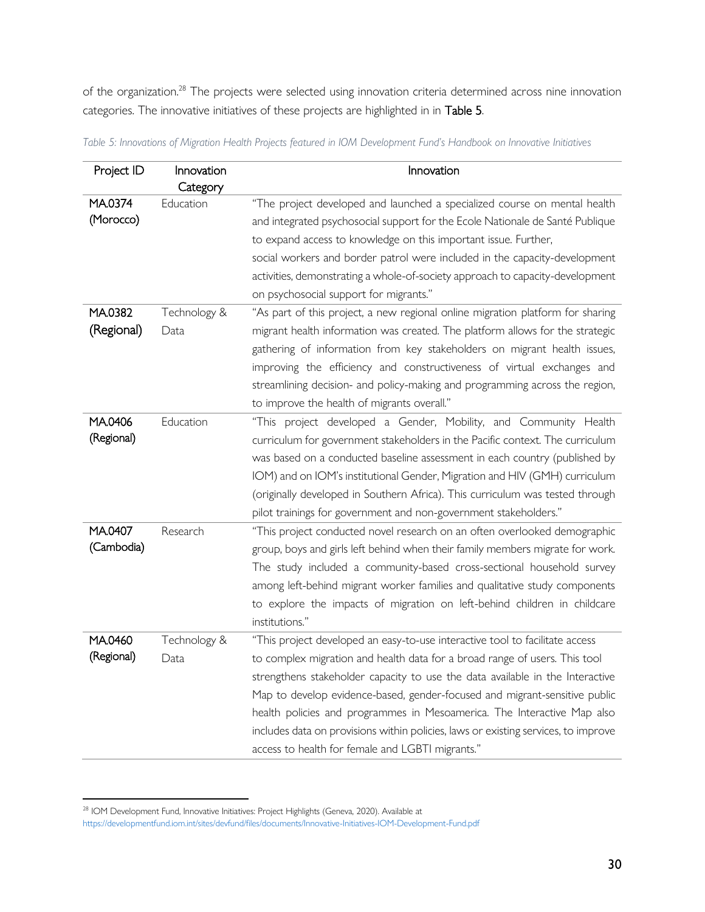of the organization.[28] The projects were selected using innovation criteria determined across nine innovation categories. The innovative initiatives of these projects are highlighted in in **Table 5**.

*Table 5: Innovations of Migration Health Projects featured in IOM Development Fund's Handbook on Innovative Initiatives*

| Project ID | Innovation Category | Innovation |
|---|---|---|
| MA.0374 (Morocco) | Education | "The project developed and launched a specialized course on mental health and integrated psychosocial support for the Ecole Nationale de Santé Publique to expand access to knowledge on this important issue. Further, social workers and border patrol were included in the capacity-development activities, demonstrating a whole-of-society approach to capacity-development on psychosocial support for migrants." |
| MA.0382 (Regional) | Technology & Data | "As part of this project, a new regional online migration platform for sharing migrant health information was created. The platform allows for the strategic gathering of information from key stakeholders on migrant health issues, improving the efficiency and constructiveness of virtual exchanges and streamlining decision- and policy-making and programming across the region, to improve the health of migrants overall." |
| MA.0406 (Regional) | Education | "This project developed a Gender, Mobility, and Community Health curriculum for government stakeholders in the Pacific context. The curriculum was based on a conducted baseline assessment in each country (published by IOM) and on IOM's institutional Gender, Migration and HIV (GMH) curriculum (originally developed in Southern Africa). This curriculum was tested through pilot trainings for government and non-government stakeholders." |
| MA.0407 (Cambodia) | Research | "This project conducted novel research on an often overlooked demographic group, boys and girls left behind when their family members migrate for work. The study included a community-based cross-sectional household survey among left-behind migrant worker families and qualitative study components to explore the impacts of migration on left-behind children in childcare institutions." |
| MA.0460 (Regional) | Technology & Data | "This project developed an easy-to-use interactive tool to facilitate access to complex migration and health data for a broad range of users. This tool strengthens stakeholder capacity to use the data available in the Interactive Map to develop evidence-based, gender-focused and migrant-sensitive public health policies and programmes in Mesoamerica. The Interactive Map also includes data on provisions within policies, laws or existing services, to improve access to health for female and LGBTI migrants." |

[28] IOM Development Fund, Innovative Initiatives: Project Highlights (Geneva, 2020). Available at https://developmentfund.iom.int/sites/devfund/files/documents/Innovative-Initiatives-IOM-Development-Fund.pdf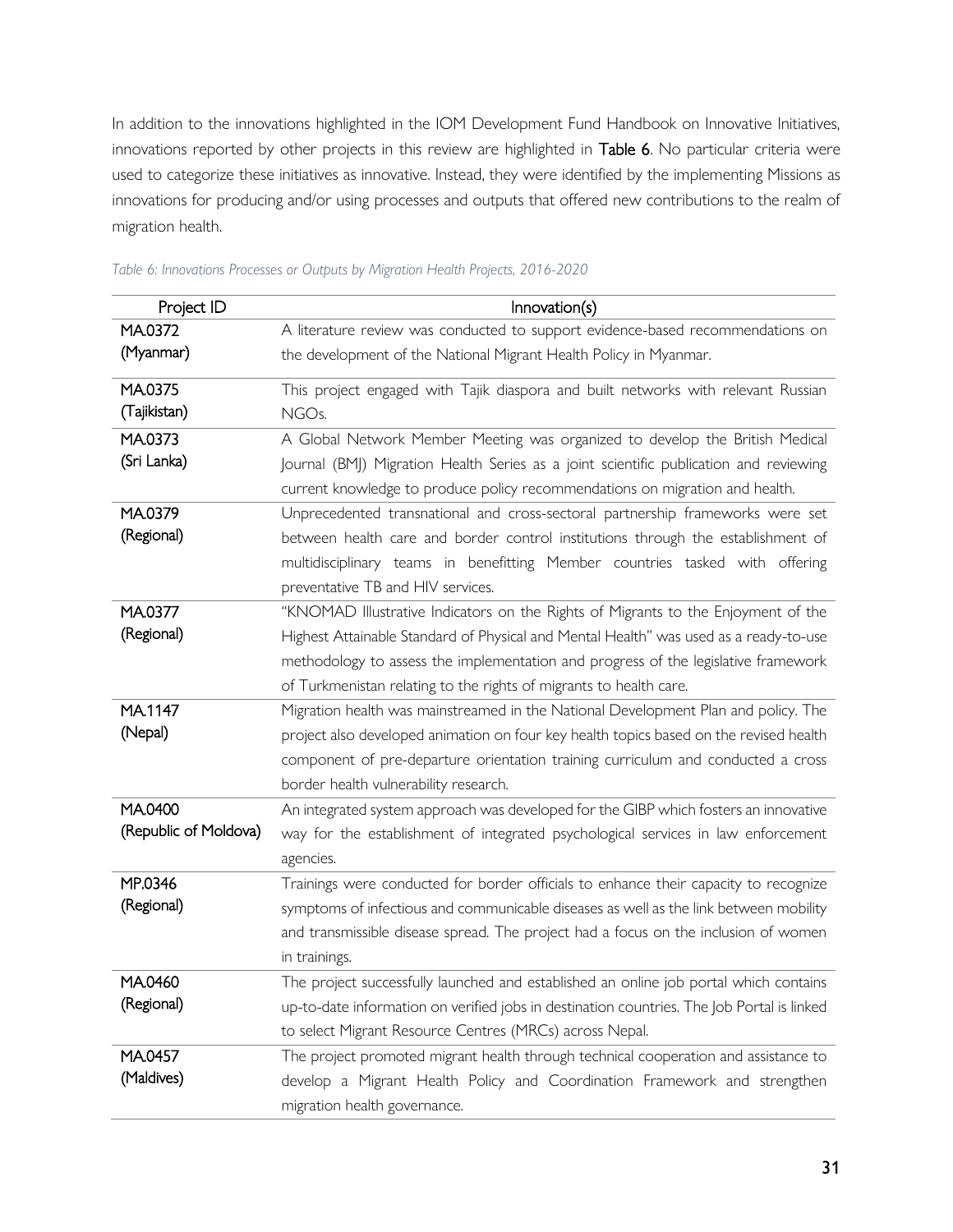In addition to the innovations highlighted in the IOM Development Fund Handbook on Innovative Initiatives, innovations reported by other projects in this review are highlighted in **Table 6**. No particular criteria were used to categorize these initiatives as innovative. Instead, they were identified by the implementing Missions as innovations for producing and/or using processes and outputs that offered new contributions to the realm of migration health.

*Table 6: Innovations Processes or Outputs by Migration Health Projects, 2016-2020*

| Project ID | Innovation(s) |
| --- | --- |
| MA.0372 (Myanmar) | A literature review was conducted to support evidence-based recommendations on the development of the National Migrant Health Policy in Myanmar. |
| MA.0375 (Tajikistan) | This project engaged with Tajik diaspora and built networks with relevant Russian NGOs. |
| MA.0373 (Sri Lanka) | A Global Network Member Meeting was organized to develop the British Medical Journal (BMJ) Migration Health Series as a joint scientific publication and reviewing current knowledge to produce policy recommendations on migration and health. |
| MA.0379 (Regional) | Unprecedented transnational and cross-sectoral partnership frameworks were set between health care and border control institutions through the establishment of multidisciplinary teams in benefitting Member countries tasked with offering preventative TB and HIV services. |
| MA.0377 (Regional) | "KNOMAD Illustrative Indicators on the Rights of Migrants to the Enjoyment of the Highest Attainable Standard of Physical and Mental Health" was used as a ready-to-use methodology to assess the implementation and progress of the legislative framework of Turkmenistan relating to the rights of migrants to health care. |
| MA.1147 (Nepal) | Migration health was mainstreamed in the National Development Plan and policy. The project also developed animation on four key health topics based on the revised health component of pre-departure orientation training curriculum and conducted a cross border health vulnerability research. |
| MA.0400 (Republic of Moldova) | An integrated system approach was developed for the GIBP which fosters an innovative way for the establishment of integrated psychological services in law enforcement agencies. |
| MP.0346 (Regional) | Trainings were conducted for border officials to enhance their capacity to recognize symptoms of infectious and communicable diseases as well as the link between mobility and transmissible disease spread. The project had a focus on the inclusion of women in trainings. |
| MA.0460 (Regional) | The project successfully launched and established an online job portal which contains up-to-date information on verified jobs in destination countries. The Job Portal is linked to select Migrant Resource Centres (MRCs) across Nepal. |
| MA.0457 (Maldives) | The project promoted migrant health through technical cooperation and assistance to develop a Migrant Health Policy and Coordination Framework and strengthen migration health governance. |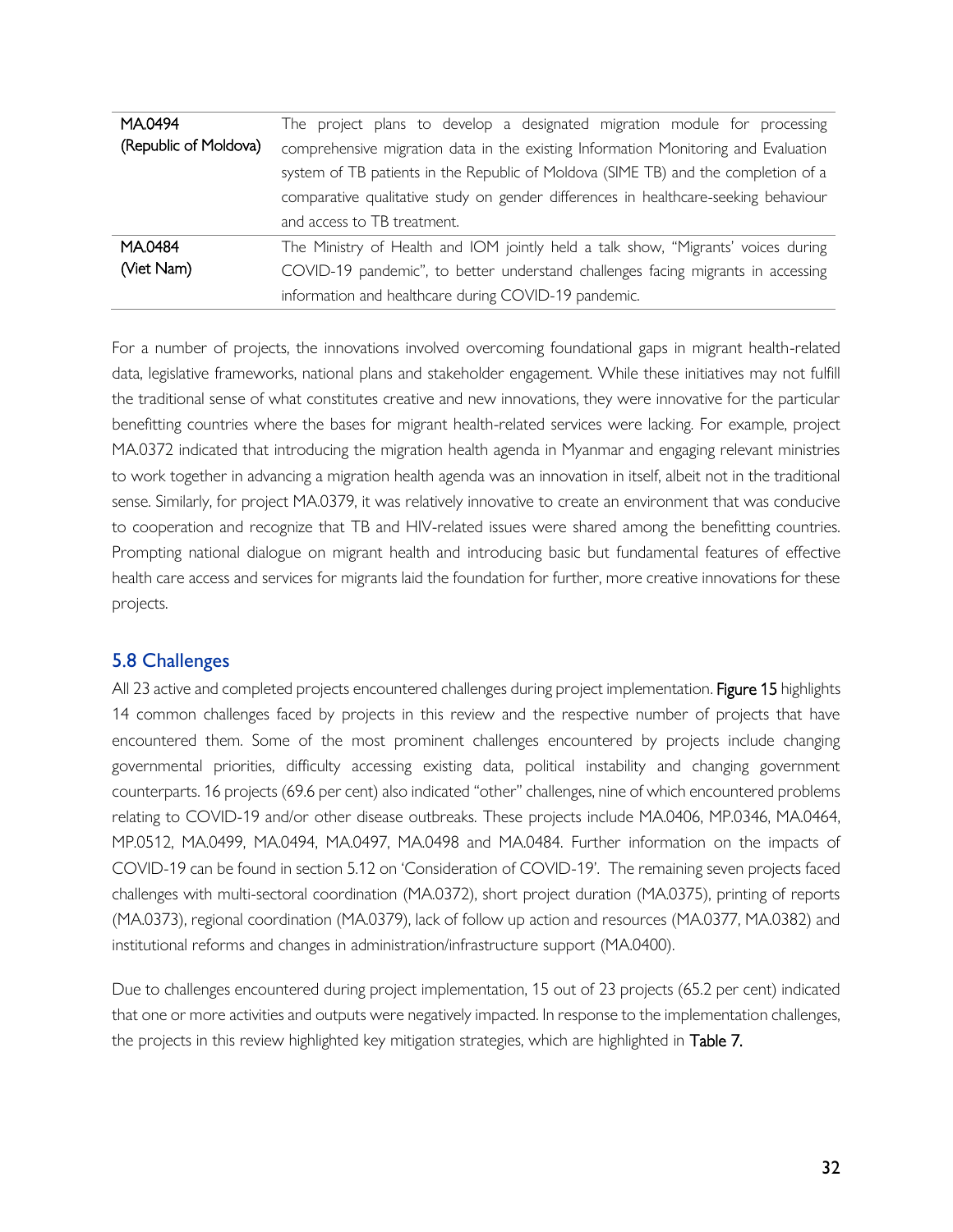| | |
|---|---|
| MA.0494 (Republic of Moldova) | The project plans to develop a designated migration module for processing comprehensive migration data in the existing Information Monitoring and Evaluation system of TB patients in the Republic of Moldova (SIME TB) and the completion of a comparative qualitative study on gender differences in healthcare-seeking behaviour and access to TB treatment. |
| MA.0484 (Viet Nam) | The Ministry of Health and IOM jointly held a talk show, "Migrants' voices during COVID-19 pandemic", to better understand challenges facing migrants in accessing information and healthcare during COVID-19 pandemic. |

For a number of projects, the innovations involved overcoming foundational gaps in migrant health-related data, legislative frameworks, national plans and stakeholder engagement. While these initiatives may not fulfill the traditional sense of what constitutes creative and new innovations, they were innovative for the particular benefitting countries where the bases for migrant health-related services were lacking. For example, project MA.0372 indicated that introducing the migration health agenda in Myanmar and engaging relevant ministries to work together in advancing a migration health agenda was an innovation in itself, albeit not in the traditional sense. Similarly, for project MA.0379, it was relatively innovative to create an environment that was conducive to cooperation and recognize that TB and HIV-related issues were shared among the benefitting countries. Prompting national dialogue on migrant health and introducing basic but fundamental features of effective health care access and services for migrants laid the foundation for further, more creative innovations for these projects.

## 5.8 Challenges

All 23 active and completed projects encountered challenges during project implementation. **Figure 15** highlights 14 common challenges faced by projects in this review and the respective number of projects that have encountered them. Some of the most prominent challenges encountered by projects include changing governmental priorities, difficulty accessing existing data, political instability and changing government counterparts. 16 projects (69.6 per cent) also indicated "other" challenges, nine of which encountered problems relating to COVID-19 and/or other disease outbreaks. These projects include MA.0406, MP.0346, MA.0464, MP.0512, MA.0499, MA.0494, MA.0497, MA.0498 and MA.0484. Further information on the impacts of COVID-19 can be found in section 5.12 on 'Consideration of COVID-19'. The remaining seven projects faced challenges with multi-sectoral coordination (MA.0372), short project duration (MA.0375), printing of reports (MA.0373), regional coordination (MA.0379), lack of follow up action and resources (MA.0377, MA.0382) and institutional reforms and changes in administration/infrastructure support (MA.0400).

Due to challenges encountered during project implementation, 15 out of 23 projects (65.2 per cent) indicated that one or more activities and outputs were negatively impacted. In response to the implementation challenges, the projects in this review highlighted key mitigation strategies, which are highlighted in **Table 7.**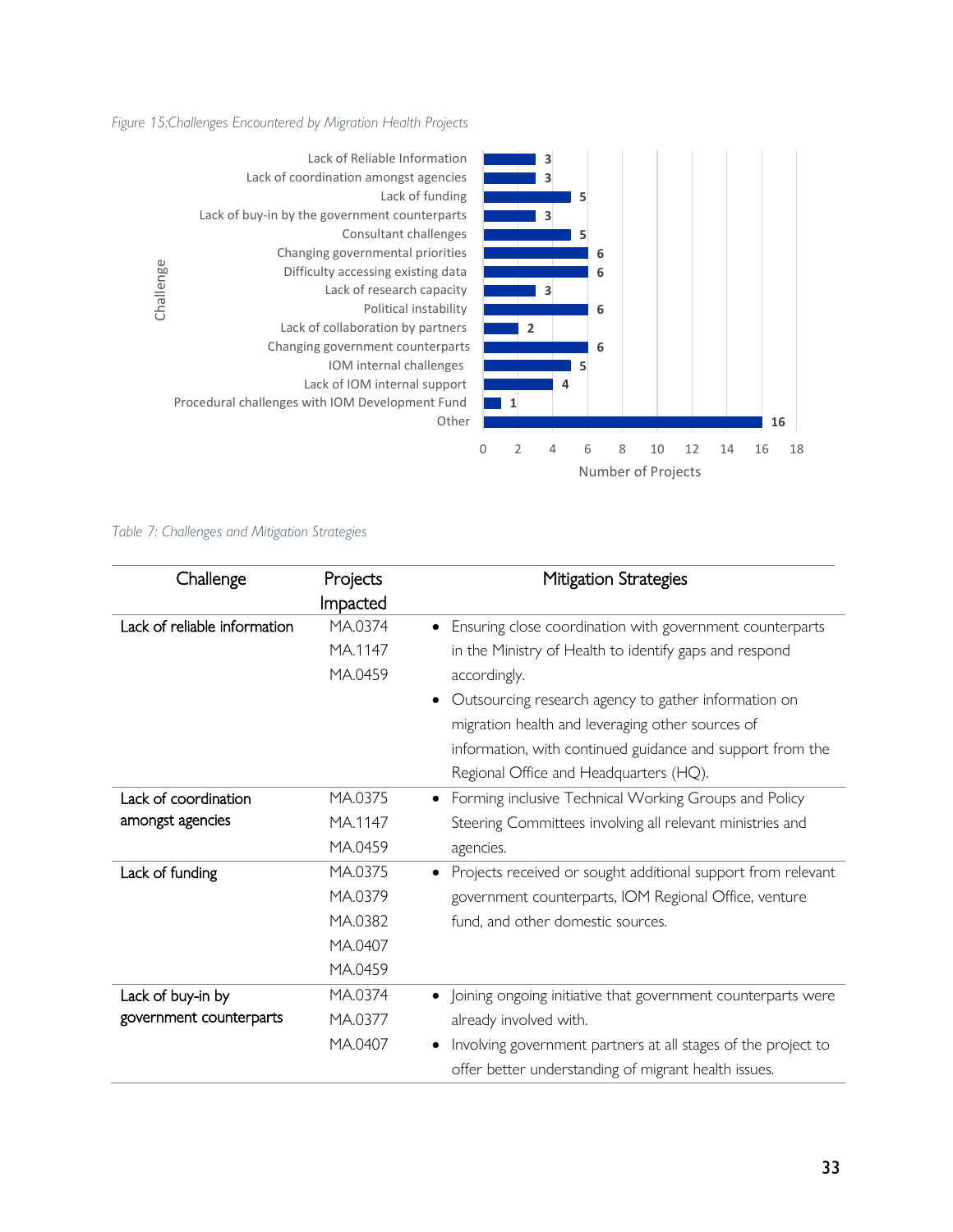*Figure 15:Challenges Encountered by Migration Health Projects*

| Challenge | Number of Projects |
|---|---|
| Lack of Reliable Information | 3 |
| Lack of coordination amongst agencies | 3 |
| Lack of funding | 5 |
| Lack of buy-in by the government counterparts | 3 |
| Consultant challenges | 5 |
| Changing governmental priorities | 6 |
| Difficulty accessing existing data | 6 |
| Lack of research capacity | 3 |
| Political instability | 6 |
| Lack of collaboration by partners | 2 |
| Changing government counterparts | 6 |
| IOM internal challenges | 5 |
| Lack of IOM internal support | 4 |
| Procedural challenges with IOM Development Fund | 1 |
| Other | 16 |

*Table 7: Challenges and Mitigation Strategies*

| Challenge | Projects Impacted | Mitigation Strategies |
|---|---|---|
| Lack of reliable information | MA.0374<br>MA.1147<br>MA.0459 | • Ensuring close coordination with government counterparts in the Ministry of Health to identify gaps and respond accordingly.<br>• Outsourcing research agency to gather information on migration health and leveraging other sources of information, with continued guidance and support from the Regional Office and Headquarters (HQ). |
| Lack of coordination amongst agencies | MA.0375<br>MA.1147<br>MA.0459 | • Forming inclusive Technical Working Groups and Policy Steering Committees involving all relevant ministries and agencies. |
| Lack of funding | MA.0375<br>MA.0379<br>MA.0382<br>MA.0407<br>MA.0459 | • Projects received or sought additional support from relevant government counterparts, IOM Regional Office, venture fund, and other domestic sources. |
| Lack of buy-in by government counterparts | MA.0374<br>MA.0377<br>MA.0407 | • Joining ongoing initiative that government counterparts were already involved with.<br>• Involving government partners at all stages of the project to offer better understanding of migrant health issues. |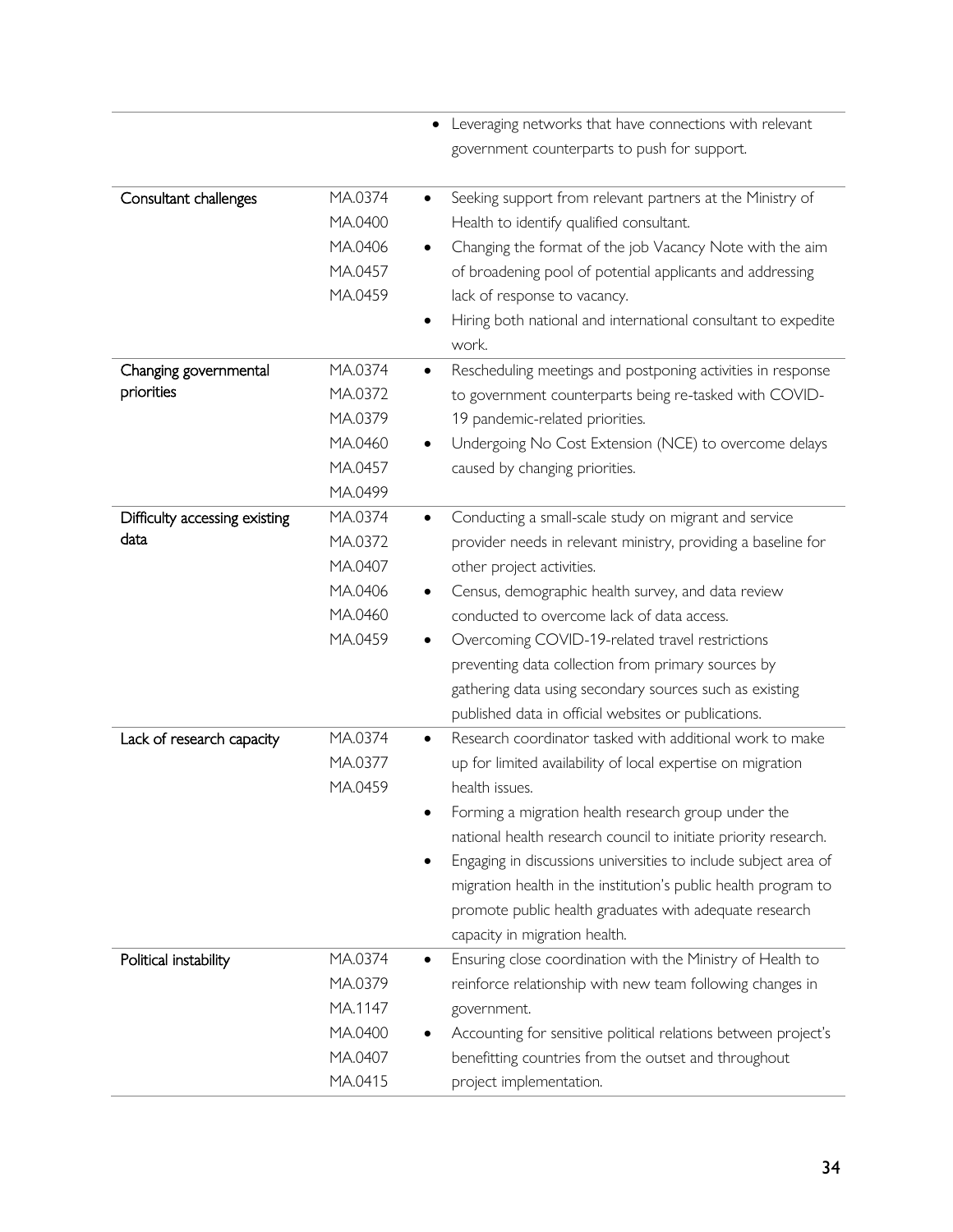| | | |
|---|---|---|
| | | • Leveraging networks that have connections with relevant government counterparts to push for support. |
| Consultant challenges | MA.0374<br>MA.0400<br>MA.0406<br>MA.0457<br>MA.0459 | • Seeking support from relevant partners at the Ministry of Health to identify qualified consultant.<br>• Changing the format of the job Vacancy Note with the aim of broadening pool of potential applicants and addressing lack of response to vacancy.<br>• Hiring both national and international consultant to expedite work. |
| Changing governmental priorities | MA.0374<br>MA.0372<br>MA.0379<br>MA.0460<br>MA.0457<br>MA.0499 | • Rescheduling meetings and postponing activities in response to government counterparts being re-tasked with COVID-19 pandemic-related priorities.<br>• Undergoing No Cost Extension (NCE) to overcome delays caused by changing priorities. |
| Difficulty accessing existing data | MA.0374<br>MA.0372<br>MA.0407<br>MA.0406<br>MA.0460<br>MA.0459 | • Conducting a small-scale study on migrant and service provider needs in relevant ministry, providing a baseline for other project activities.<br>• Census, demographic health survey, and data review conducted to overcome lack of data access.<br>• Overcoming COVID-19-related travel restrictions preventing data collection from primary sources by gathering data using secondary sources such as existing published data in official websites or publications. |
| Lack of research capacity | MA.0374<br>MA.0377<br>MA.0459 | • Research coordinator tasked with additional work to make up for limited availability of local expertise on migration health issues.<br>• Forming a migration health research group under the national health research council to initiate priority research.<br>• Engaging in discussions universities to include subject area of migration health in the institution's public health program to promote public health graduates with adequate research capacity in migration health. |
| Political instability | MA.0374<br>MA.0379<br>MA.1147<br>MA.0400<br>MA.0407<br>MA.0415 | • Ensuring close coordination with the Ministry of Health to reinforce relationship with new team following changes in government.<br>• Accounting for sensitive political relations between project's benefitting countries from the outset and throughout project implementation. |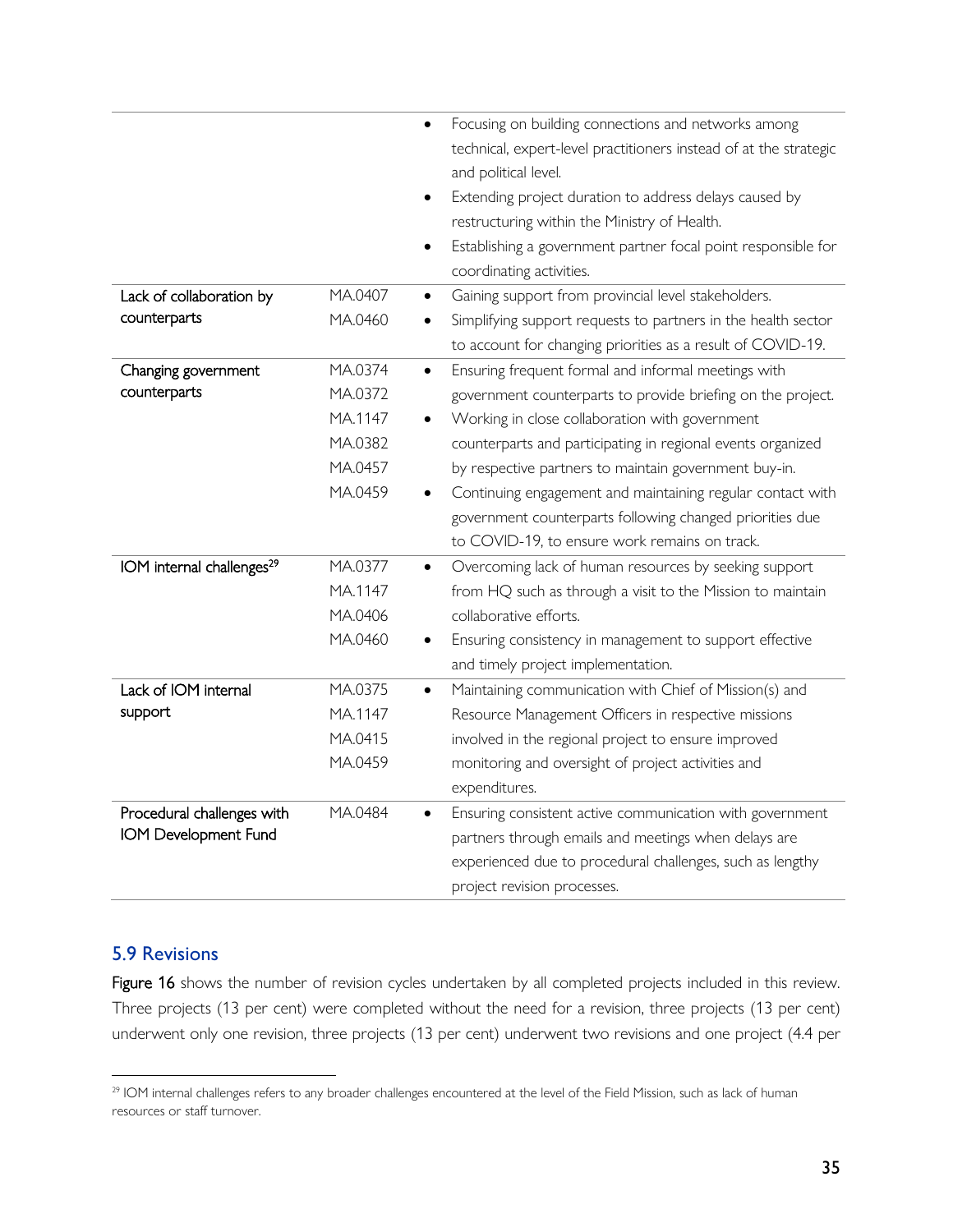| | | |
|---|---|---|
| | | • Focusing on building connections and networks among technical, expert-level practitioners instead of at the strategic and political level.<br>• Extending project duration to address delays caused by restructuring within the Ministry of Health.<br>• Establishing a government partner focal point responsible for coordinating activities. |
| Lack of collaboration by counterparts | MA.0407<br>MA.0460 | • Gaining support from provincial level stakeholders.<br>• Simplifying support requests to partners in the health sector to account for changing priorities as a result of COVID-19. |
| Changing government counterparts | MA.0374<br>MA.0372<br>MA.1147<br>MA.0382<br>MA.0457<br>MA.0459 | • Ensuring frequent formal and informal meetings with government counterparts to provide briefing on the project.<br>• Working in close collaboration with government counterparts and participating in regional events organized by respective partners to maintain government buy-in.<br>• Continuing engagement and maintaining regular contact with government counterparts following changed priorities due to COVID-19, to ensure work remains on track. |
| IOM internal challenges[29] | MA.0377<br>MA.1147<br>MA.0406<br>MA.0460 | • Overcoming lack of human resources by seeking support from HQ such as through a visit to the Mission to maintain collaborative efforts.<br>• Ensuring consistency in management to support effective and timely project implementation. |
| Lack of IOM internal support | MA.0375<br>MA.1147<br>MA.0415<br>MA.0459 | • Maintaining communication with Chief of Mission(s) and Resource Management Officers in respective missions involved in the regional project to ensure improved monitoring and oversight of project activities and expenditures. |
| Procedural challenges with IOM Development Fund | MA.0484 | • Ensuring consistent active communication with government partners through emails and meetings when delays are experienced due to procedural challenges, such as lengthy project revision processes. |

## 5.9 Revisions

**Figure 16** shows the number of revision cycles undertaken by all completed projects included in this review. Three projects (13 per cent) were completed without the need for a revision, three projects (13 per cent) underwent only one revision, three projects (13 per cent) underwent two revisions and one project (4.4 per

[29] IOM internal challenges refers to any broader challenges encountered at the level of the Field Mission, such as lack of human resources or staff turnover.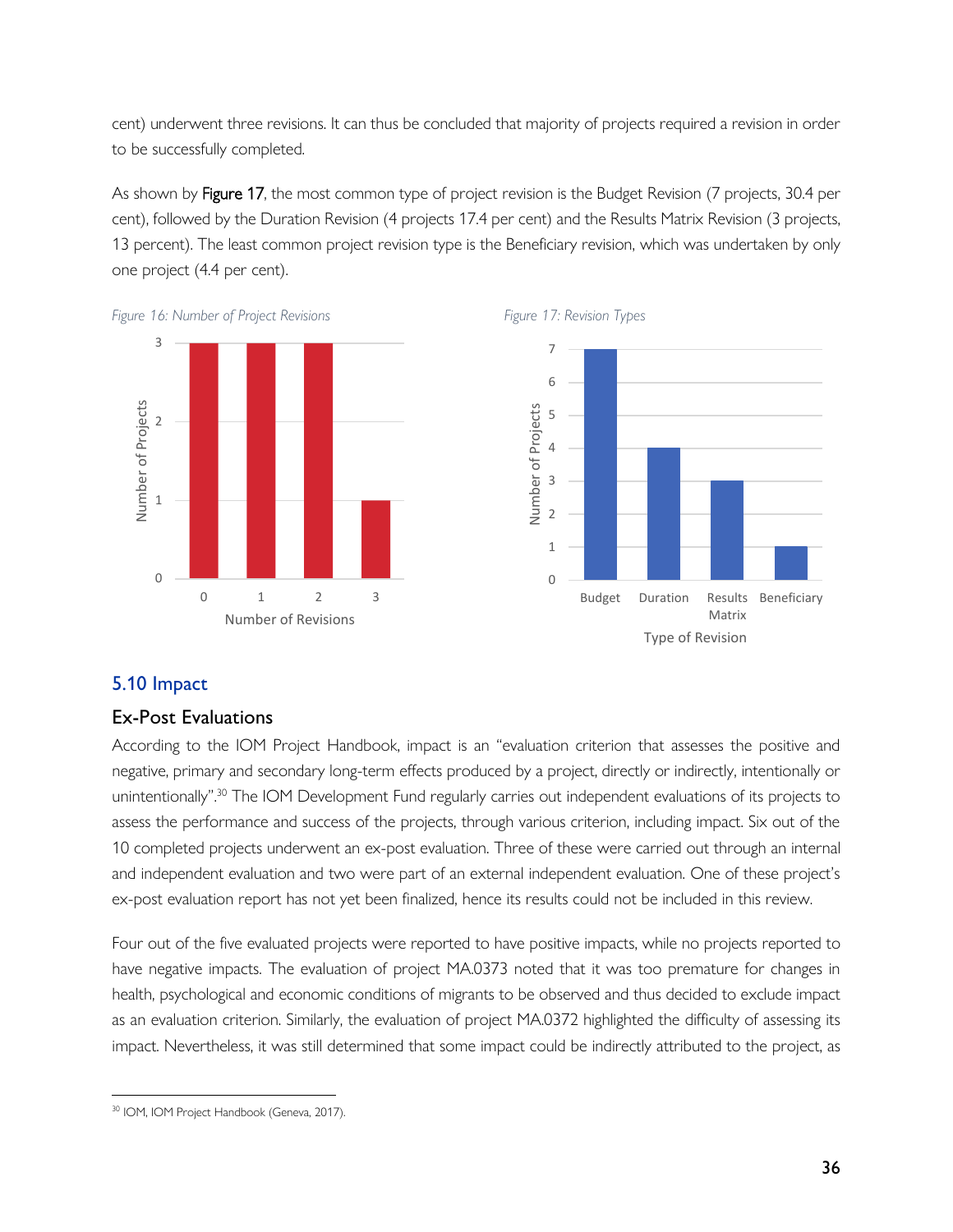cent) underwent three revisions. It can thus be concluded that majority of projects required a revision in order to be successfully completed.

As shown by **Figure 17**, the most common type of project revision is the Budget Revision (7 projects, 30.4 per cent), followed by the Duration Revision (4 projects 17.4 per cent) and the Results Matrix Revision (3 projects, 13 percent). The least common project revision type is the Beneficiary revision, which was undertaken by only one project (4.4 per cent).

*Figure 16: Number of Project Revisions*

*Figure 17: Revision Types*

## 5.10 Impact

### Ex-Post Evaluations

According to the IOM Project Handbook, impact is an "evaluation criterion that assesses the positive and negative, primary and secondary long-term effects produced by a project, directly or indirectly, intentionally or unintentionally".[30] The IOM Development Fund regularly carries out independent evaluations of its projects to assess the performance and success of the projects, through various criterion, including impact. Six out of the 10 completed projects underwent an ex-post evaluation. Three of these were carried out through an internal and independent evaluation and two were part of an external independent evaluation. One of these project's ex-post evaluation report has not yet been finalized, hence its results could not be included in this review.

Four out of the five evaluated projects were reported to have positive impacts, while no projects reported to have negative impacts. The evaluation of project MA.0373 noted that it was too premature for changes in health, psychological and economic conditions of migrants to be observed and thus decided to exclude impact as an evaluation criterion. Similarly, the evaluation of project MA.0372 highlighted the difficulty of assessing its impact. Nevertheless, it was still determined that some impact could be indirectly attributed to the project, as

[30] IOM, IOM Project Handbook (Geneva, 2017).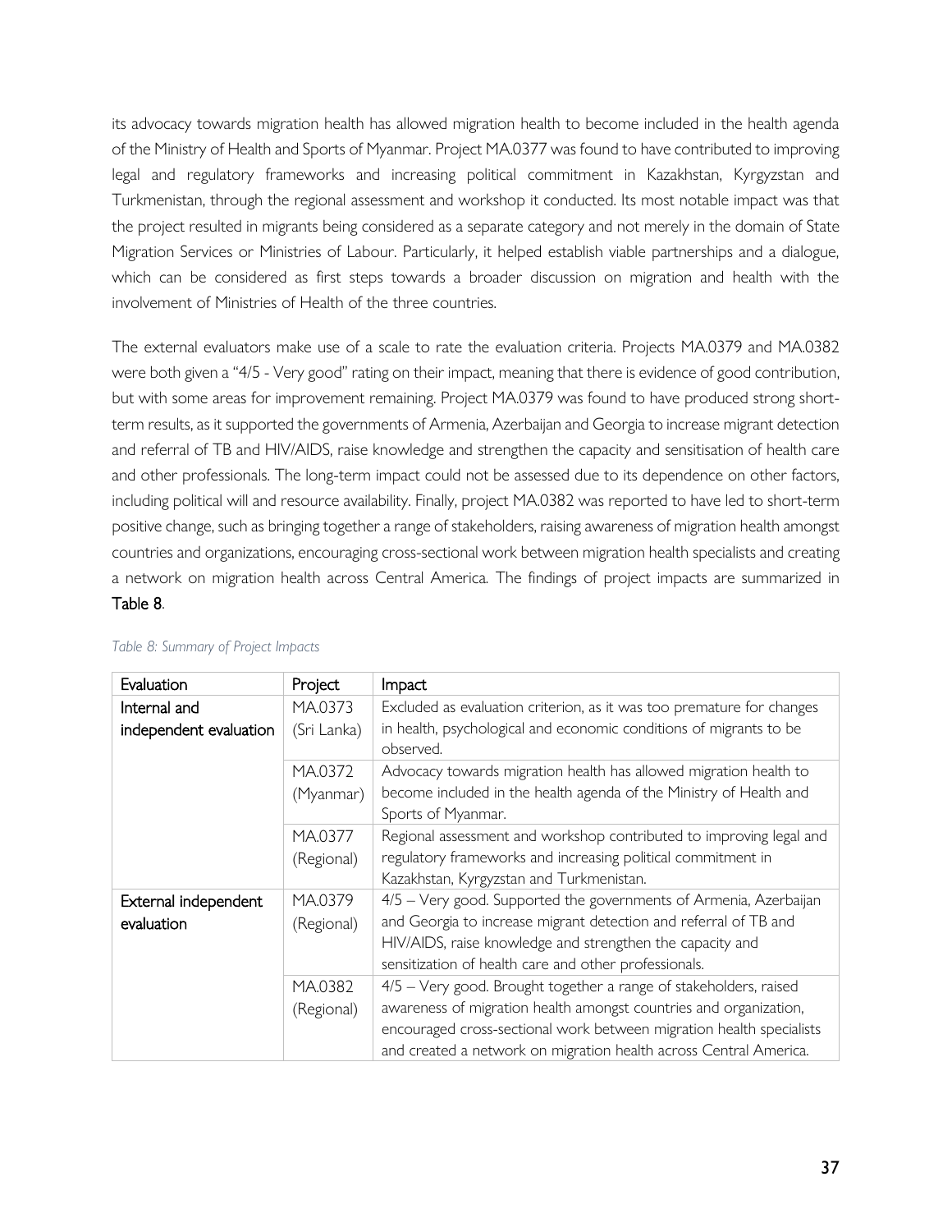its advocacy towards migration health has allowed migration health to become included in the health agenda of the Ministry of Health and Sports of Myanmar. Project MA.0377 was found to have contributed to improving legal and regulatory frameworks and increasing political commitment in Kazakhstan, Kyrgyzstan and Turkmenistan, through the regional assessment and workshop it conducted. Its most notable impact was that the project resulted in migrants being considered as a separate category and not merely in the domain of State Migration Services or Ministries of Labour. Particularly, it helped establish viable partnerships and a dialogue, which can be considered as first steps towards a broader discussion on migration and health with the involvement of Ministries of Health of the three countries.

The external evaluators make use of a scale to rate the evaluation criteria. Projects MA.0379 and MA.0382 were both given a "4/5 - Very good" rating on their impact, meaning that there is evidence of good contribution, but with some areas for improvement remaining. Project MA.0379 was found to have produced strong short-term results, as it supported the governments of Armenia, Azerbaijan and Georgia to increase migrant detection and referral of TB and HIV/AIDS, raise knowledge and strengthen the capacity and sensitisation of health care and other professionals. The long-term impact could not be assessed due to its dependence on other factors, including political will and resource availability. Finally, project MA.0382 was reported to have led to short-term positive change, such as bringing together a range of stakeholders, raising awareness of migration health amongst countries and organizations, encouraging cross-sectional work between migration health specialists and creating a network on migration health across Central America. The findings of project impacts are summarized in **Table 8**.

*Table 8: Summary of Project Impacts*

| Evaluation | Project | Impact |
|---|---|---|
| Internal and independent evaluation | MA.0373 (Sri Lanka) | Excluded as evaluation criterion, as it was too premature for changes in health, psychological and economic conditions of migrants to be observed. |
| | MA.0372 (Myanmar) | Advocacy towards migration health has allowed migration health to become included in the health agenda of the Ministry of Health and Sports of Myanmar. |
| | MA.0377 (Regional) | Regional assessment and workshop contributed to improving legal and regulatory frameworks and increasing political commitment in Kazakhstan, Kyrgyzstan and Turkmenistan. |
| External independent evaluation | MA.0379 (Regional) | 4/5 – Very good. Supported the governments of Armenia, Azerbaijan and Georgia to increase migrant detection and referral of TB and HIV/AIDS, raise knowledge and strengthen the capacity and sensitization of health care and other professionals. |
| | MA.0382 (Regional) | 4/5 – Very good. Brought together a range of stakeholders, raised awareness of migration health amongst countries and organization, encouraged cross-sectional work between migration health specialists and created a network on migration health across Central America. |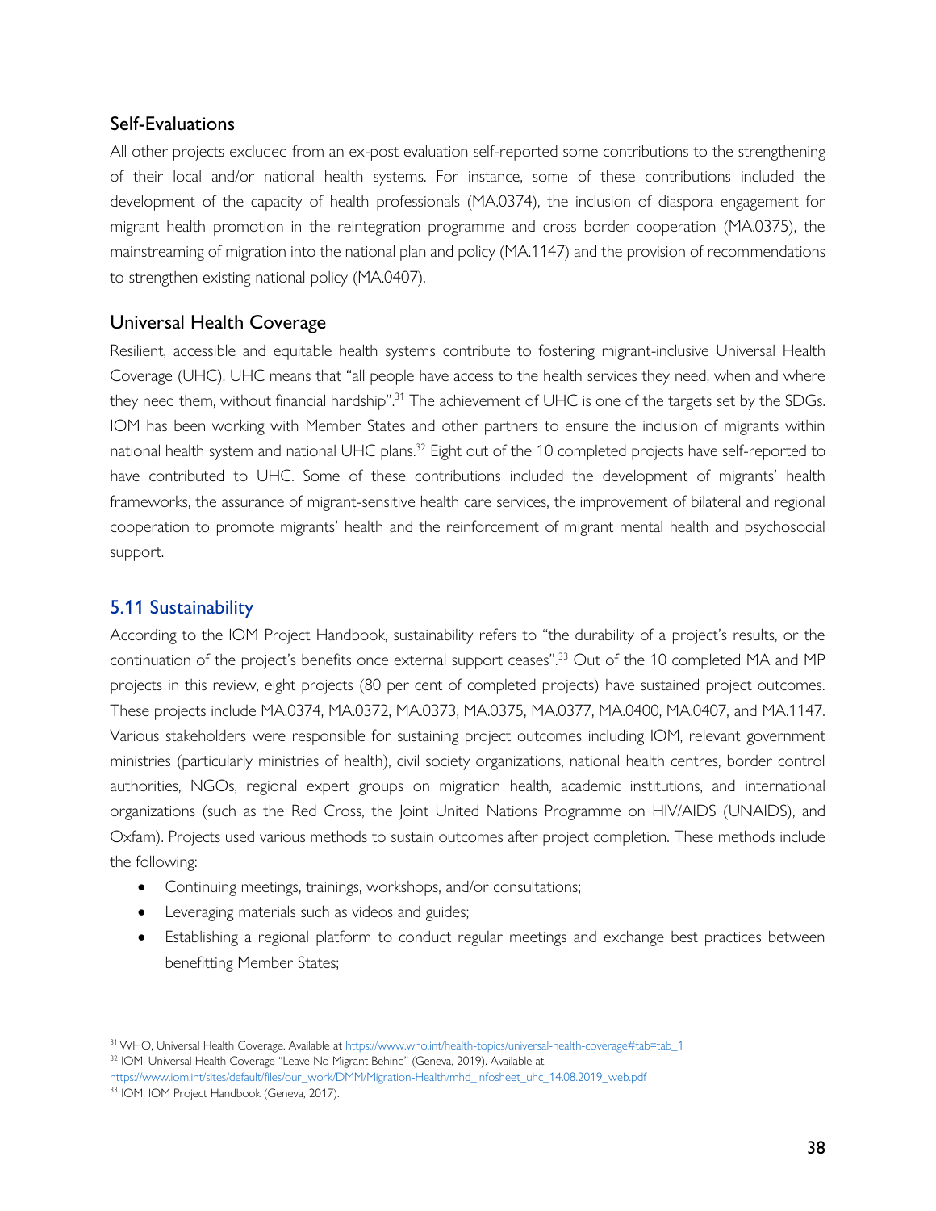### Self-Evaluations

All other projects excluded from an ex-post evaluation self-reported some contributions to the strengthening of their local and/or national health systems. For instance, some of these contributions included the development of the capacity of health professionals (MA.0374), the inclusion of diaspora engagement for migrant health promotion in the reintegration programme and cross border cooperation (MA.0375), the mainstreaming of migration into the national plan and policy (MA.1147) and the provision of recommendations to strengthen existing national policy (MA.0407).

### Universal Health Coverage

Resilient, accessible and equitable health systems contribute to fostering migrant-inclusive Universal Health Coverage (UHC). UHC means that "all people have access to the health services they need, when and where they need them, without financial hardship".[31] The achievement of UHC is one of the targets set by the SDGs. IOM has been working with Member States and other partners to ensure the inclusion of migrants within national health system and national UHC plans.[32] Eight out of the 10 completed projects have self-reported to have contributed to UHC. Some of these contributions included the development of migrants' health frameworks, the assurance of migrant-sensitive health care services, the improvement of bilateral and regional cooperation to promote migrants' health and the reinforcement of migrant mental health and psychosocial support.

## 5.11 Sustainability

According to the IOM Project Handbook, sustainability refers to "the durability of a project's results, or the continuation of the project's benefits once external support ceases".[33] Out of the 10 completed MA and MP projects in this review, eight projects (80 per cent of completed projects) have sustained project outcomes. These projects include MA.0374, MA.0372, MA.0373, MA.0375, MA.0377, MA.0400, MA.0407, and MA.1147. Various stakeholders were responsible for sustaining project outcomes including IOM, relevant government ministries (particularly ministries of health), civil society organizations, national health centres, border control authorities, NGOs, regional expert groups on migration health, academic institutions, and international organizations (such as the Red Cross, the Joint United Nations Programme on HIV/AIDS (UNAIDS), and Oxfam). Projects used various methods to sustain outcomes after project completion. These methods include the following:

- Continuing meetings, trainings, workshops, and/or consultations;
- Leveraging materials such as videos and guides;
- Establishing a regional platform to conduct regular meetings and exchange best practices between benefitting Member States;

---

[31] WHO, Universal Health Coverage. Available at https://www.who.int/health-topics/universal-health-coverage#tab=tab_1

[32] IOM, Universal Health Coverage "Leave No Migrant Behind" (Geneva, 2019). Available at https://www.iom.int/sites/default/files/our_work/DMM/Migration-Health/mhd_infosheet_uhc_14.08.2019_web.pdf

[33] IOM, IOM Project Handbook (Geneva, 2017).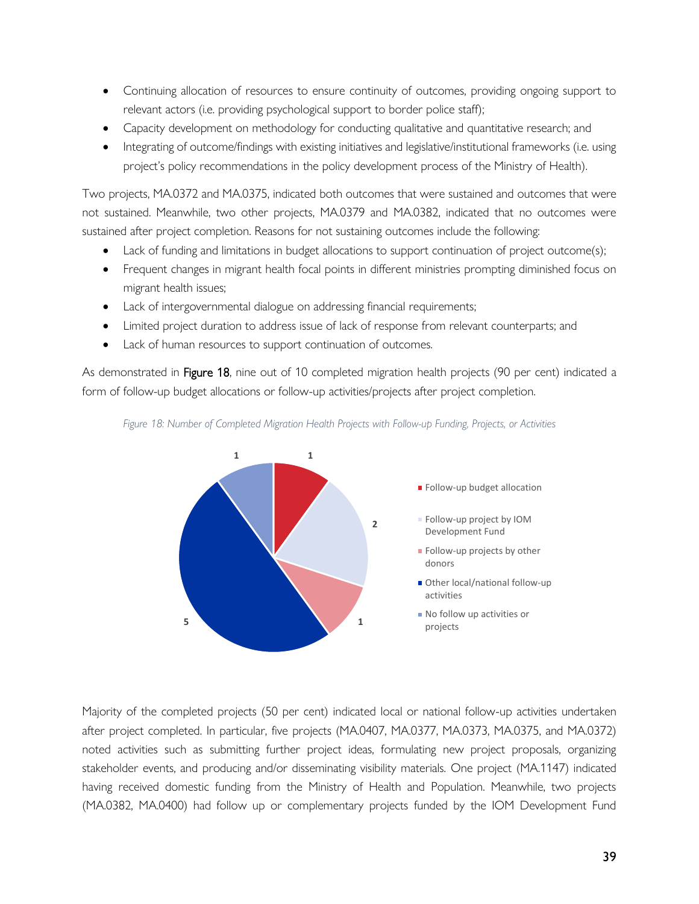- Continuing allocation of resources to ensure continuity of outcomes, providing ongoing support to relevant actors (i.e. providing psychological support to border police staff);
- Capacity development on methodology for conducting qualitative and quantitative research; and
- Integrating of outcome/findings with existing initiatives and legislative/institutional frameworks (i.e. using project's policy recommendations in the policy development process of the Ministry of Health).

Two projects, MA.0372 and MA.0375, indicated both outcomes that were sustained and outcomes that were not sustained. Meanwhile, two other projects, MA.0379 and MA.0382, indicated that no outcomes were sustained after project completion. Reasons for not sustaining outcomes include the following:

- Lack of funding and limitations in budget allocations to support continuation of project outcome(s);
- Frequent changes in migrant health focal points in different ministries prompting diminished focus on migrant health issues;
- Lack of intergovernmental dialogue on addressing financial requirements;
- Limited project duration to address issue of lack of response from relevant counterparts; and
- Lack of human resources to support continuation of outcomes.

As demonstrated in **Figure 18**, nine out of 10 completed migration health projects (90 per cent) indicated a form of follow-up budget allocations or follow-up activities/projects after project completion.

*Figure 18: Number of Completed Migration Health Projects with Follow-up Funding, Projects, or Activities*

| Category | Number |
| --- | --- |
| Follow-up budget allocation | 1 |
| Follow-up project by IOM Development Fund | 2 |
| Follow-up projects by other donors | 1 |
| Other local/national follow-up activities | 5 |
| No follow up activities or projects | 1 |

Majority of the completed projects (50 per cent) indicated local or national follow-up activities undertaken after project completed. In particular, five projects (MA.0407, MA.0377, MA.0373, MA.0375, and MA.0372) noted activities such as submitting further project ideas, formulating new project proposals, organizing stakeholder events, and producing and/or disseminating visibility materials. One project (MA.1147) indicated having received domestic funding from the Ministry of Health and Population. Meanwhile, two projects (MA.0382, MA.0400) had follow up or complementary projects funded by the IOM Development Fund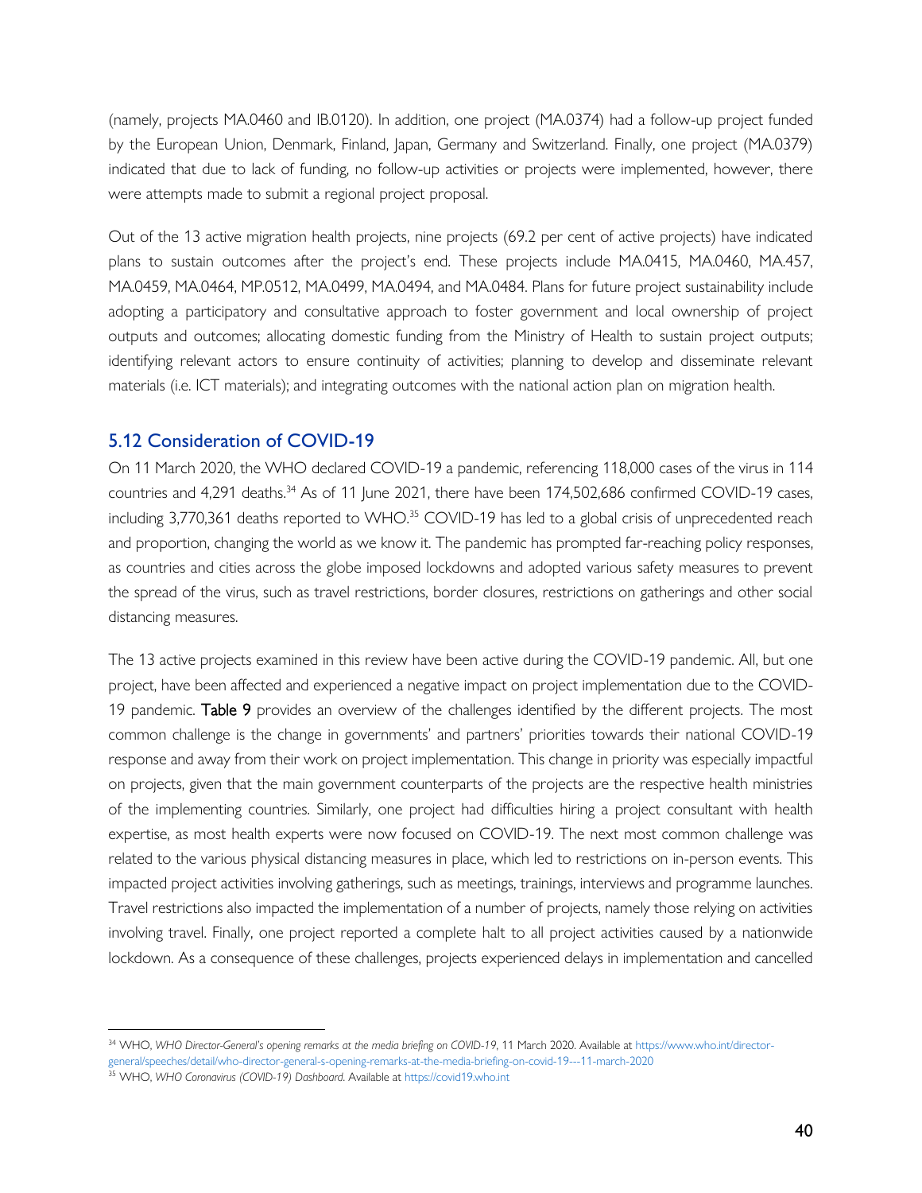(namely, projects MA.0460 and IB.0120). In addition, one project (MA.0374) had a follow-up project funded by the European Union, Denmark, Finland, Japan, Germany and Switzerland. Finally, one project (MA.0379) indicated that due to lack of funding, no follow-up activities or projects were implemented, however, there were attempts made to submit a regional project proposal.

Out of the 13 active migration health projects, nine projects (69.2 per cent of active projects) have indicated plans to sustain outcomes after the project's end. These projects include MA.0415, MA.0460, MA.457, MA.0459, MA.0464, MP.0512, MA.0499, MA.0494, and MA.0484. Plans for future project sustainability include adopting a participatory and consultative approach to foster government and local ownership of project outputs and outcomes; allocating domestic funding from the Ministry of Health to sustain project outputs; identifying relevant actors to ensure continuity of activities; planning to develop and disseminate relevant materials (i.e. ICT materials); and integrating outcomes with the national action plan on migration health.

## 5.12 Consideration of COVID-19

On 11 March 2020, the WHO declared COVID-19 a pandemic, referencing 118,000 cases of the virus in 114 countries and 4,291 deaths.[34] As of 11 June 2021, there have been 174,502,686 confirmed COVID-19 cases, including 3,770,361 deaths reported to WHO.[35] COVID-19 has led to a global crisis of unprecedented reach and proportion, changing the world as we know it. The pandemic has prompted far-reaching policy responses, as countries and cities across the globe imposed lockdowns and adopted various safety measures to prevent the spread of the virus, such as travel restrictions, border closures, restrictions on gatherings and other social distancing measures.

The 13 active projects examined in this review have been active during the COVID-19 pandemic. All, but one project, have been affected and experienced a negative impact on project implementation due to the COVID-19 pandemic. **Table 9** provides an overview of the challenges identified by the different projects. The most common challenge is the change in governments' and partners' priorities towards their national COVID-19 response and away from their work on project implementation. This change in priority was especially impactful on projects, given that the main government counterparts of the projects are the respective health ministries of the implementing countries. Similarly, one project had difficulties hiring a project consultant with health expertise, as most health experts were now focused on COVID-19. The next most common challenge was related to the various physical distancing measures in place, which led to restrictions on in-person events. This impacted project activities involving gatherings, such as meetings, trainings, interviews and programme launches. Travel restrictions also impacted the implementation of a number of projects, namely those relying on activities involving travel. Finally, one project reported a complete halt to all project activities caused by a nationwide lockdown. As a consequence of these challenges, projects experienced delays in implementation and cancelled

---

[34] WHO, *WHO Director-General's opening remarks at the media briefing on COVID-19*, 11 March 2020. Available at https://www.who.int/director-general/speeches/detail/who-director-general-s-opening-remarks-at-the-media-briefing-on-covid-19---11-march-2020

[35] WHO, *WHO Coronavirus (COVID-19) Dashboard*. Available at https://covid19.who.int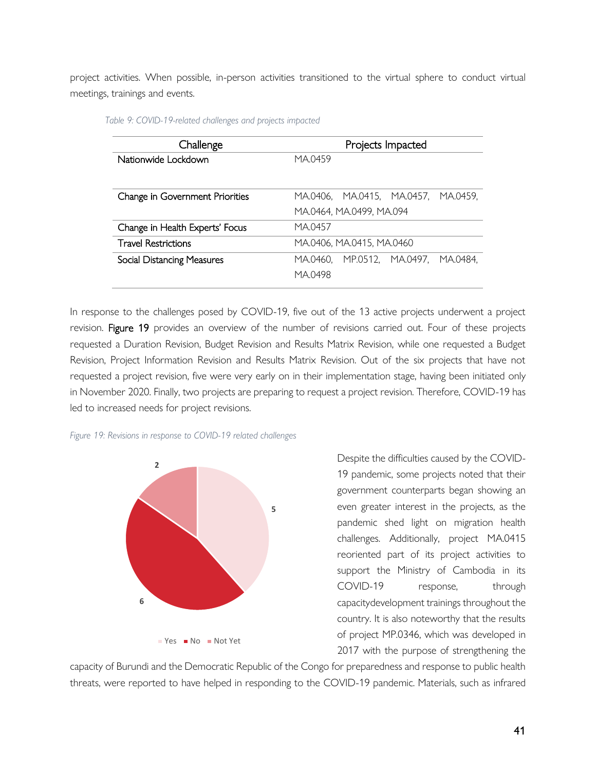project activities. When possible, in-person activities transitioned to the virtual sphere to conduct virtual meetings, trainings and events.

*Table 9: COVID-19-related challenges and projects impacted*

| Challenge | Projects Impacted |
| --- | --- |
| Nationwide Lockdown | MA.0459 |
| Change in Government Priorities | MA.0406, MA.0415, MA.0457, MA.0459, MA.0464, MA.0499, MA.094 |
| Change in Health Experts' Focus | MA.0457 |
| Travel Restrictions | MA.0406, MA.0415, MA.0460 |
| Social Distancing Measures | MA.0460, MP.0512, MA.0497, MA.0484, MA.0498 |

In response to the challenges posed by COVID-19, five out of the 13 active projects underwent a project revision. Figure 19 provides an overview of the number of revisions carried out. Four of these projects requested a Duration Revision, Budget Revision and Results Matrix Revision, while one requested a Budget Revision, Project Information Revision and Results Matrix Revision. Out of the six projects that have not requested a project revision, five were very early on in their implementation stage, having been initiated only in November 2020. Finally, two projects are preparing to request a project revision. Therefore, COVID-19 has led to increased needs for project revisions.

*Figure 19: Revisions in response to COVID-19 related challenges*

Despite the difficulties caused by the COVID-19 pandemic, some projects noted that their government counterparts began showing an even greater interest in the projects, as the pandemic shed light on migration health challenges. Additionally, project MA.0415 reoriented part of its project activities to support the Ministry of Cambodia in its COVID-19 response, through capacitydevelopment trainings throughout the country. It is also noteworthy that the results of project MP.0346, which was developed in 2017 with the purpose of strengthening the capacity of Burundi and the Democratic Republic of the Congo for preparedness and response to public health threats, were reported to have helped in responding to the COVID-19 pandemic. Materials, such as infrared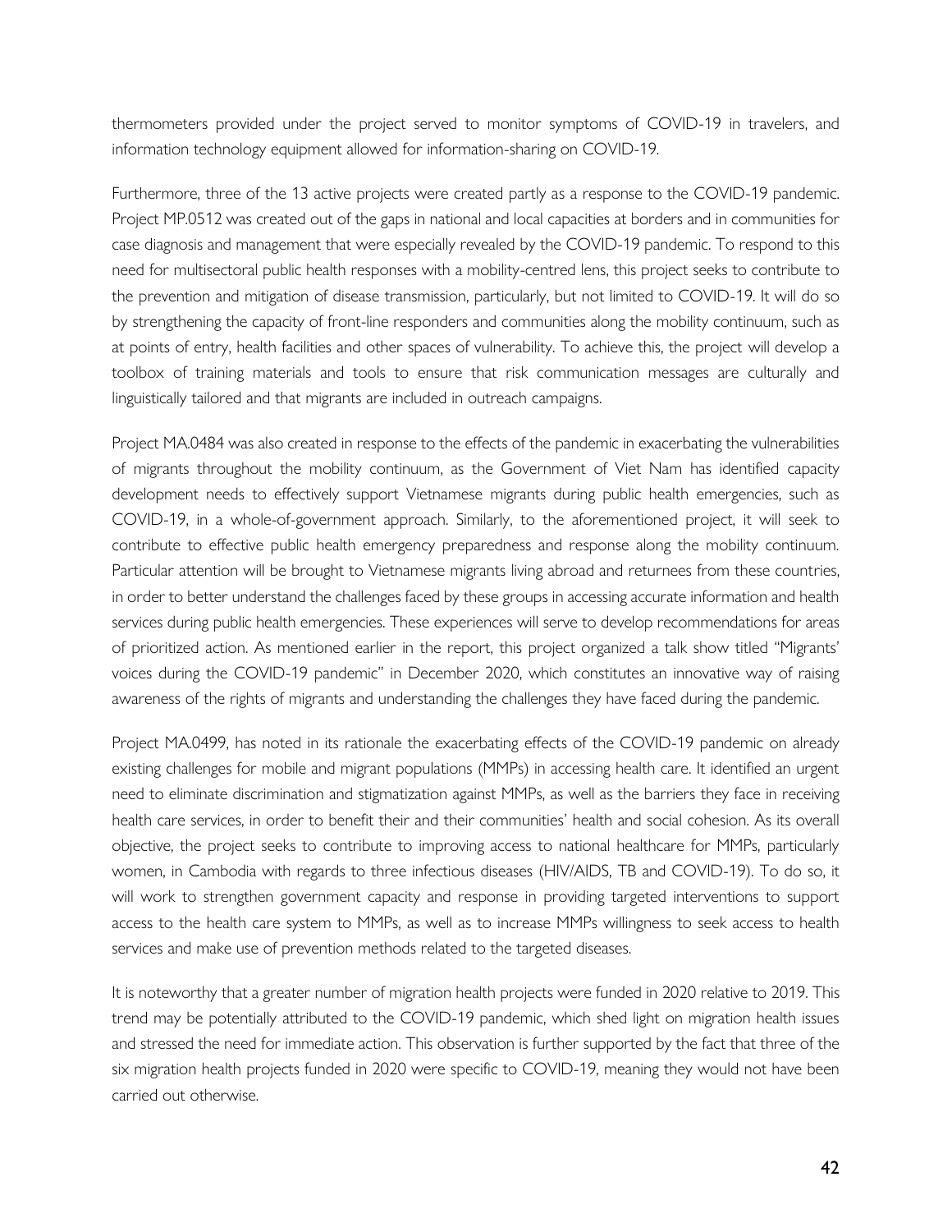thermometers provided under the project served to monitor symptoms of COVID-19 in travelers, and information technology equipment allowed for information-sharing on COVID-19.

Furthermore, three of the 13 active projects were created partly as a response to the COVID-19 pandemic. Project MP.0512 was created out of the gaps in national and local capacities at borders and in communities for case diagnosis and management that were especially revealed by the COVID-19 pandemic. To respond to this need for multisectoral public health responses with a mobility-centred lens, this project seeks to contribute to the prevention and mitigation of disease transmission, particularly, but not limited to COVID-19. It will do so by strengthening the capacity of front-line responders and communities along the mobility continuum, such as at points of entry, health facilities and other spaces of vulnerability. To achieve this, the project will develop a toolbox of training materials and tools to ensure that risk communication messages are culturally and linguistically tailored and that migrants are included in outreach campaigns.

Project MA.0484 was also created in response to the effects of the pandemic in exacerbating the vulnerabilities of migrants throughout the mobility continuum, as the Government of Viet Nam has identified capacity development needs to effectively support Vietnamese migrants during public health emergencies, such as COVID-19, in a whole-of-government approach. Similarly, to the aforementioned project, it will seek to contribute to effective public health emergency preparedness and response along the mobility continuum. Particular attention will be brought to Vietnamese migrants living abroad and returnees from these countries, in order to better understand the challenges faced by these groups in accessing accurate information and health services during public health emergencies. These experiences will serve to develop recommendations for areas of prioritized action. As mentioned earlier in the report, this project organized a talk show titled "Migrants' voices during the COVID-19 pandemic" in December 2020, which constitutes an innovative way of raising awareness of the rights of migrants and understanding the challenges they have faced during the pandemic.

Project MA.0499, has noted in its rationale the exacerbating effects of the COVID-19 pandemic on already existing challenges for mobile and migrant populations (MMPs) in accessing health care. It identified an urgent need to eliminate discrimination and stigmatization against MMPs, as well as the barriers they face in receiving health care services, in order to benefit their and their communities' health and social cohesion. As its overall objective, the project seeks to contribute to improving access to national healthcare for MMPs, particularly women, in Cambodia with regards to three infectious diseases (HIV/AIDS, TB and COVID-19). To do so, it will work to strengthen government capacity and response in providing targeted interventions to support access to the health care system to MMPs, as well as to increase MMPs willingness to seek access to health services and make use of prevention methods related to the targeted diseases.

It is noteworthy that a greater number of migration health projects were funded in 2020 relative to 2019. This trend may be potentially attributed to the COVID-19 pandemic, which shed light on migration health issues and stressed the need for immediate action. This observation is further supported by the fact that three of the six migration health projects funded in 2020 were specific to COVID-19, meaning they would not have been carried out otherwise.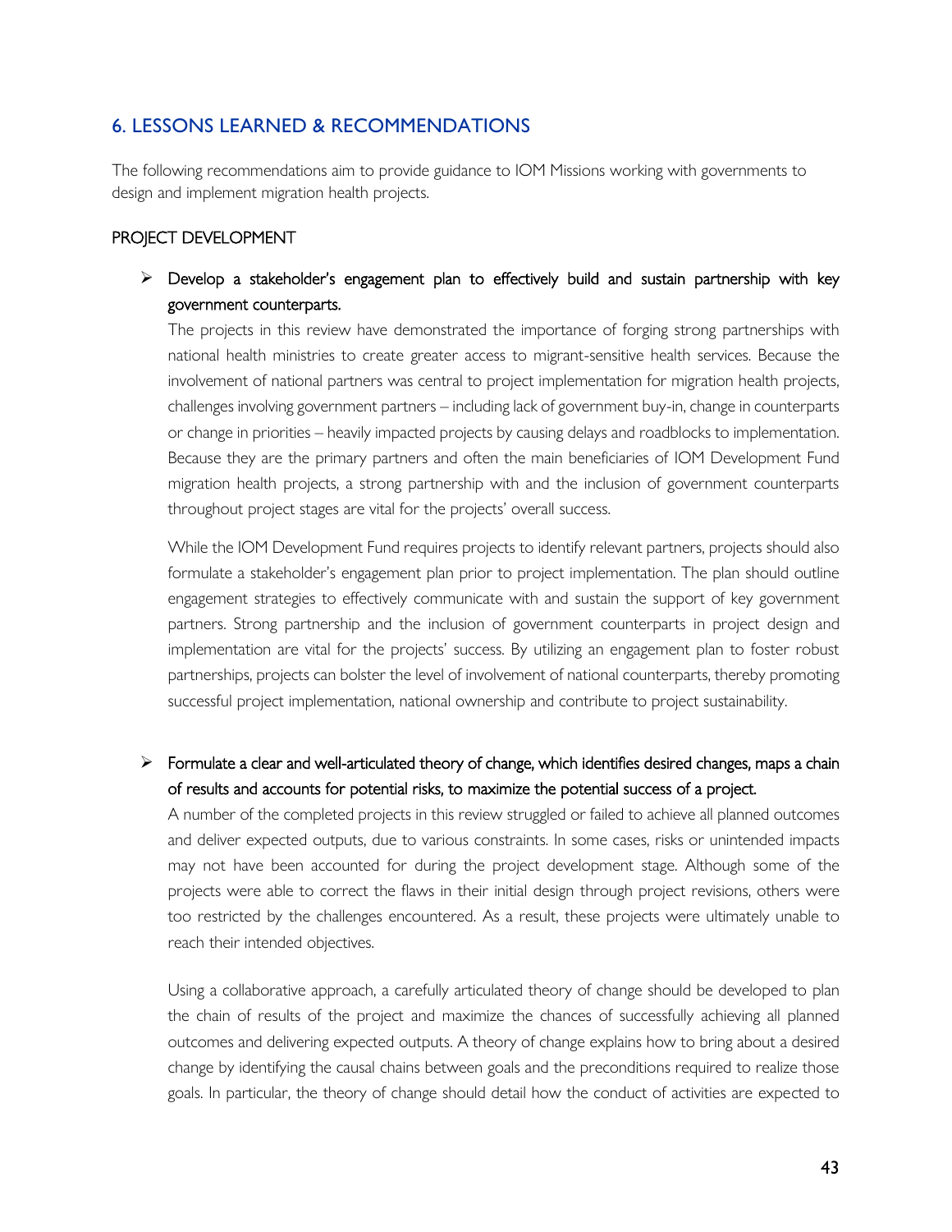## 6. LESSONS LEARNED & RECOMMENDATIONS

The following recommendations aim to provide guidance to IOM Missions working with governments to design and implement migration health projects.

### PROJECT DEVELOPMENT

- Develop a stakeholder's engagement plan to effectively build and sustain partnership with key government counterparts.

  The projects in this review have demonstrated the importance of forging strong partnerships with national health ministries to create greater access to migrant-sensitive health services. Because the involvement of national partners was central to project implementation for migration health projects, challenges involving government partners – including lack of government buy-in, change in counterparts or change in priorities – heavily impacted projects by causing delays and roadblocks to implementation. Because they are the primary partners and often the main beneficiaries of IOM Development Fund migration health projects, a strong partnership with and the inclusion of government counterparts throughout project stages are vital for the projects' overall success.

  While the IOM Development Fund requires projects to identify relevant partners, projects should also formulate a stakeholder's engagement plan prior to project implementation. The plan should outline engagement strategies to effectively communicate with and sustain the support of key government partners. Strong partnership and the inclusion of government counterparts in project design and implementation are vital for the projects' success. By utilizing an engagement plan to foster robust partnerships, projects can bolster the level of involvement of national counterparts, thereby promoting successful project implementation, national ownership and contribute to project sustainability.

- Formulate a clear and well-articulated theory of change, which identifies desired changes, maps a chain of results and accounts for potential risks, to maximize the potential success of a project.

  A number of the completed projects in this review struggled or failed to achieve all planned outcomes and deliver expected outputs, due to various constraints. In some cases, risks or unintended impacts may not have been accounted for during the project development stage. Although some of the projects were able to correct the flaws in their initial design through project revisions, others were too restricted by the challenges encountered. As a result, these projects were ultimately unable to reach their intended objectives.

  Using a collaborative approach, a carefully articulated theory of change should be developed to plan the chain of results of the project and maximize the chances of successfully achieving all planned outcomes and delivering expected outputs. A theory of change explains how to bring about a desired change by identifying the causal chains between goals and the preconditions required to realize those goals. In particular, the theory of change should detail how the conduct of activities are expected to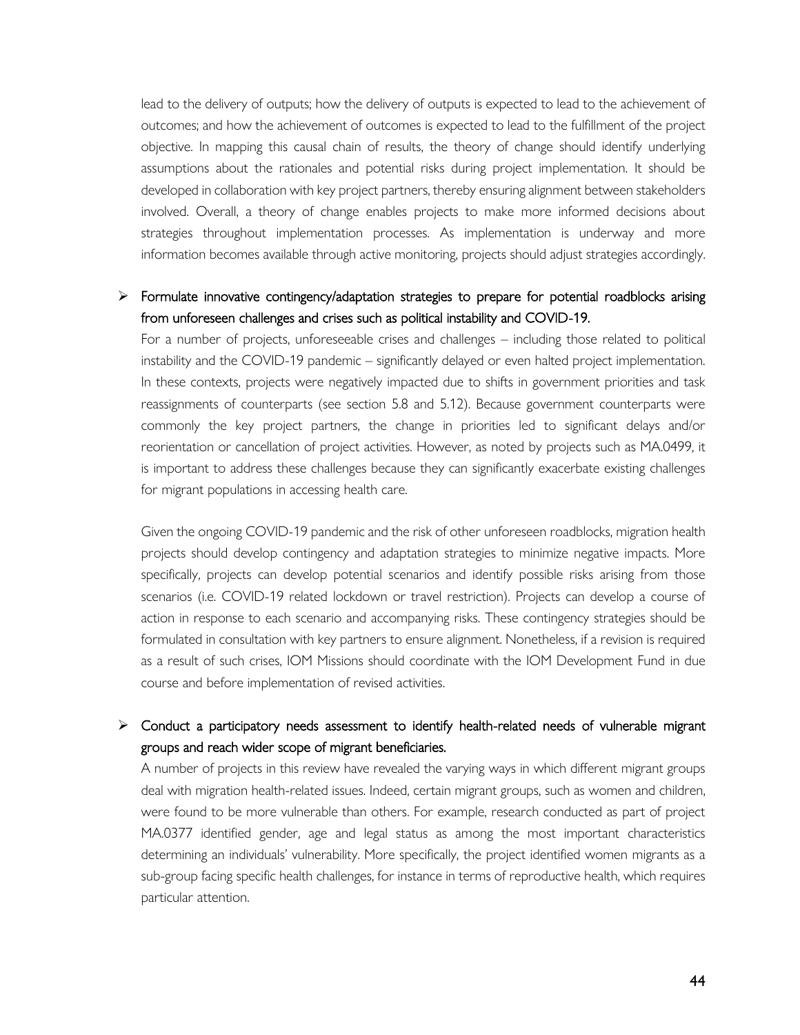lead to the delivery of outputs; how the delivery of outputs is expected to lead to the achievement of outcomes; and how the achievement of outcomes is expected to lead to the fulfillment of the project objective. In mapping this causal chain of results, the theory of change should identify underlying assumptions about the rationales and potential risks during project implementation. It should be developed in collaboration with key project partners, thereby ensuring alignment between stakeholders involved. Overall, a theory of change enables projects to make more informed decisions about strategies throughout implementation processes. As implementation is underway and more information becomes available through active monitoring, projects should adjust strategies accordingly.

- Formulate innovative contingency/adaptation strategies to prepare for potential roadblocks arising from unforeseen challenges and crises such as political instability and COVID-19.

  For a number of projects, unforeseeable crises and challenges – including those related to political instability and the COVID-19 pandemic – significantly delayed or even halted project implementation. In these contexts, projects were negatively impacted due to shifts in government priorities and task reassignments of counterparts (see section 5.8 and 5.12). Because government counterparts were commonly the key project partners, the change in priorities led to significant delays and/or reorientation or cancellation of project activities. However, as noted by projects such as MA.0499, it is important to address these challenges because they can significantly exacerbate existing challenges for migrant populations in accessing health care.

  Given the ongoing COVID-19 pandemic and the risk of other unforeseen roadblocks, migration health projects should develop contingency and adaptation strategies to minimize negative impacts. More specifically, projects can develop potential scenarios and identify possible risks arising from those scenarios (i.e. COVID-19 related lockdown or travel restriction). Projects can develop a course of action in response to each scenario and accompanying risks. These contingency strategies should be formulated in consultation with key partners to ensure alignment. Nonetheless, if a revision is required as a result of such crises, IOM Missions should coordinate with the IOM Development Fund in due course and before implementation of revised activities.

- Conduct a participatory needs assessment to identify health-related needs of vulnerable migrant groups and reach wider scope of migrant beneficiaries.

  A number of projects in this review have revealed the varying ways in which different migrant groups deal with migration health-related issues. Indeed, certain migrant groups, such as women and children, were found to be more vulnerable than others. For example, research conducted as part of project MA.0377 identified gender, age and legal status as among the most important characteristics determining an individuals' vulnerability. More specifically, the project identified women migrants as a sub-group facing specific health challenges, for instance in terms of reproductive health, which requires particular attention.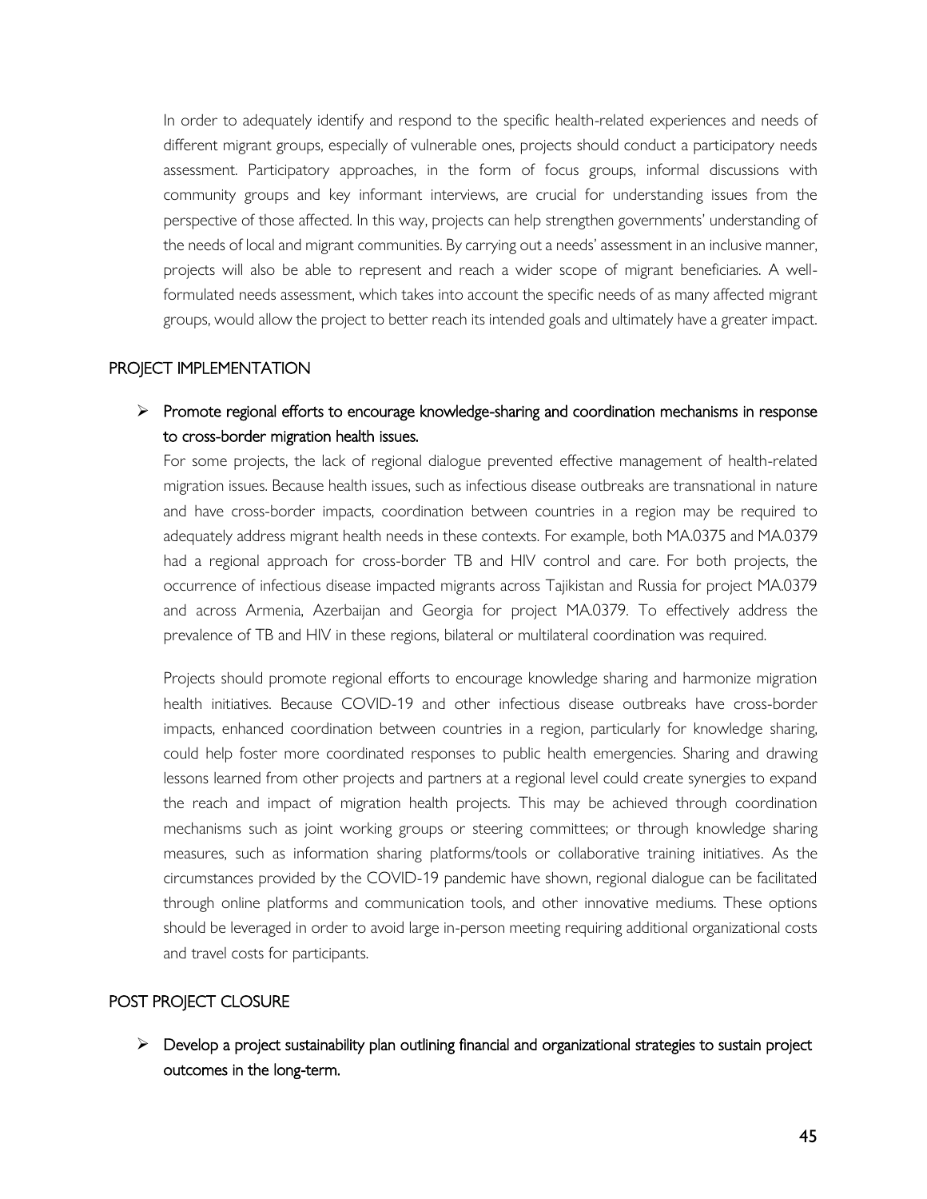In order to adequately identify and respond to the specific health-related experiences and needs of different migrant groups, especially of vulnerable ones, projects should conduct a participatory needs assessment. Participatory approaches, in the form of focus groups, informal discussions with community groups and key informant interviews, are crucial for understanding issues from the perspective of those affected. In this way, projects can help strengthen governments' understanding of the needs of local and migrant communities. By carrying out a needs' assessment in an inclusive manner, projects will also be able to represent and reach a wider scope of migrant beneficiaries. A well-formulated needs assessment, which takes into account the specific needs of as many affected migrant groups, would allow the project to better reach its intended goals and ultimately have a greater impact.

## PROJECT IMPLEMENTATION

➢ **Promote regional efforts to encourage knowledge-sharing and coordination mechanisms in response to cross-border migration health issues.**

For some projects, the lack of regional dialogue prevented effective management of health-related migration issues. Because health issues, such as infectious disease outbreaks are transnational in nature and have cross-border impacts, coordination between countries in a region may be required to adequately address migrant health needs in these contexts. For example, both MA.0375 and MA.0379 had a regional approach for cross-border TB and HIV control and care. For both projects, the occurrence of infectious disease impacted migrants across Tajikistan and Russia for project MA.0379 and across Armenia, Azerbaijan and Georgia for project MA.0379. To effectively address the prevalence of TB and HIV in these regions, bilateral or multilateral coordination was required.

Projects should promote regional efforts to encourage knowledge sharing and harmonize migration health initiatives. Because COVID-19 and other infectious disease outbreaks have cross-border impacts, enhanced coordination between countries in a region, particularly for knowledge sharing, could help foster more coordinated responses to public health emergencies. Sharing and drawing lessons learned from other projects and partners at a regional level could create synergies to expand the reach and impact of migration health projects. This may be achieved through coordination mechanisms such as joint working groups or steering committees; or through knowledge sharing measures, such as information sharing platforms/tools or collaborative training initiatives. As the circumstances provided by the COVID-19 pandemic have shown, regional dialogue can be facilitated through online platforms and communication tools, and other innovative mediums. These options should be leveraged in order to avoid large in-person meeting requiring additional organizational costs and travel costs for participants.

## POST PROJECT CLOSURE

➢ **Develop a project sustainability plan outlining financial and organizational strategies to sustain project outcomes in the long-term.**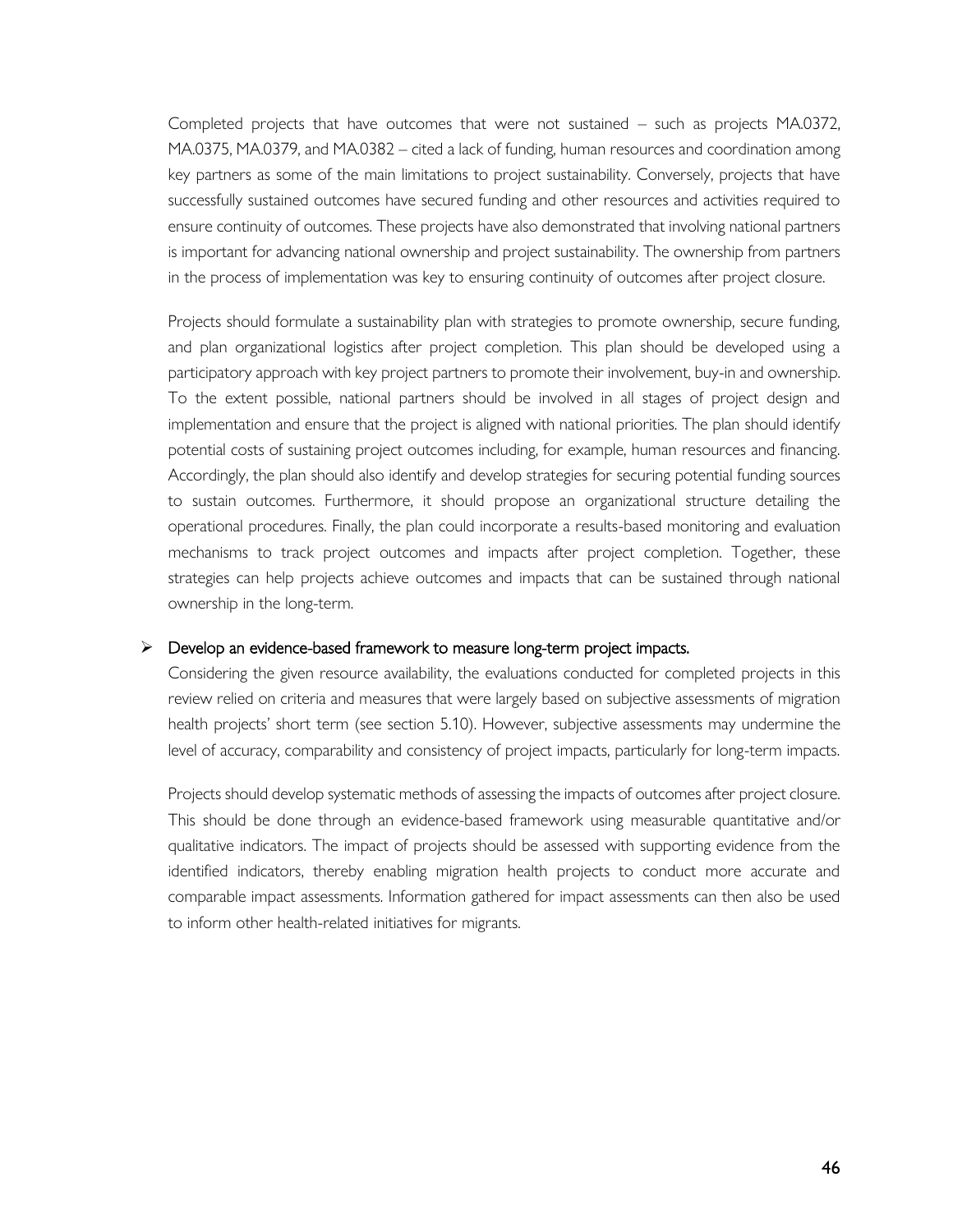Completed projects that have outcomes that were not sustained – such as projects MA.0372, MA.0375, MA.0379, and MA.0382 – cited a lack of funding, human resources and coordination among key partners as some of the main limitations to project sustainability. Conversely, projects that have successfully sustained outcomes have secured funding and other resources and activities required to ensure continuity of outcomes. These projects have also demonstrated that involving national partners is important for advancing national ownership and project sustainability. The ownership from partners in the process of implementation was key to ensuring continuity of outcomes after project closure.

Projects should formulate a sustainability plan with strategies to promote ownership, secure funding, and plan organizational logistics after project completion. This plan should be developed using a participatory approach with key project partners to promote their involvement, buy-in and ownership. To the extent possible, national partners should be involved in all stages of project design and implementation and ensure that the project is aligned with national priorities. The plan should identify potential costs of sustaining project outcomes including, for example, human resources and financing. Accordingly, the plan should also identify and develop strategies for securing potential funding sources to sustain outcomes. Furthermore, it should propose an organizational structure detailing the operational procedures. Finally, the plan could incorporate a results-based monitoring and evaluation mechanisms to track project outcomes and impacts after project completion. Together, these strategies can help projects achieve outcomes and impacts that can be sustained through national ownership in the long-term.

- Develop an evidence-based framework to measure long-term project impacts.

  Considering the given resource availability, the evaluations conducted for completed projects in this review relied on criteria and measures that were largely based on subjective assessments of migration health projects' short term (see section 5.10). However, subjective assessments may undermine the level of accuracy, comparability and consistency of project impacts, particularly for long-term impacts.

  Projects should develop systematic methods of assessing the impacts of outcomes after project closure. This should be done through an evidence-based framework using measurable quantitative and/or qualitative indicators. The impact of projects should be assessed with supporting evidence from the identified indicators, thereby enabling migration health projects to conduct more accurate and comparable impact assessments. Information gathered for impact assessments can then also be used to inform other health-related initiatives for migrants.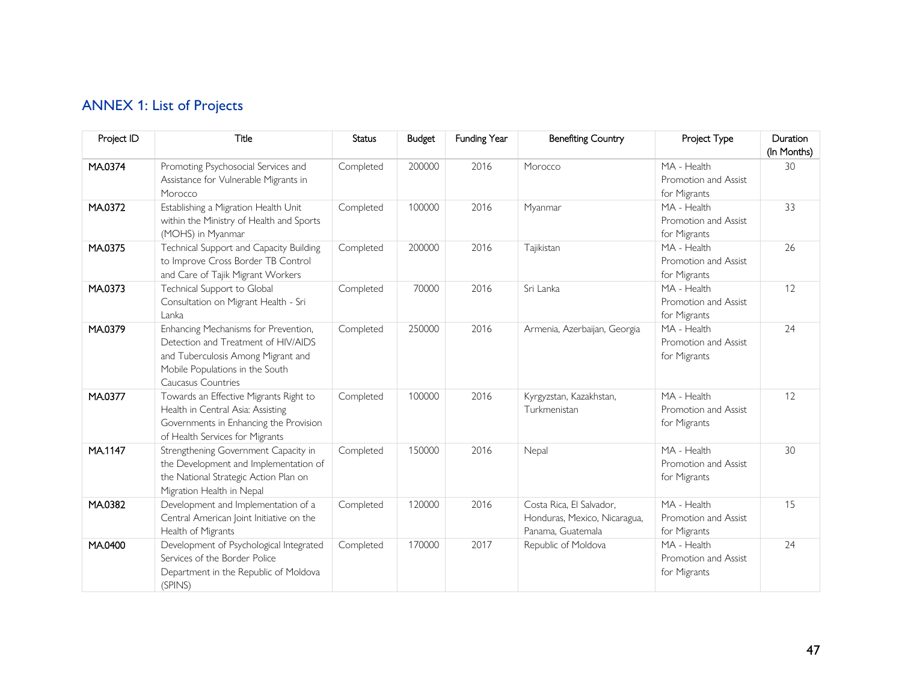## ANNEX 1: List of Projects

| Project ID | Title | Status | Budget | Funding Year | Benefiting Country | Project Type | Duration (In Months) |
|---|---|---|---|---|---|---|---|
| MA.0374 | Promoting Psychosocial Services and Assistance for Vulnerable Migrants in Morocco | Completed | 200000 | 2016 | Morocco | MA - Health Promotion and Assist for Migrants | 30 |
| MA.0372 | Establishing a Migration Health Unit within the Ministry of Health and Sports (MOHS) in Myanmar | Completed | 100000 | 2016 | Myanmar | MA - Health Promotion and Assist for Migrants | 33 |
| MA.0375 | Technical Support and Capacity Building to Improve Cross Border TB Control and Care of Tajik Migrant Workers | Completed | 200000 | 2016 | Tajikistan | MA - Health Promotion and Assist for Migrants | 26 |
| MA.0373 | Technical Support to Global Consultation on Migrant Health - Sri Lanka | Completed | 70000 | 2016 | Sri Lanka | MA - Health Promotion and Assist for Migrants | 12 |
| MA.0379 | Enhancing Mechanisms for Prevention, Detection and Treatment of HIV/AIDS and Tuberculosis Among Migrant and Mobile Populations in the South Caucasus Countries | Completed | 250000 | 2016 | Armenia, Azerbaijan, Georgia | MA - Health Promotion and Assist for Migrants | 24 |
| MA.0377 | Towards an Effective Migrants Right to Health in Central Asia: Assisting Governments in Enhancing the Provision of Health Services for Migrants | Completed | 100000 | 2016 | Kyrgyzstan, Kazakhstan, Turkmenistan | MA - Health Promotion and Assist for Migrants | 12 |
| MA.1147 | Strengthening Government Capacity in the Development and Implementation of the National Strategic Action Plan on Migration Health in Nepal | Completed | 150000 | 2016 | Nepal | MA - Health Promotion and Assist for Migrants | 30 |
| MA.0382 | Development and Implementation of a Central American Joint Initiative on the Health of Migrants | Completed | 120000 | 2016 | Costa Rica, El Salvador, Honduras, Mexico, Nicaragua, Panama, Guatemala | MA - Health Promotion and Assist for Migrants | 15 |
| MA.0400 | Development of Psychological Integrated Services of the Border Police Department in the Republic of Moldova (SPINS) | Completed | 170000 | 2017 | Republic of Moldova | MA - Health Promotion and Assist for Migrants | 24 |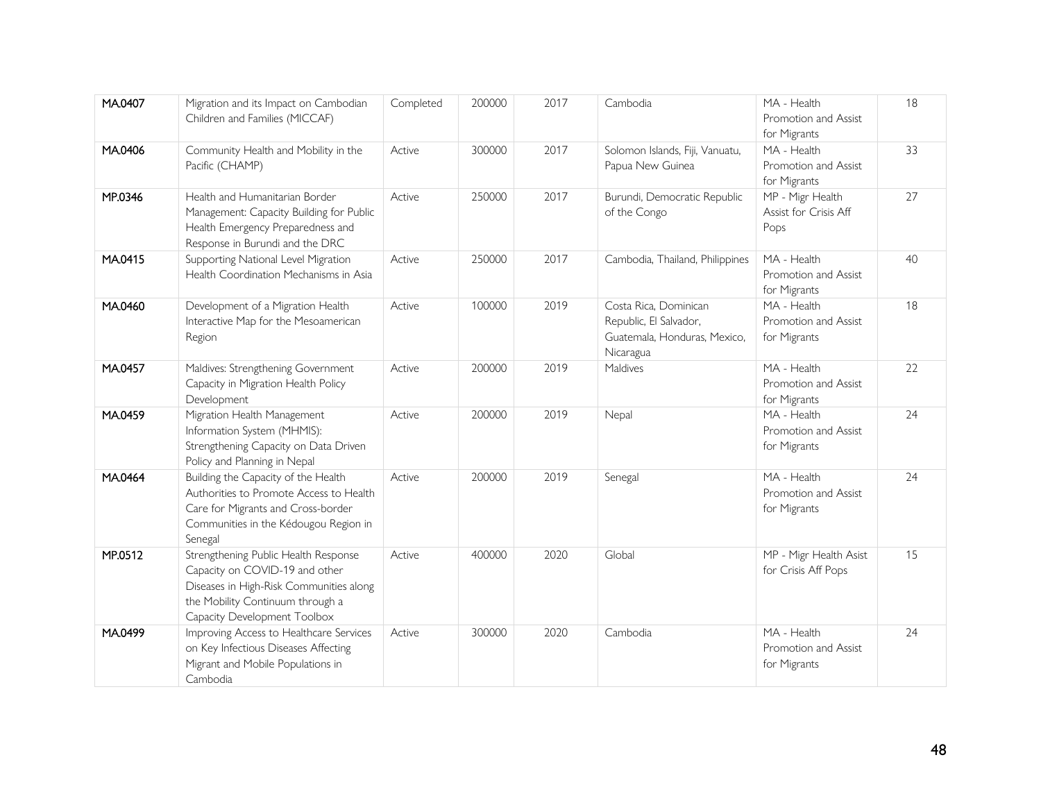| | | | | | | | |
|---|---|---|---|---|---|---|---|
| MA.0407 | Migration and its Impact on Cambodian Children and Families (MICCAF) | Completed | 200000 | 2017 | Cambodia | MA - Health Promotion and Assist for Migrants | 18 |
| MA.0406 | Community Health and Mobility in the Pacific (CHAMP) | Active | 300000 | 2017 | Solomon Islands, Fiji, Vanuatu, Papua New Guinea | MA - Health Promotion and Assist for Migrants | 33 |
| MP.0346 | Health and Humanitarian Border Management: Capacity Building for Public Health Emergency Preparedness and Response in Burundi and the DRC | Active | 250000 | 2017 | Burundi, Democratic Republic of the Congo | MP - Migr Health Assist for Crisis Aff Pops | 27 |
| MA.0415 | Supporting National Level Migration Health Coordination Mechanisms in Asia | Active | 250000 | 2017 | Cambodia, Thailand, Philippines | MA - Health Promotion and Assist for Migrants | 40 |
| MA.0460 | Development of a Migration Health Interactive Map for the Mesoamerican Region | Active | 100000 | 2019 | Costa Rica, Dominican Republic, El Salvador, Guatemala, Honduras, Mexico, Nicaragua | MA - Health Promotion and Assist for Migrants | 18 |
| MA.0457 | Maldives: Strengthening Government Capacity in Migration Health Policy Development | Active | 200000 | 2019 | Maldives | MA - Health Promotion and Assist for Migrants | 22 |
| MA.0459 | Migration Health Management Information System (MHMIS): Strengthening Capacity on Data Driven Policy and Planning in Nepal | Active | 200000 | 2019 | Nepal | MA - Health Promotion and Assist for Migrants | 24 |
| MA.0464 | Building the Capacity of the Health Authorities to Promote Access to Health Care for Migrants and Cross-border Communities in the Kédougou Region in Senegal | Active | 200000 | 2019 | Senegal | MA - Health Promotion and Assist for Migrants | 24 |
| MP.0512 | Strengthening Public Health Response Capacity on COVID-19 and other Diseases in High-Risk Communities along the Mobility Continuum through a Capacity Development Toolbox | Active | 400000 | 2020 | Global | MP - Migr Health Asist for Crisis Aff Pops | 15 |
| MA.0499 | Improving Access to Healthcare Services on Key Infectious Diseases Affecting Migrant and Mobile Populations in Cambodia | Active | 300000 | 2020 | Cambodia | MA - Health Promotion and Assist for Migrants | 24 |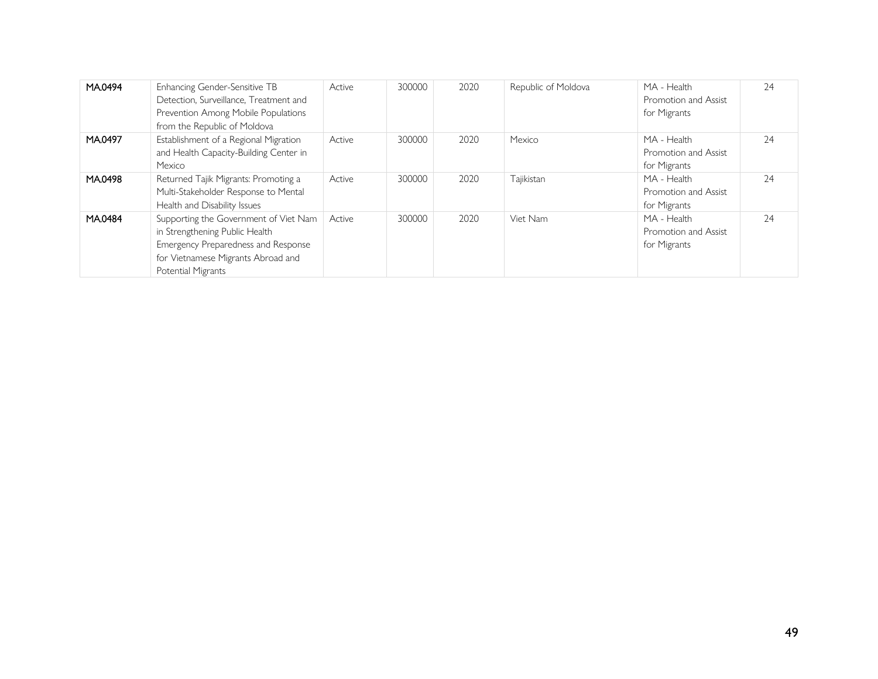| | | | | | | | |
|---|---|---|---|---|---|---|---|
| MA.0494 | Enhancing Gender-Sensitive TB Detection, Surveillance, Treatment and Prevention Among Mobile Populations from the Republic of Moldova | Active | 300000 | 2020 | Republic of Moldova | MA - Health Promotion and Assist for Migrants | 24 |
| MA.0497 | Establishment of a Regional Migration and Health Capacity-Building Center in Mexico | Active | 300000 | 2020 | Mexico | MA - Health Promotion and Assist for Migrants | 24 |
| MA.0498 | Returned Tajik Migrants: Promoting a Multi-Stakeholder Response to Mental Health and Disability Issues | Active | 300000 | 2020 | Tajikistan | MA - Health Promotion and Assist for Migrants | 24 |
| MA.0484 | Supporting the Government of Viet Nam in Strengthening Public Health Emergency Preparedness and Response for Vietnamese Migrants Abroad and Potential Migrants | Active | 300000 | 2020 | Viet Nam | MA - Health Promotion and Assist for Migrants | 24 |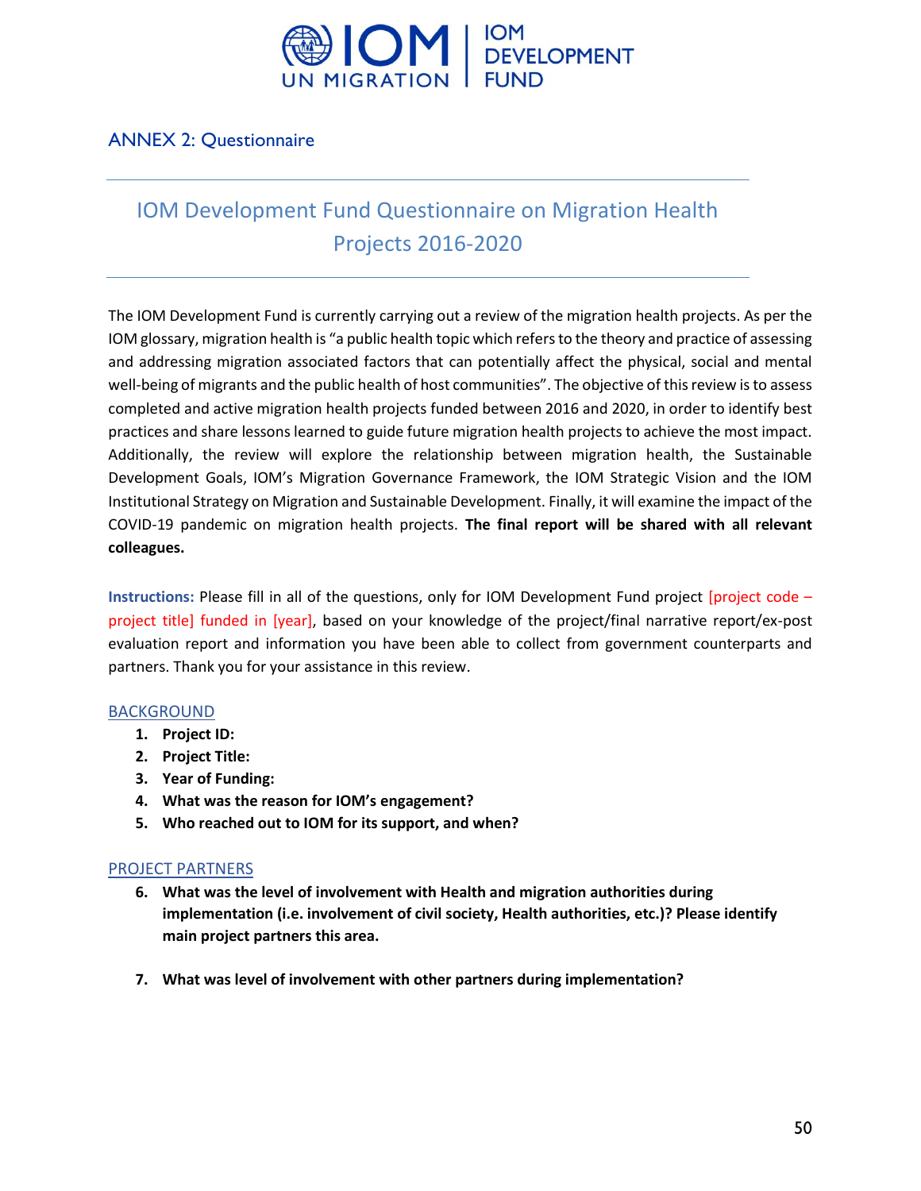## ANNEX 2: Questionnaire

# IOM Development Fund Questionnaire on Migration Health Projects 2016-2020

The IOM Development Fund is currently carrying out a review of the migration health projects. As per the IOM glossary, migration health is "a public health topic which refers to the theory and practice of assessing and addressing migration associated factors that can potentially affect the physical, social and mental well-being of migrants and the public health of host communities". The objective of this review is to assess completed and active migration health projects funded between 2016 and 2020, in order to identify best practices and share lessons learned to guide future migration health projects to achieve the most impact. Additionally, the review will explore the relationship between migration health, the Sustainable Development Goals, IOM's Migration Governance Framework, the IOM Strategic Vision and the IOM Institutional Strategy on Migration and Sustainable Development. Finally, it will examine the impact of the COVID-19 pandemic on migration health projects. **The final report will be shared with all relevant colleagues.**

**Instructions:** Please fill in all of the questions, only for IOM Development Fund project [project code – project title] funded in [year], based on your knowledge of the project/final narrative report/ex-post evaluation report and information you have been able to collect from government counterparts and partners. Thank you for your assistance in this review.

### BACKGROUND

1. **Project ID:**
2. **Project Title:**
3. **Year of Funding:**
4. **What was the reason for IOM's engagement?**
5. **Who reached out to IOM for its support, and when?**

### PROJECT PARTNERS

6. **What was the level of involvement with Health and migration authorities during implementation (i.e. involvement of civil society, Health authorities, etc.)? Please identify main project partners this area.**

7. **What was level of involvement with other partners during implementation?**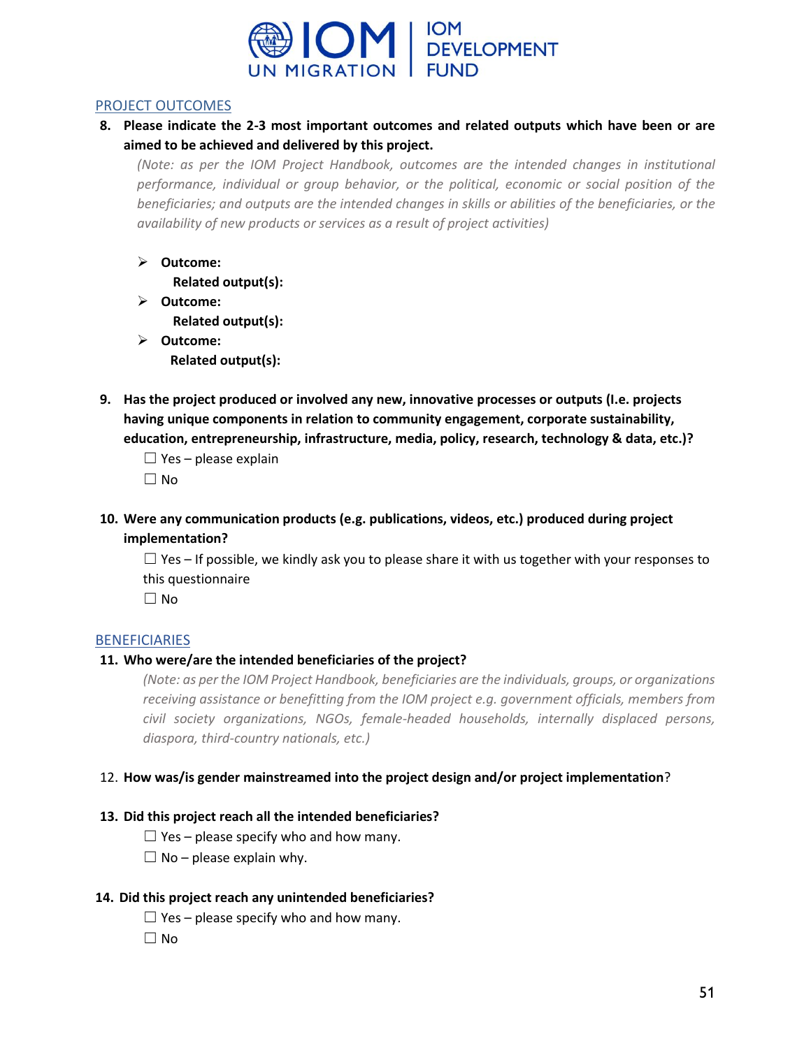## PROJECT OUTCOMES

8. **Please indicate the 2-3 most important outcomes and related outputs which have been or are aimed to be achieved and delivered by this project.**

   *(Note: as per the IOM Project Handbook, outcomes are the intended changes in institutional performance, individual or group behavior, or the political, economic or social position of the beneficiaries; and outputs are the intended changes in skills or abilities of the beneficiaries, or the availability of new products or services as a result of project activities)*

   - **Outcome:**
     **Related output(s):**
   - **Outcome:**
     **Related output(s):**
   - **Outcome:**
     **Related output(s):**

9. **Has the project produced or involved any new, innovative processes or outputs (I.e. projects having unique components in relation to community engagement, corporate sustainability, education, entrepreneurship, infrastructure, media, policy, research, technology & data, etc.)?**

   ☐ Yes – please explain
   ☐ No

10. **Were any communication products (e.g. publications, videos, etc.) produced during project implementation?**

    ☐ Yes – If possible, we kindly ask you to please share it with us together with your responses to this questionnaire
    ☐ No

## BENEFICIARIES

11. **Who were/are the intended beneficiaries of the project?**

    *(Note: as per the IOM Project Handbook, beneficiaries are the individuals, groups, or organizations receiving assistance or benefitting from the IOM project e.g. government officials, members from civil society organizations, NGOs, female-headed households, internally displaced persons, diaspora, third-country nationals, etc.)*

12. **How was/is gender mainstreamed into the project design and/or project implementation**?

13. **Did this project reach all the intended beneficiaries?**

    ☐ Yes – please specify who and how many.
    ☐ No – please explain why.

14. **Did this project reach any unintended beneficiaries?**

    ☐ Yes – please specify who and how many.
    ☐ No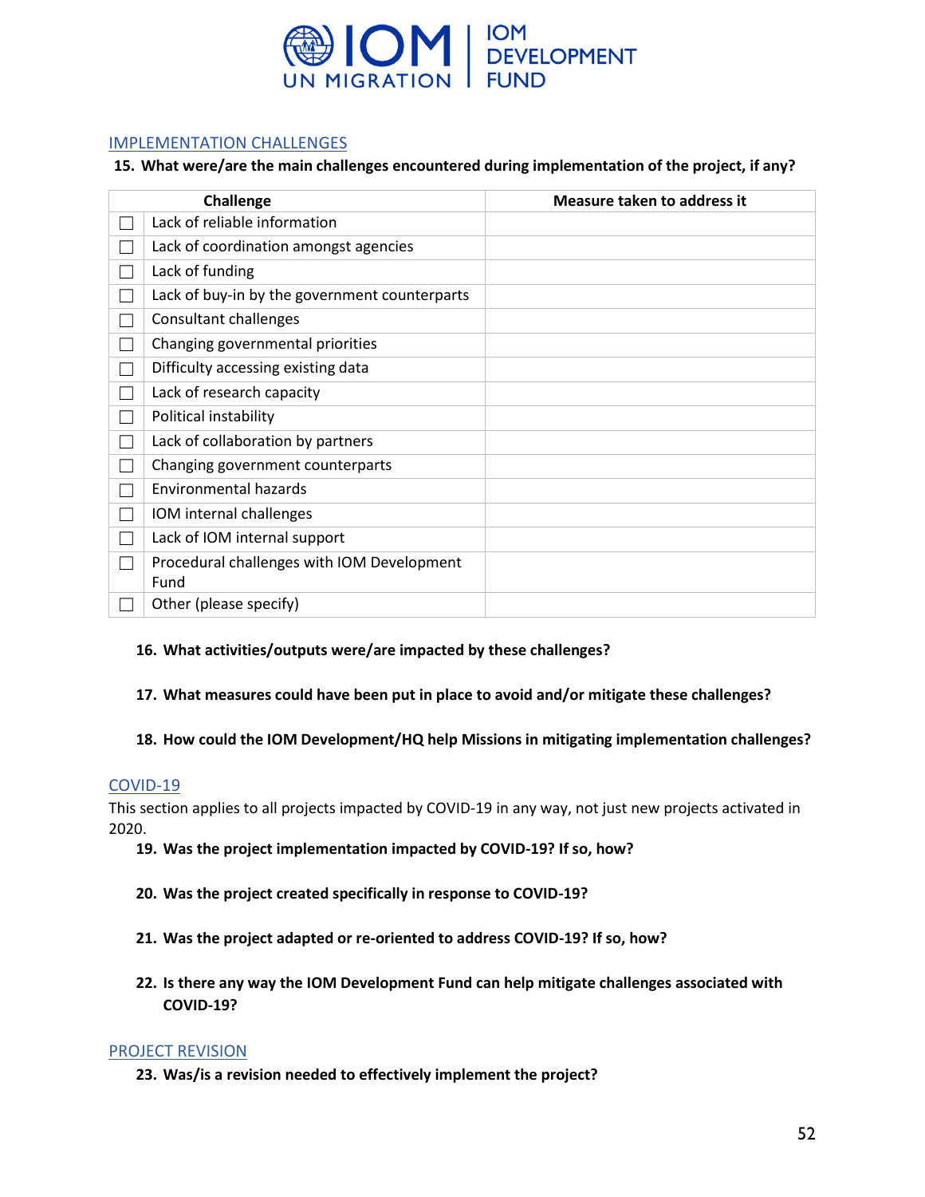## IMPLEMENTATION CHALLENGES

**15. What were/are the main challenges encountered during implementation of the project, if any?**

| | Challenge | Measure taken to address it |
|---|---|---|
| ☐ | Lack of reliable information | |
| ☐ | Lack of coordination amongst agencies | |
| ☐ | Lack of funding | |
| ☐ | Lack of buy-in by the government counterparts | |
| ☐ | Consultant challenges | |
| ☐ | Changing governmental priorities | |
| ☐ | Difficulty accessing existing data | |
| ☐ | Lack of research capacity | |
| ☐ | Political instability | |
| ☐ | Lack of collaboration by partners | |
| ☐ | Changing government counterparts | |
| ☐ | Environmental hazards | |
| ☐ | IOM internal challenges | |
| ☐ | Lack of IOM internal support | |
| ☐ | Procedural challenges with IOM Development Fund | |
| ☐ | Other (please specify) | |

**16. What activities/outputs were/are impacted by these challenges?**

**17. What measures could have been put in place to avoid and/or mitigate these challenges?**

**18. How could the IOM Development/HQ help Missions in mitigating implementation challenges?**

## COVID-19

This section applies to all projects impacted by COVID-19 in any way, not just new projects activated in 2020.

**19. Was the project implementation impacted by COVID-19? If so, how?**

**20. Was the project created specifically in response to COVID-19?**

**21. Was the project adapted or re-oriented to address COVID-19? If so, how?**

**22. Is there any way the IOM Development Fund can help mitigate challenges associated with COVID-19?**

## PROJECT REVISION

**23. Was/is a revision needed to effectively implement the project?**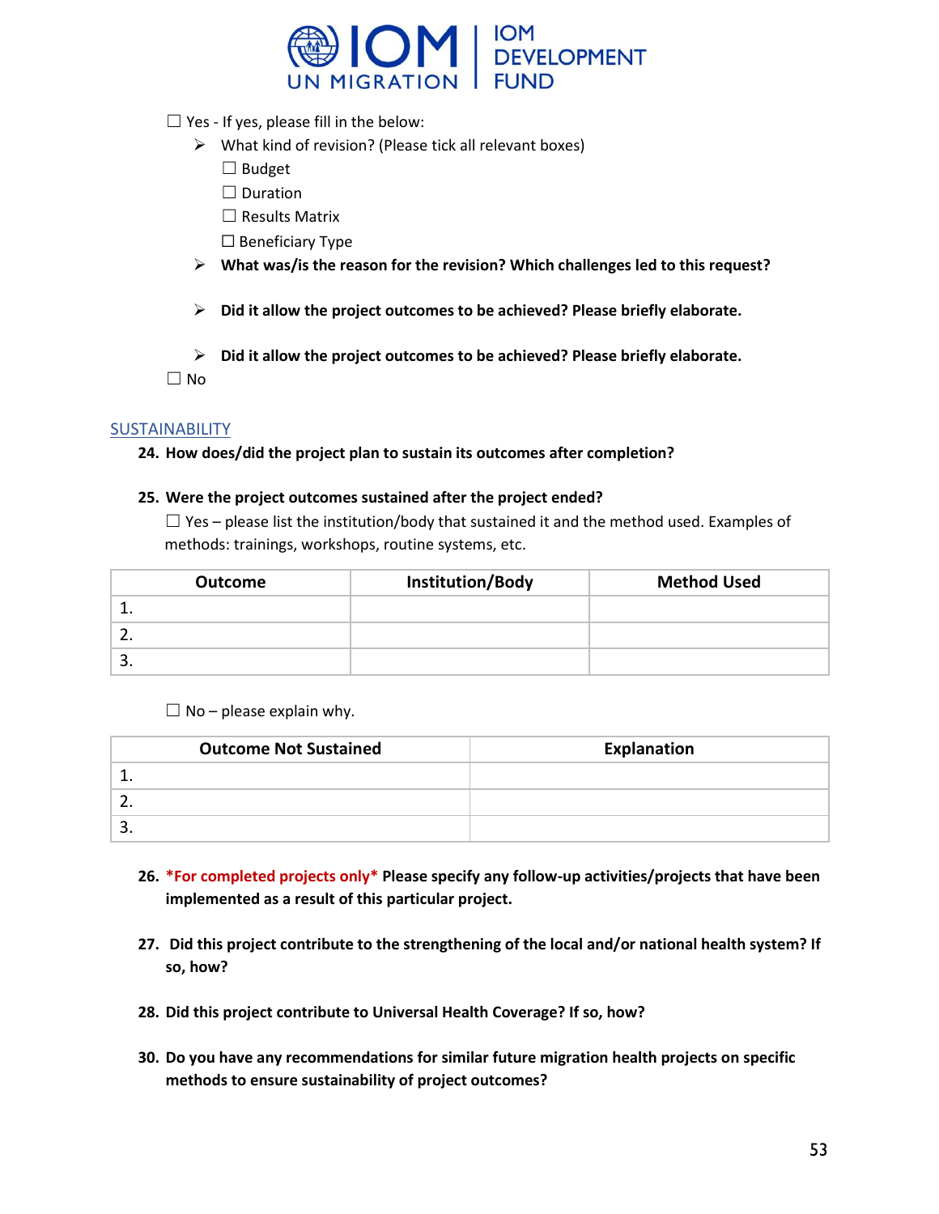☐ Yes - If yes, please fill in the below:

- What kind of revision? (Please tick all relevant boxes)
  - ☐ Budget
  - ☐ Duration
  - ☐ Results Matrix
  - ☐ Beneficiary Type
- **What was/is the reason for the revision? Which challenges led to this request?**
- **Did it allow the project outcomes to be achieved? Please briefly elaborate.**
- **Did it allow the project outcomes to be achieved? Please briefly elaborate.**

☐ No

## SUSTAINABILITY

**24. How does/did the project plan to sustain its outcomes after completion?**

**25. Were the project outcomes sustained after the project ended?**

☐ Yes – please list the institution/body that sustained it and the method used. Examples of methods: trainings, workshops, routine systems, etc.

| Outcome | Institution/Body | Method Used |
|---|---|---|
| 1. | | |
| 2. | | |
| 3. | | |

☐ No – please explain why.

| Outcome Not Sustained | Explanation |
|---|---|
| 1. | |
| 2. | |
| 3. | |

**26. \*For completed projects only\* Please specify any follow-up activities/projects that have been implemented as a result of this particular project.**

**27. Did this project contribute to the strengthening of the local and/or national health system? If so, how?**

**28. Did this project contribute to Universal Health Coverage? If so, how?**

**30. Do you have any recommendations for similar future migration health projects on specific methods to ensure sustainability of project outcomes?**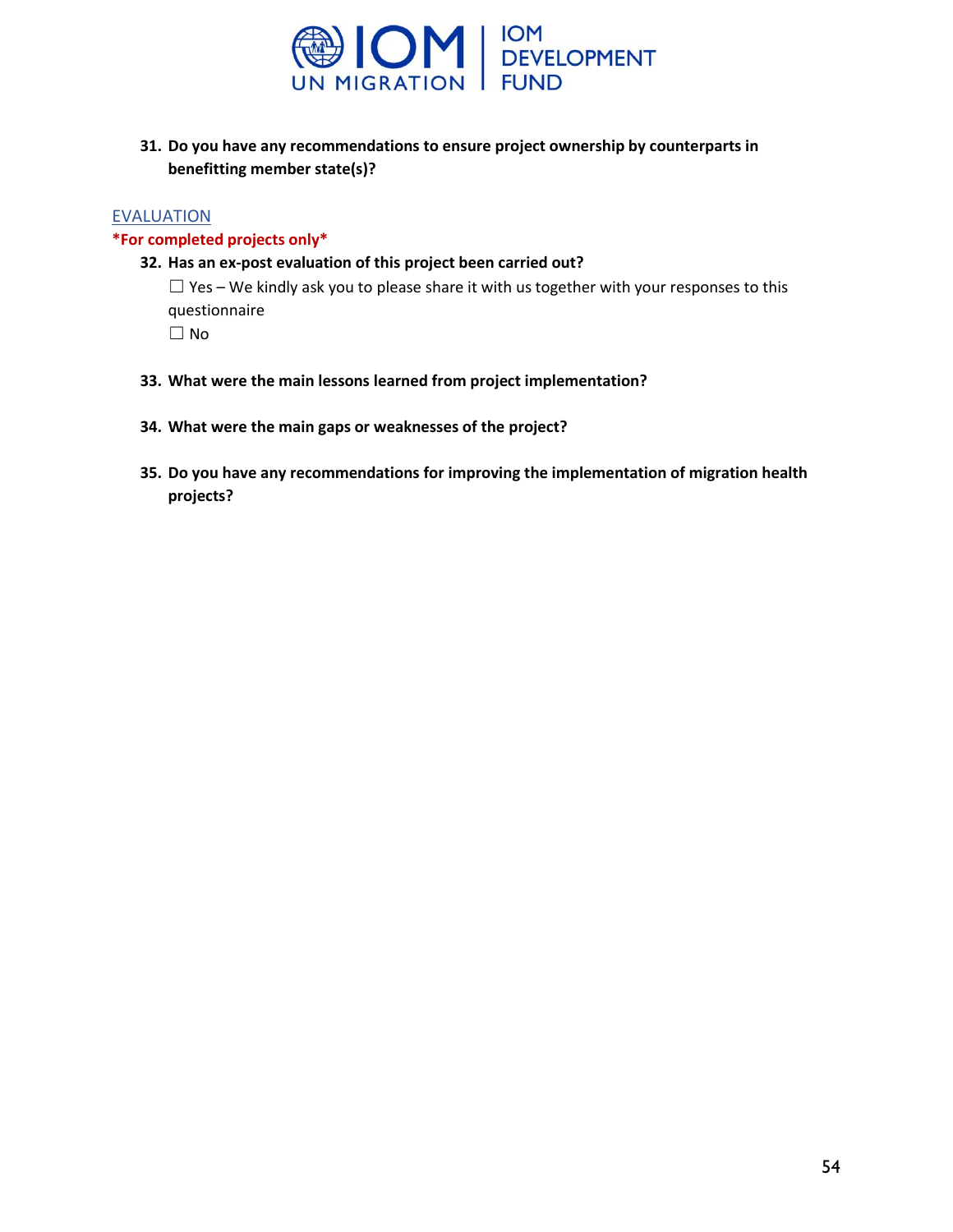**31. Do you have any recommendations to ensure project ownership by counterparts in benefitting member state(s)?**

## EVALUATION

***For completed projects only***

**32. Has an ex-post evaluation of this project been carried out?**

☐ Yes – We kindly ask you to please share it with us together with your responses to this questionnaire

☐ No

**33. What were the main lessons learned from project implementation?**

**34. What were the main gaps or weaknesses of the project?**

**35. Do you have any recommendations for improving the implementation of migration health projects?**